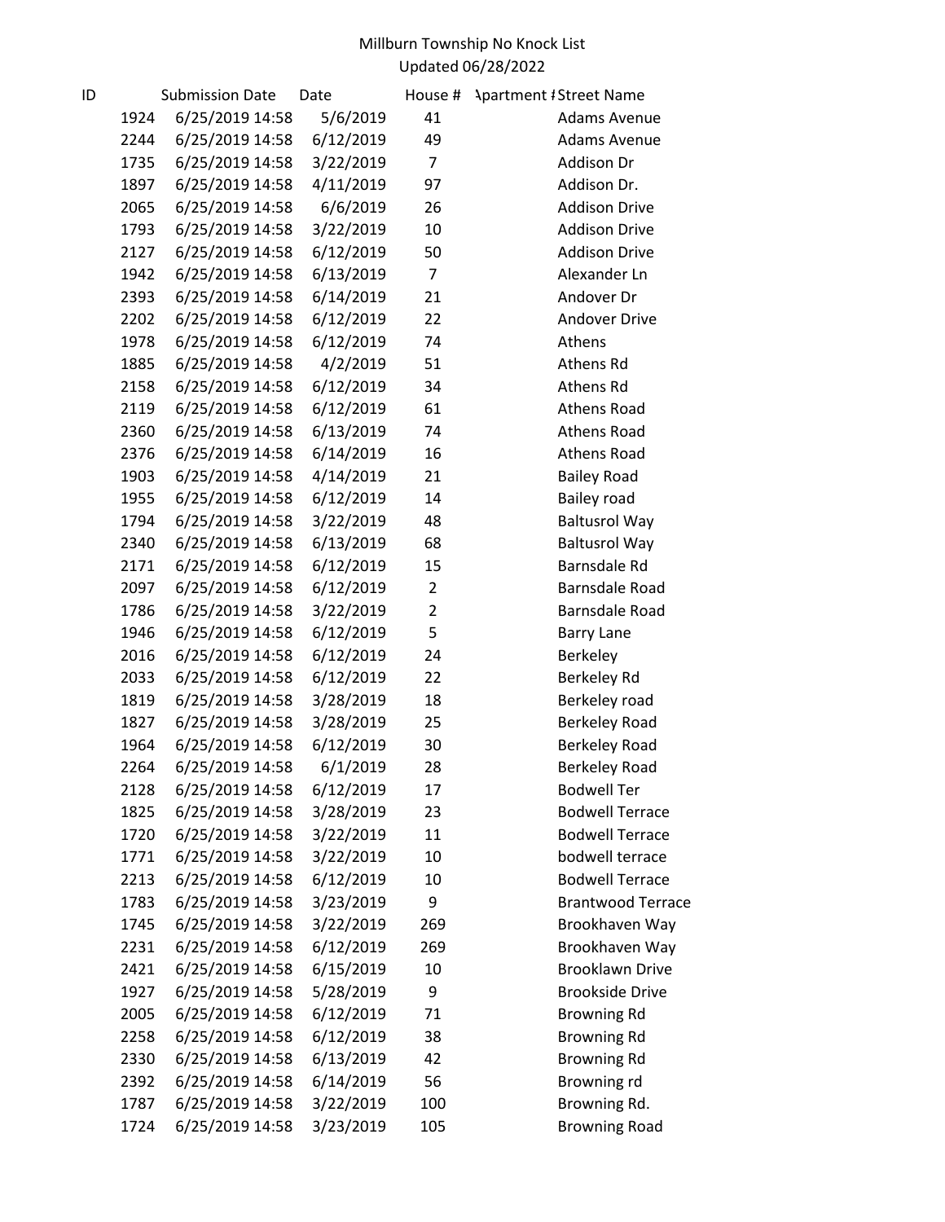# Millburn Township No Knock List

Updated 06/28/2022

| ID | Submission Date | Date | House # | Apartment # | Street Name |
|---|---|---|---|---|---|
| 1924 | 6/25/2019 14:58 | 5/6/2019 | 41 | | Adams Avenue |
| 2244 | 6/25/2019 14:58 | 6/12/2019 | 49 | | Adams Avenue |
| 1735 | 6/25/2019 14:58 | 3/22/2019 | 7 | | Addison Dr |
| 1897 | 6/25/2019 14:58 | 4/11/2019 | 97 | | Addison Dr. |
| 2065 | 6/25/2019 14:58 | 6/6/2019 | 26 | | Addison Drive |
| 1793 | 6/25/2019 14:58 | 3/22/2019 | 10 | | Addison Drive |
| 2127 | 6/25/2019 14:58 | 6/12/2019 | 50 | | Addison Drive |
| 1942 | 6/25/2019 14:58 | 6/13/2019 | 7 | | Alexander Ln |
| 2393 | 6/25/2019 14:58 | 6/14/2019 | 21 | | Andover Dr |
| 2202 | 6/25/2019 14:58 | 6/12/2019 | 22 | | Andover Drive |
| 1978 | 6/25/2019 14:58 | 6/12/2019 | 74 | | Athens |
| 1885 | 6/25/2019 14:58 | 4/2/2019 | 51 | | Athens Rd |
| 2158 | 6/25/2019 14:58 | 6/12/2019 | 34 | | Athens Rd |
| 2119 | 6/25/2019 14:58 | 6/12/2019 | 61 | | Athens Road |
| 2360 | 6/25/2019 14:58 | 6/13/2019 | 74 | | Athens Road |
| 2376 | 6/25/2019 14:58 | 6/14/2019 | 16 | | Athens Road |
| 1903 | 6/25/2019 14:58 | 4/14/2019 | 21 | | Bailey Road |
| 1955 | 6/25/2019 14:58 | 6/12/2019 | 14 | | Bailey road |
| 1794 | 6/25/2019 14:58 | 3/22/2019 | 48 | | Baltusrol Way |
| 2340 | 6/25/2019 14:58 | 6/13/2019 | 68 | | Baltusrol Way |
| 2171 | 6/25/2019 14:58 | 6/12/2019 | 15 | | Barnsdale Rd |
| 2097 | 6/25/2019 14:58 | 6/12/2019 | 2 | | Barnsdale Road |
| 1786 | 6/25/2019 14:58 | 3/22/2019 | 2 | | Barnsdale Road |
| 1946 | 6/25/2019 14:58 | 6/12/2019 | 5 | | Barry Lane |
| 2016 | 6/25/2019 14:58 | 6/12/2019 | 24 | | Berkeley |
| 2033 | 6/25/2019 14:58 | 6/12/2019 | 22 | | Berkeley Rd |
| 1819 | 6/25/2019 14:58 | 3/28/2019 | 18 | | Berkeley road |
| 1827 | 6/25/2019 14:58 | 3/28/2019 | 25 | | Berkeley Road |
| 1964 | 6/25/2019 14:58 | 6/12/2019 | 30 | | Berkeley Road |
| 2264 | 6/25/2019 14:58 | 6/1/2019 | 28 | | Berkeley Road |
| 2128 | 6/25/2019 14:58 | 6/12/2019 | 17 | | Bodwell Ter |
| 1825 | 6/25/2019 14:58 | 3/28/2019 | 23 | | Bodwell Terrace |
| 1720 | 6/25/2019 14:58 | 3/22/2019 | 11 | | Bodwell Terrace |
| 1771 | 6/25/2019 14:58 | 3/22/2019 | 10 | | bodwell terrace |
| 2213 | 6/25/2019 14:58 | 6/12/2019 | 10 | | Bodwell Terrace |
| 1783 | 6/25/2019 14:58 | 3/23/2019 | 9 | | Brantwood Terrace |
| 1745 | 6/25/2019 14:58 | 3/22/2019 | 269 | | Brookhaven Way |
| 2231 | 6/25/2019 14:58 | 6/12/2019 | 269 | | Brookhaven Way |
| 2421 | 6/25/2019 14:58 | 6/15/2019 | 10 | | Brooklawn Drive |
| 1927 | 6/25/2019 14:58 | 5/28/2019 | 9 | | Brookside Drive |
| 2005 | 6/25/2019 14:58 | 6/12/2019 | 71 | | Browning Rd |
| 2258 | 6/25/2019 14:58 | 6/12/2019 | 38 | | Browning Rd |
| 2330 | 6/25/2019 14:58 | 6/13/2019 | 42 | | Browning Rd |
| 2392 | 6/25/2019 14:58 | 6/14/2019 | 56 | | Browning rd |
| 1787 | 6/25/2019 14:58 | 3/22/2019 | 100 | | Browning Rd. |
| 1724 | 6/25/2019 14:58 | 3/23/2019 | 105 | | Browning Road |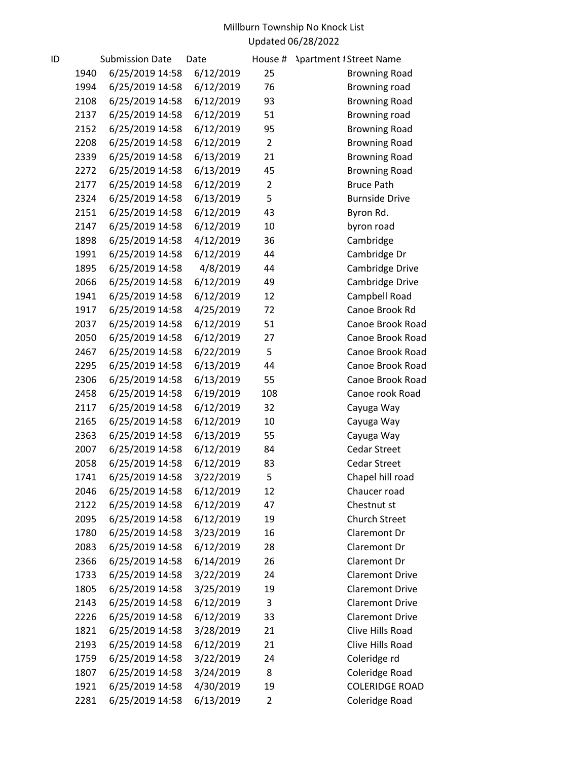Millburn Township No Knock List
Updated 06/28/2022

| ID | Submission Date | Date | House # | Apartment # | Street Name |
|---|---|---|---|---|---|
| 1940 | 6/25/2019 14:58 | 6/12/2019 | 25 | | Browning Road |
| 1994 | 6/25/2019 14:58 | 6/12/2019 | 76 | | Browning road |
| 2108 | 6/25/2019 14:58 | 6/12/2019 | 93 | | Browning Road |
| 2137 | 6/25/2019 14:58 | 6/12/2019 | 51 | | Browning road |
| 2152 | 6/25/2019 14:58 | 6/12/2019 | 95 | | Browning Road |
| 2208 | 6/25/2019 14:58 | 6/12/2019 | 2 | | Browning Road |
| 2339 | 6/25/2019 14:58 | 6/13/2019 | 21 | | Browning Road |
| 2272 | 6/25/2019 14:58 | 6/13/2019 | 45 | | Browning Road |
| 2177 | 6/25/2019 14:58 | 6/12/2019 | 2 | | Bruce Path |
| 2324 | 6/25/2019 14:58 | 6/13/2019 | 5 | | Burnside Drive |
| 2151 | 6/25/2019 14:58 | 6/12/2019 | 43 | | Byron Rd. |
| 2147 | 6/25/2019 14:58 | 6/12/2019 | 10 | | byron road |
| 1898 | 6/25/2019 14:58 | 4/12/2019 | 36 | | Cambridge |
| 1991 | 6/25/2019 14:58 | 6/12/2019 | 44 | | Cambridge Dr |
| 1895 | 6/25/2019 14:58 | 4/8/2019 | 44 | | Cambridge Drive |
| 2066 | 6/25/2019 14:58 | 6/12/2019 | 49 | | Cambridge Drive |
| 1941 | 6/25/2019 14:58 | 6/12/2019 | 12 | | Campbell Road |
| 1917 | 6/25/2019 14:58 | 4/25/2019 | 72 | | Canoe Brook Rd |
| 2037 | 6/25/2019 14:58 | 6/12/2019 | 51 | | Canoe Brook Road |
| 2050 | 6/25/2019 14:58 | 6/12/2019 | 27 | | Canoe Brook Road |
| 2467 | 6/25/2019 14:58 | 6/22/2019 | 5 | | Canoe Brook Road |
| 2295 | 6/25/2019 14:58 | 6/13/2019 | 44 | | Canoe Brook Road |
| 2306 | 6/25/2019 14:58 | 6/13/2019 | 55 | | Canoe Brook Road |
| 2458 | 6/25/2019 14:58 | 6/19/2019 | 108 | | Canoe rook Road |
| 2117 | 6/25/2019 14:58 | 6/12/2019 | 32 | | Cayuga Way |
| 2165 | 6/25/2019 14:58 | 6/12/2019 | 10 | | Cayuga Way |
| 2363 | 6/25/2019 14:58 | 6/13/2019 | 55 | | Cayuga Way |
| 2007 | 6/25/2019 14:58 | 6/12/2019 | 84 | | Cedar Street |
| 2058 | 6/25/2019 14:58 | 6/12/2019 | 83 | | Cedar Street |
| 1741 | 6/25/2019 14:58 | 3/22/2019 | 5 | | Chapel hill road |
| 2046 | 6/25/2019 14:58 | 6/12/2019 | 12 | | Chaucer road |
| 2122 | 6/25/2019 14:58 | 6/12/2019 | 47 | | Chestnut st |
| 2095 | 6/25/2019 14:58 | 6/12/2019 | 19 | | Church Street |
| 1780 | 6/25/2019 14:58 | 3/23/2019 | 16 | | Claremont Dr |
| 2083 | 6/25/2019 14:58 | 6/12/2019 | 28 | | Claremont Dr |
| 2366 | 6/25/2019 14:58 | 6/14/2019 | 26 | | Claremont Dr |
| 1733 | 6/25/2019 14:58 | 3/22/2019 | 24 | | Claremont Drive |
| 1805 | 6/25/2019 14:58 | 3/25/2019 | 19 | | Claremont Drive |
| 2143 | 6/25/2019 14:58 | 6/12/2019 | 3 | | Claremont Drive |
| 2226 | 6/25/2019 14:58 | 6/12/2019 | 33 | | Claremont Drive |
| 1821 | 6/25/2019 14:58 | 3/28/2019 | 21 | | Clive Hills Road |
| 2193 | 6/25/2019 14:58 | 6/12/2019 | 21 | | Clive Hills Road |
| 1759 | 6/25/2019 14:58 | 3/22/2019 | 24 | | Coleridge rd |
| 1807 | 6/25/2019 14:58 | 3/24/2019 | 8 | | Coleridge Road |
| 1921 | 6/25/2019 14:58 | 4/30/2019 | 19 | | COLERIDGE ROAD |
| 2281 | 6/25/2019 14:58 | 6/13/2019 | 2 | | Coleridge Road |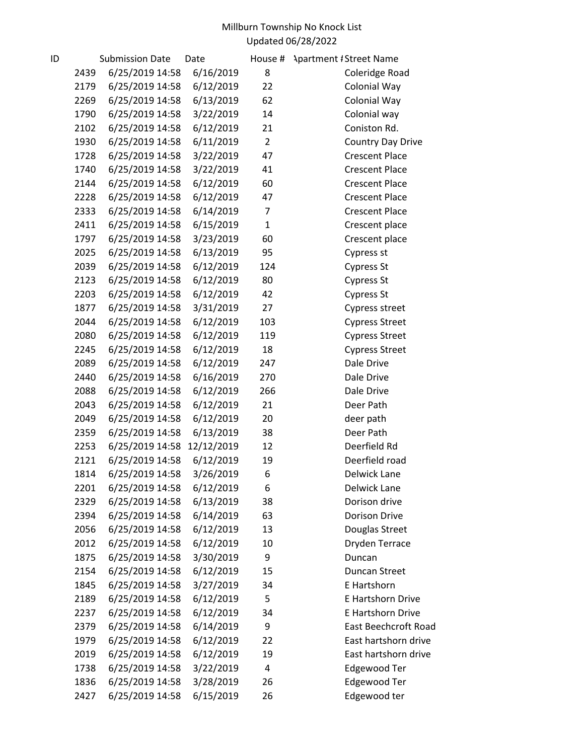Millburn Township No Knock List
Updated 06/28/2022

| ID | Submission Date | Date | House # | Apartment # | Street Name |
|---|---|---|---|---|---|
| 2439 | 6/25/2019 14:58 | 6/16/2019 | 8 | | Coleridge Road |
| 2179 | 6/25/2019 14:58 | 6/12/2019 | 22 | | Colonial Way |
| 2269 | 6/25/2019 14:58 | 6/13/2019 | 62 | | Colonial Way |
| 1790 | 6/25/2019 14:58 | 3/22/2019 | 14 | | Colonial way |
| 2102 | 6/25/2019 14:58 | 6/12/2019 | 21 | | Coniston Rd. |
| 1930 | 6/25/2019 14:58 | 6/11/2019 | 2 | | Country Day Drive |
| 1728 | 6/25/2019 14:58 | 3/22/2019 | 47 | | Crescent Place |
| 1740 | 6/25/2019 14:58 | 3/22/2019 | 41 | | Crescent Place |
| 2144 | 6/25/2019 14:58 | 6/12/2019 | 60 | | Crescent Place |
| 2228 | 6/25/2019 14:58 | 6/12/2019 | 47 | | Crescent Place |
| 2333 | 6/25/2019 14:58 | 6/14/2019 | 7 | | Crescent Place |
| 2411 | 6/25/2019 14:58 | 6/15/2019 | 1 | | Crescent place |
| 1797 | 6/25/2019 14:58 | 3/23/2019 | 60 | | Crescent place |
| 2025 | 6/25/2019 14:58 | 6/13/2019 | 95 | | Cypress st |
| 2039 | 6/25/2019 14:58 | 6/12/2019 | 124 | | Cypress St |
| 2123 | 6/25/2019 14:58 | 6/12/2019 | 80 | | Cypress St |
| 2203 | 6/25/2019 14:58 | 6/12/2019 | 42 | | Cypress St |
| 1877 | 6/25/2019 14:58 | 3/31/2019 | 27 | | Cypress street |
| 2044 | 6/25/2019 14:58 | 6/12/2019 | 103 | | Cypress Street |
| 2080 | 6/25/2019 14:58 | 6/12/2019 | 119 | | Cypress Street |
| 2245 | 6/25/2019 14:58 | 6/12/2019 | 18 | | Cypress Street |
| 2089 | 6/25/2019 14:58 | 6/12/2019 | 247 | | Dale Drive |
| 2440 | 6/25/2019 14:58 | 6/16/2019 | 270 | | Dale Drive |
| 2088 | 6/25/2019 14:58 | 6/12/2019 | 266 | | Dale Drive |
| 2043 | 6/25/2019 14:58 | 6/12/2019 | 21 | | Deer Path |
| 2049 | 6/25/2019 14:58 | 6/12/2019 | 20 | | deer path |
| 2359 | 6/25/2019 14:58 | 6/13/2019 | 38 | | Deer Path |
| 2253 | 6/25/2019 14:58 | 12/12/2019 | 12 | | Deerfield Rd |
| 2121 | 6/25/2019 14:58 | 6/12/2019 | 19 | | Deerfield road |
| 1814 | 6/25/2019 14:58 | 3/26/2019 | 6 | | Delwick Lane |
| 2201 | 6/25/2019 14:58 | 6/12/2019 | 6 | | Delwick Lane |
| 2329 | 6/25/2019 14:58 | 6/13/2019 | 38 | | Dorison drive |
| 2394 | 6/25/2019 14:58 | 6/14/2019 | 63 | | Dorison Drive |
| 2056 | 6/25/2019 14:58 | 6/12/2019 | 13 | | Douglas Street |
| 2012 | 6/25/2019 14:58 | 6/12/2019 | 10 | | Dryden Terrace |
| 1875 | 6/25/2019 14:58 | 3/30/2019 | 9 | | Duncan |
| 2154 | 6/25/2019 14:58 | 6/12/2019 | 15 | | Duncan Street |
| 1845 | 6/25/2019 14:58 | 3/27/2019 | 34 | | E Hartshorn |
| 2189 | 6/25/2019 14:58 | 6/12/2019 | 5 | | E Hartshorn Drive |
| 2237 | 6/25/2019 14:58 | 6/12/2019 | 34 | | E Hartshorn Drive |
| 2379 | 6/25/2019 14:58 | 6/14/2019 | 9 | | East Beechcroft Road |
| 1979 | 6/25/2019 14:58 | 6/12/2019 | 22 | | East hartshorn drive |
| 2019 | 6/25/2019 14:58 | 6/12/2019 | 19 | | East hartshorn drive |
| 1738 | 6/25/2019 14:58 | 3/22/2019 | 4 | | Edgewood Ter |
| 1836 | 6/25/2019 14:58 | 3/28/2019 | 26 | | Edgewood Ter |
| 2427 | 6/25/2019 14:58 | 6/15/2019 | 26 | | Edgewood ter |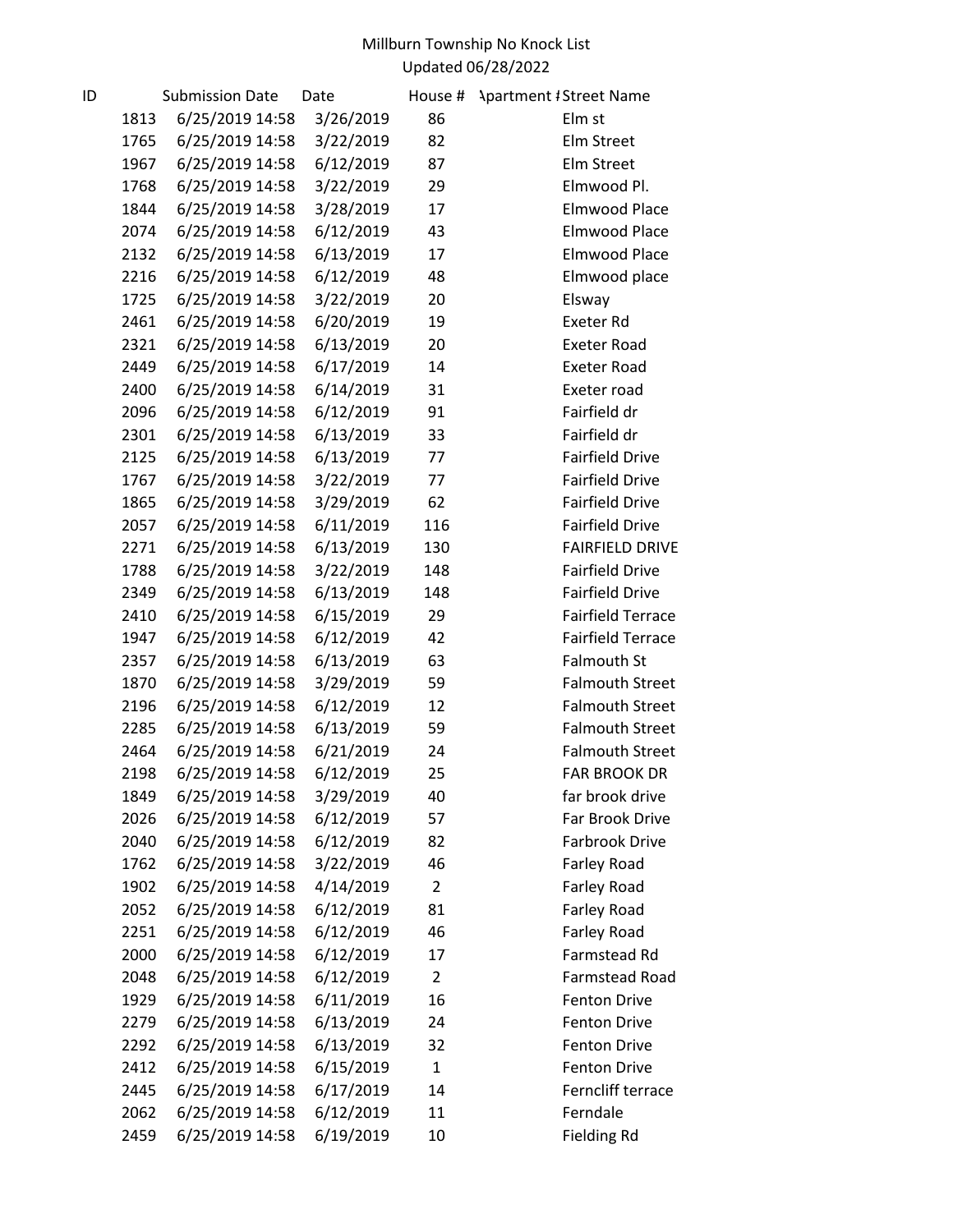Millburn Township No Knock List
Updated 06/28/2022

| ID | Submission Date | Date | House # | Apartment # | Street Name |
|---|---|---|---|---|---|
| 1813 | 6/25/2019 14:58 | 3/26/2019 | 86 | | Elm st |
| 1765 | 6/25/2019 14:58 | 3/22/2019 | 82 | | Elm Street |
| 1967 | 6/25/2019 14:58 | 6/12/2019 | 87 | | Elm Street |
| 1768 | 6/25/2019 14:58 | 3/22/2019 | 29 | | Elmwood Pl. |
| 1844 | 6/25/2019 14:58 | 3/28/2019 | 17 | | Elmwood Place |
| 2074 | 6/25/2019 14:58 | 6/12/2019 | 43 | | Elmwood Place |
| 2132 | 6/25/2019 14:58 | 6/13/2019 | 17 | | Elmwood Place |
| 2216 | 6/25/2019 14:58 | 6/12/2019 | 48 | | Elmwood place |
| 1725 | 6/25/2019 14:58 | 3/22/2019 | 20 | | Elsway |
| 2461 | 6/25/2019 14:58 | 6/20/2019 | 19 | | Exeter Rd |
| 2321 | 6/25/2019 14:58 | 6/13/2019 | 20 | | Exeter Road |
| 2449 | 6/25/2019 14:58 | 6/17/2019 | 14 | | Exeter Road |
| 2400 | 6/25/2019 14:58 | 6/14/2019 | 31 | | Exeter road |
| 2096 | 6/25/2019 14:58 | 6/12/2019 | 91 | | Fairfield dr |
| 2301 | 6/25/2019 14:58 | 6/13/2019 | 33 | | Fairfield dr |
| 2125 | 6/25/2019 14:58 | 6/13/2019 | 77 | | Fairfield Drive |
| 1767 | 6/25/2019 14:58 | 3/22/2019 | 77 | | Fairfield Drive |
| 1865 | 6/25/2019 14:58 | 3/29/2019 | 62 | | Fairfield Drive |
| 2057 | 6/25/2019 14:58 | 6/11/2019 | 116 | | Fairfield Drive |
| 2271 | 6/25/2019 14:58 | 6/13/2019 | 130 | | FAIRFIELD DRIVE |
| 1788 | 6/25/2019 14:58 | 3/22/2019 | 148 | | Fairfield Drive |
| 2349 | 6/25/2019 14:58 | 6/13/2019 | 148 | | Fairfield Drive |
| 2410 | 6/25/2019 14:58 | 6/15/2019 | 29 | | Fairfield Terrace |
| 1947 | 6/25/2019 14:58 | 6/12/2019 | 42 | | Fairfield Terrace |
| 2357 | 6/25/2019 14:58 | 6/13/2019 | 63 | | Falmouth St |
| 1870 | 6/25/2019 14:58 | 3/29/2019 | 59 | | Falmouth Street |
| 2196 | 6/25/2019 14:58 | 6/12/2019 | 12 | | Falmouth Street |
| 2285 | 6/25/2019 14:58 | 6/13/2019 | 59 | | Falmouth Street |
| 2464 | 6/25/2019 14:58 | 6/21/2019 | 24 | | Falmouth Street |
| 2198 | 6/25/2019 14:58 | 6/12/2019 | 25 | | FAR BROOK DR |
| 1849 | 6/25/2019 14:58 | 3/29/2019 | 40 | | far brook drive |
| 2026 | 6/25/2019 14:58 | 6/12/2019 | 57 | | Far Brook Drive |
| 2040 | 6/25/2019 14:58 | 6/12/2019 | 82 | | Farbrook Drive |
| 1762 | 6/25/2019 14:58 | 3/22/2019 | 46 | | Farley Road |
| 1902 | 6/25/2019 14:58 | 4/14/2019 | 2 | | Farley Road |
| 2052 | 6/25/2019 14:58 | 6/12/2019 | 81 | | Farley Road |
| 2251 | 6/25/2019 14:58 | 6/12/2019 | 46 | | Farley Road |
| 2000 | 6/25/2019 14:58 | 6/12/2019 | 17 | | Farmstead Rd |
| 2048 | 6/25/2019 14:58 | 6/12/2019 | 2 | | Farmstead Road |
| 1929 | 6/25/2019 14:58 | 6/11/2019 | 16 | | Fenton Drive |
| 2279 | 6/25/2019 14:58 | 6/13/2019 | 24 | | Fenton Drive |
| 2292 | 6/25/2019 14:58 | 6/13/2019 | 32 | | Fenton Drive |
| 2412 | 6/25/2019 14:58 | 6/15/2019 | 1 | | Fenton Drive |
| 2445 | 6/25/2019 14:58 | 6/17/2019 | 14 | | Ferncliff terrace |
| 2062 | 6/25/2019 14:58 | 6/12/2019 | 11 | | Ferndale |
| 2459 | 6/25/2019 14:58 | 6/19/2019 | 10 | | Fielding Rd |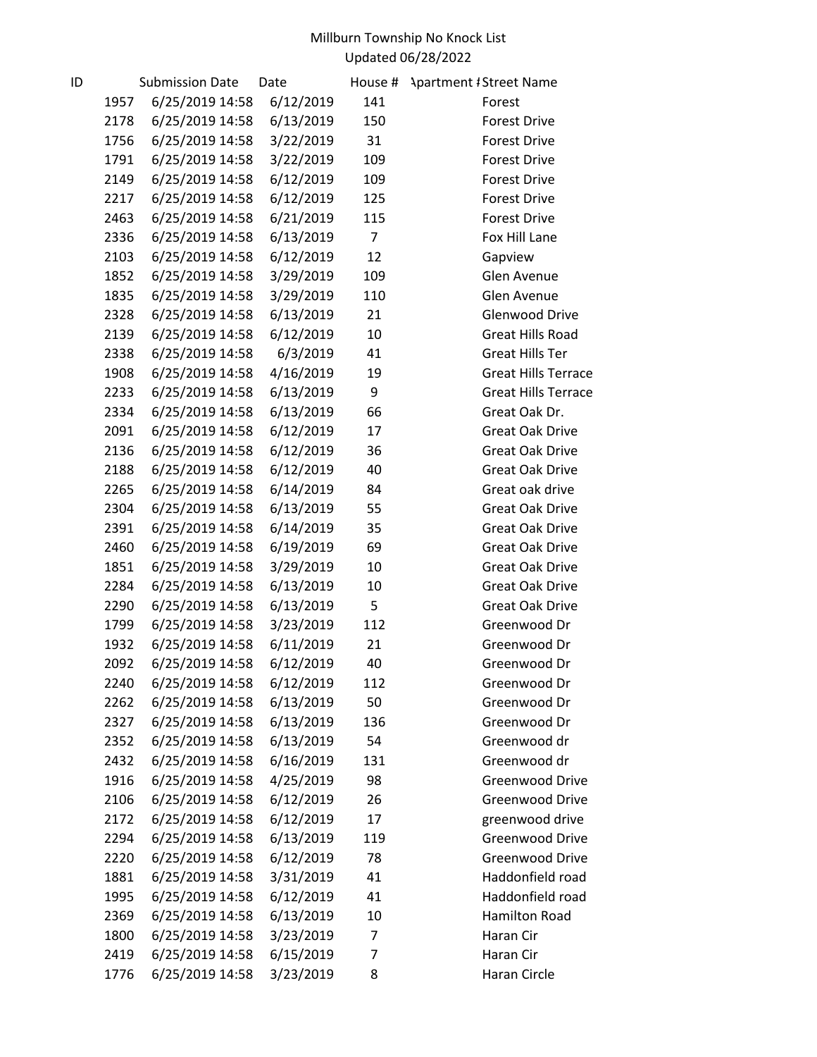Millburn Township No Knock List
Updated 06/28/2022

| ID | Submission Date | Date | House # | Apartment # | Street Name |
|---|---|---|---|---|---|
| 1957 | 6/25/2019 14:58 | 6/12/2019 | 141 | | Forest |
| 2178 | 6/25/2019 14:58 | 6/13/2019 | 150 | | Forest Drive |
| 1756 | 6/25/2019 14:58 | 3/22/2019 | 31 | | Forest Drive |
| 1791 | 6/25/2019 14:58 | 3/22/2019 | 109 | | Forest Drive |
| 2149 | 6/25/2019 14:58 | 6/12/2019 | 109 | | Forest Drive |
| 2217 | 6/25/2019 14:58 | 6/12/2019 | 125 | | Forest Drive |
| 2463 | 6/25/2019 14:58 | 6/21/2019 | 115 | | Forest Drive |
| 2336 | 6/25/2019 14:58 | 6/13/2019 | 7 | | Fox Hill Lane |
| 2103 | 6/25/2019 14:58 | 6/12/2019 | 12 | | Gapview |
| 1852 | 6/25/2019 14:58 | 3/29/2019 | 109 | | Glen Avenue |
| 1835 | 6/25/2019 14:58 | 3/29/2019 | 110 | | Glen Avenue |
| 2328 | 6/25/2019 14:58 | 6/13/2019 | 21 | | Glenwood Drive |
| 2139 | 6/25/2019 14:58 | 6/12/2019 | 10 | | Great Hills Road |
| 2338 | 6/25/2019 14:58 | 6/3/2019 | 41 | | Great Hills Ter |
| 1908 | 6/25/2019 14:58 | 4/16/2019 | 19 | | Great Hills Terrace |
| 2233 | 6/25/2019 14:58 | 6/13/2019 | 9 | | Great Hills Terrace |
| 2334 | 6/25/2019 14:58 | 6/13/2019 | 66 | | Great Oak Dr. |
| 2091 | 6/25/2019 14:58 | 6/12/2019 | 17 | | Great Oak Drive |
| 2136 | 6/25/2019 14:58 | 6/12/2019 | 36 | | Great Oak Drive |
| 2188 | 6/25/2019 14:58 | 6/12/2019 | 40 | | Great Oak Drive |
| 2265 | 6/25/2019 14:58 | 6/14/2019 | 84 | | Great oak drive |
| 2304 | 6/25/2019 14:58 | 6/13/2019 | 55 | | Great Oak Drive |
| 2391 | 6/25/2019 14:58 | 6/14/2019 | 35 | | Great Oak Drive |
| 2460 | 6/25/2019 14:58 | 6/19/2019 | 69 | | Great Oak Drive |
| 1851 | 6/25/2019 14:58 | 3/29/2019 | 10 | | Great Oak Drive |
| 2284 | 6/25/2019 14:58 | 6/13/2019 | 10 | | Great Oak Drive |
| 2290 | 6/25/2019 14:58 | 6/13/2019 | 5 | | Great Oak Drive |
| 1799 | 6/25/2019 14:58 | 3/23/2019 | 112 | | Greenwood Dr |
| 1932 | 6/25/2019 14:58 | 6/11/2019 | 21 | | Greenwood Dr |
| 2092 | 6/25/2019 14:58 | 6/12/2019 | 40 | | Greenwood Dr |
| 2240 | 6/25/2019 14:58 | 6/12/2019 | 112 | | Greenwood Dr |
| 2262 | 6/25/2019 14:58 | 6/13/2019 | 50 | | Greenwood Dr |
| 2327 | 6/25/2019 14:58 | 6/13/2019 | 136 | | Greenwood Dr |
| 2352 | 6/25/2019 14:58 | 6/13/2019 | 54 | | Greenwood dr |
| 2432 | 6/25/2019 14:58 | 6/16/2019 | 131 | | Greenwood dr |
| 1916 | 6/25/2019 14:58 | 4/25/2019 | 98 | | Greenwood Drive |
| 2106 | 6/25/2019 14:58 | 6/12/2019 | 26 | | Greenwood Drive |
| 2172 | 6/25/2019 14:58 | 6/12/2019 | 17 | | greenwood drive |
| 2294 | 6/25/2019 14:58 | 6/13/2019 | 119 | | Greenwood Drive |
| 2220 | 6/25/2019 14:58 | 6/12/2019 | 78 | | Greenwood Drive |
| 1881 | 6/25/2019 14:58 | 3/31/2019 | 41 | | Haddonfield road |
| 1995 | 6/25/2019 14:58 | 6/12/2019 | 41 | | Haddonfield road |
| 2369 | 6/25/2019 14:58 | 6/13/2019 | 10 | | Hamilton Road |
| 1800 | 6/25/2019 14:58 | 3/23/2019 | 7 | | Haran Cir |
| 2419 | 6/25/2019 14:58 | 6/15/2019 | 7 | | Haran Cir |
| 1776 | 6/25/2019 14:58 | 3/23/2019 | 8 | | Haran Circle |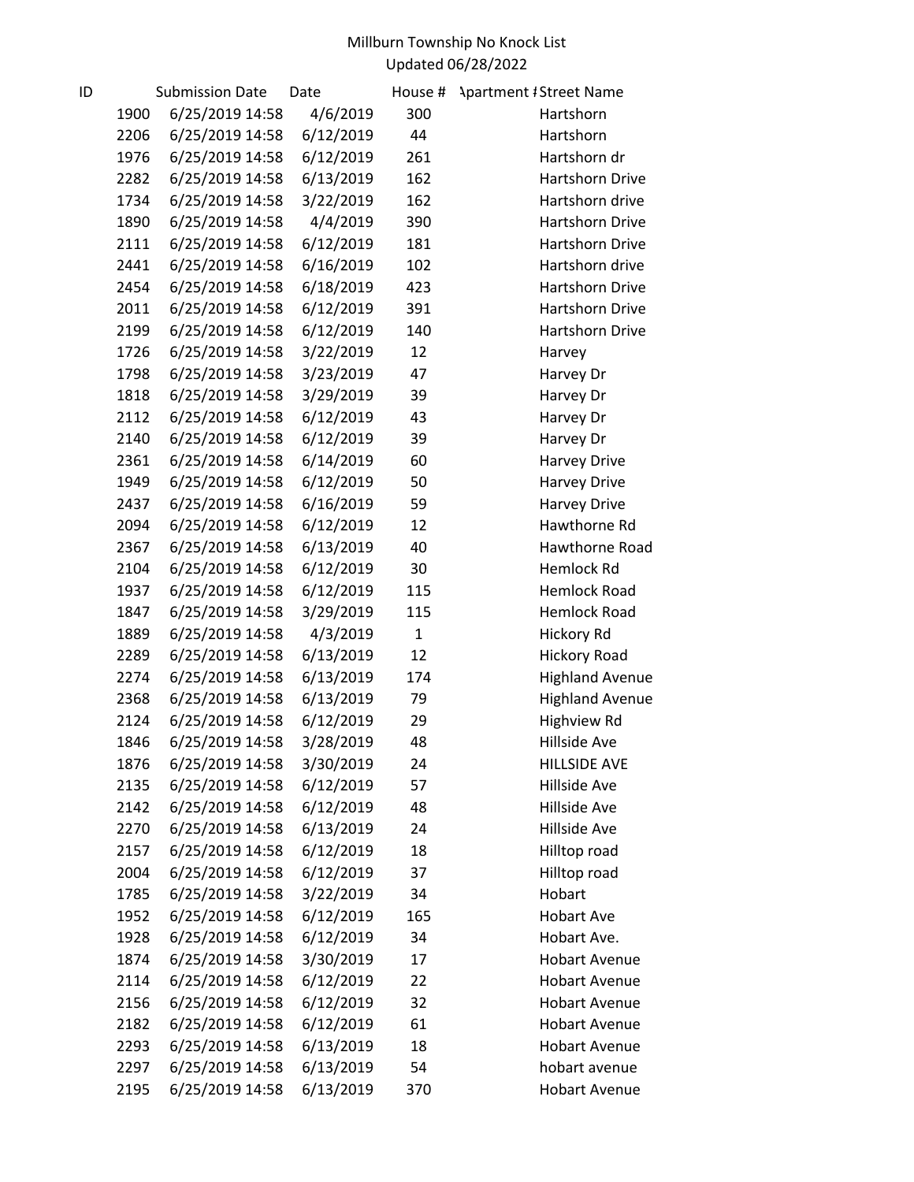Millburn Township No Knock List
Updated 06/28/2022

| ID | Submission Date | Date | House # | Apartment # | Street Name |
|---|---|---|---|---|---|
| 1900 | 6/25/2019 14:58 | 4/6/2019 | 300 | | Hartshorn |
| 2206 | 6/25/2019 14:58 | 6/12/2019 | 44 | | Hartshorn |
| 1976 | 6/25/2019 14:58 | 6/12/2019 | 261 | | Hartshorn dr |
| 2282 | 6/25/2019 14:58 | 6/13/2019 | 162 | | Hartshorn Drive |
| 1734 | 6/25/2019 14:58 | 3/22/2019 | 162 | | Hartshorn drive |
| 1890 | 6/25/2019 14:58 | 4/4/2019 | 390 | | Hartshorn Drive |
| 2111 | 6/25/2019 14:58 | 6/12/2019 | 181 | | Hartshorn Drive |
| 2441 | 6/25/2019 14:58 | 6/16/2019 | 102 | | Hartshorn drive |
| 2454 | 6/25/2019 14:58 | 6/18/2019 | 423 | | Hartshorn Drive |
| 2011 | 6/25/2019 14:58 | 6/12/2019 | 391 | | Hartshorn Drive |
| 2199 | 6/25/2019 14:58 | 6/12/2019 | 140 | | Hartshorn Drive |
| 1726 | 6/25/2019 14:58 | 3/22/2019 | 12 | | Harvey |
| 1798 | 6/25/2019 14:58 | 3/23/2019 | 47 | | Harvey Dr |
| 1818 | 6/25/2019 14:58 | 3/29/2019 | 39 | | Harvey Dr |
| 2112 | 6/25/2019 14:58 | 6/12/2019 | 43 | | Harvey Dr |
| 2140 | 6/25/2019 14:58 | 6/12/2019 | 39 | | Harvey Dr |
| 2361 | 6/25/2019 14:58 | 6/14/2019 | 60 | | Harvey Drive |
| 1949 | 6/25/2019 14:58 | 6/12/2019 | 50 | | Harvey Drive |
| 2437 | 6/25/2019 14:58 | 6/16/2019 | 59 | | Harvey Drive |
| 2094 | 6/25/2019 14:58 | 6/12/2019 | 12 | | Hawthorne Rd |
| 2367 | 6/25/2019 14:58 | 6/13/2019 | 40 | | Hawthorne Road |
| 2104 | 6/25/2019 14:58 | 6/12/2019 | 30 | | Hemlock Rd |
| 1937 | 6/25/2019 14:58 | 6/12/2019 | 115 | | Hemlock Road |
| 1847 | 6/25/2019 14:58 | 3/29/2019 | 115 | | Hemlock Road |
| 1889 | 6/25/2019 14:58 | 4/3/2019 | 1 | | Hickory Rd |
| 2289 | 6/25/2019 14:58 | 6/13/2019 | 12 | | Hickory Road |
| 2274 | 6/25/2019 14:58 | 6/13/2019 | 174 | | Highland Avenue |
| 2368 | 6/25/2019 14:58 | 6/13/2019 | 79 | | Highland Avenue |
| 2124 | 6/25/2019 14:58 | 6/12/2019 | 29 | | Highview Rd |
| 1846 | 6/25/2019 14:58 | 3/28/2019 | 48 | | Hillside Ave |
| 1876 | 6/25/2019 14:58 | 3/30/2019 | 24 | | HILLSIDE AVE |
| 2135 | 6/25/2019 14:58 | 6/12/2019 | 57 | | Hillside Ave |
| 2142 | 6/25/2019 14:58 | 6/12/2019 | 48 | | Hillside Ave |
| 2270 | 6/25/2019 14:58 | 6/13/2019 | 24 | | Hillside Ave |
| 2157 | 6/25/2019 14:58 | 6/12/2019 | 18 | | Hilltop road |
| 2004 | 6/25/2019 14:58 | 6/12/2019 | 37 | | Hilltop road |
| 1785 | 6/25/2019 14:58 | 3/22/2019 | 34 | | Hobart |
| 1952 | 6/25/2019 14:58 | 6/12/2019 | 165 | | Hobart Ave |
| 1928 | 6/25/2019 14:58 | 6/12/2019 | 34 | | Hobart Ave. |
| 1874 | 6/25/2019 14:58 | 3/30/2019 | 17 | | Hobart Avenue |
| 2114 | 6/25/2019 14:58 | 6/12/2019 | 22 | | Hobart Avenue |
| 2156 | 6/25/2019 14:58 | 6/12/2019 | 32 | | Hobart Avenue |
| 2182 | 6/25/2019 14:58 | 6/12/2019 | 61 | | Hobart Avenue |
| 2293 | 6/25/2019 14:58 | 6/13/2019 | 18 | | Hobart Avenue |
| 2297 | 6/25/2019 14:58 | 6/13/2019 | 54 | | hobart avenue |
| 2195 | 6/25/2019 14:58 | 6/13/2019 | 370 | | Hobart Avenue |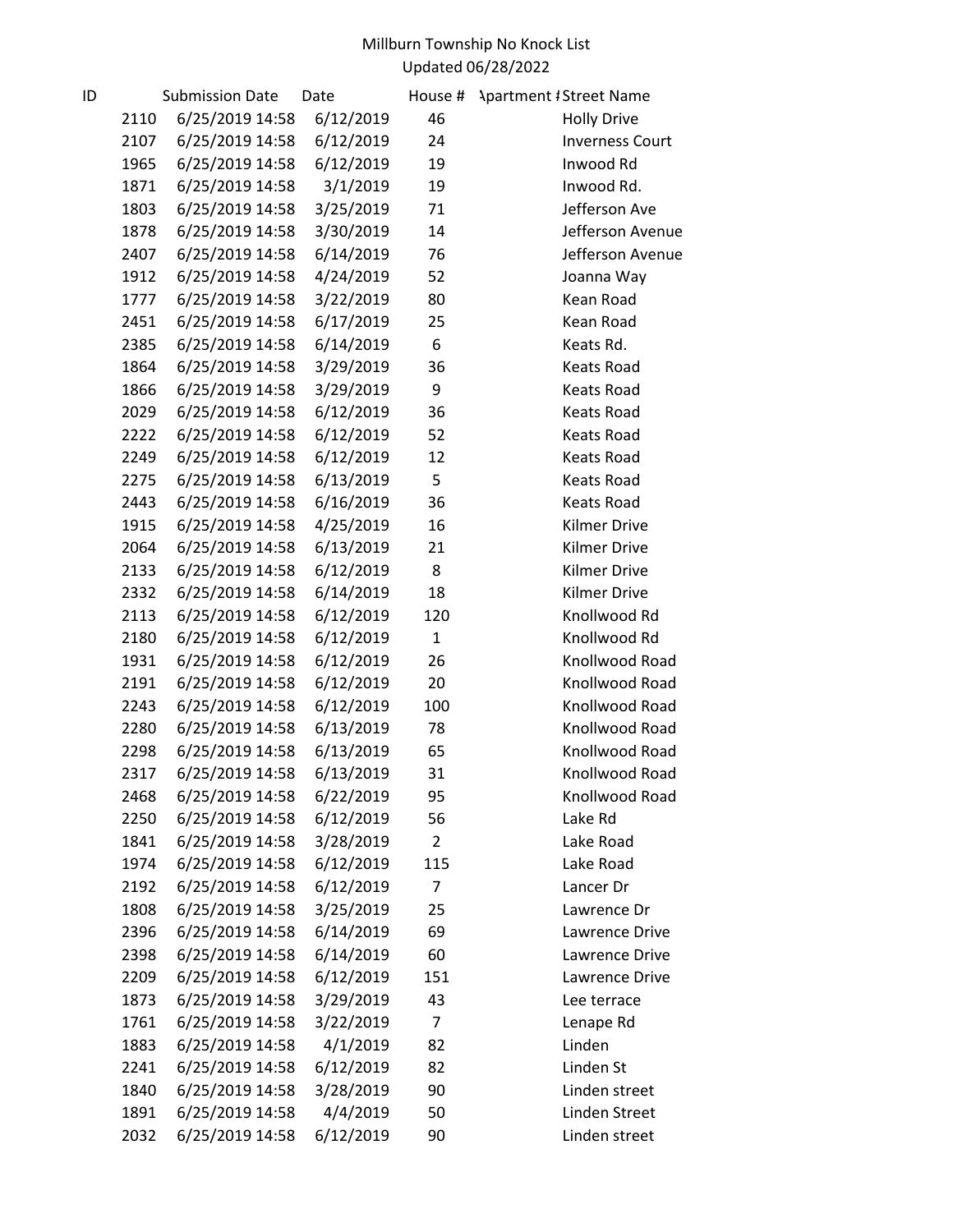Millburn Township No Knock List
Updated 06/28/2022

| ID | Submission Date | Date | House # | Apartment # | Street Name |
|---|---|---|---|---|---|
| 2110 | 6/25/2019 14:58 | 6/12/2019 | 46 | | Holly Drive |
| 2107 | 6/25/2019 14:58 | 6/12/2019 | 24 | | Inverness Court |
| 1965 | 6/25/2019 14:58 | 6/12/2019 | 19 | | Inwood Rd |
| 1871 | 6/25/2019 14:58 | 3/1/2019 | 19 | | Inwood Rd. |
| 1803 | 6/25/2019 14:58 | 3/25/2019 | 71 | | Jefferson Ave |
| 1878 | 6/25/2019 14:58 | 3/30/2019 | 14 | | Jefferson Avenue |
| 2407 | 6/25/2019 14:58 | 6/14/2019 | 76 | | Jefferson Avenue |
| 1912 | 6/25/2019 14:58 | 4/24/2019 | 52 | | Joanna Way |
| 1777 | 6/25/2019 14:58 | 3/22/2019 | 80 | | Kean Road |
| 2451 | 6/25/2019 14:58 | 6/17/2019 | 25 | | Kean Road |
| 2385 | 6/25/2019 14:58 | 6/14/2019 | 6 | | Keats Rd. |
| 1864 | 6/25/2019 14:58 | 3/29/2019 | 36 | | Keats Road |
| 1866 | 6/25/2019 14:58 | 3/29/2019 | 9 | | Keats Road |
| 2029 | 6/25/2019 14:58 | 6/12/2019 | 36 | | Keats Road |
| 2222 | 6/25/2019 14:58 | 6/12/2019 | 52 | | Keats Road |
| 2249 | 6/25/2019 14:58 | 6/12/2019 | 12 | | Keats Road |
| 2275 | 6/25/2019 14:58 | 6/13/2019 | 5 | | Keats Road |
| 2443 | 6/25/2019 14:58 | 6/16/2019 | 36 | | Keats Road |
| 1915 | 6/25/2019 14:58 | 4/25/2019 | 16 | | Kilmer Drive |
| 2064 | 6/25/2019 14:58 | 6/13/2019 | 21 | | Kilmer Drive |
| 2133 | 6/25/2019 14:58 | 6/12/2019 | 8 | | Kilmer Drive |
| 2332 | 6/25/2019 14:58 | 6/14/2019 | 18 | | Kilmer Drive |
| 2113 | 6/25/2019 14:58 | 6/12/2019 | 120 | | Knollwood Rd |
| 2180 | 6/25/2019 14:58 | 6/12/2019 | 1 | | Knollwood Rd |
| 1931 | 6/25/2019 14:58 | 6/12/2019 | 26 | | Knollwood Road |
| 2191 | 6/25/2019 14:58 | 6/12/2019 | 20 | | Knollwood Road |
| 2243 | 6/25/2019 14:58 | 6/12/2019 | 100 | | Knollwood Road |
| 2280 | 6/25/2019 14:58 | 6/13/2019 | 78 | | Knollwood Road |
| 2298 | 6/25/2019 14:58 | 6/13/2019 | 65 | | Knollwood Road |
| 2317 | 6/25/2019 14:58 | 6/13/2019 | 31 | | Knollwood Road |
| 2468 | 6/25/2019 14:58 | 6/22/2019 | 95 | | Knollwood Road |
| 2250 | 6/25/2019 14:58 | 6/12/2019 | 56 | | Lake Rd |
| 1841 | 6/25/2019 14:58 | 3/28/2019 | 2 | | Lake Road |
| 1974 | 6/25/2019 14:58 | 6/12/2019 | 115 | | Lake Road |
| 2192 | 6/25/2019 14:58 | 6/12/2019 | 7 | | Lancer Dr |
| 1808 | 6/25/2019 14:58 | 3/25/2019 | 25 | | Lawrence Dr |
| 2396 | 6/25/2019 14:58 | 6/14/2019 | 69 | | Lawrence Drive |
| 2398 | 6/25/2019 14:58 | 6/14/2019 | 60 | | Lawrence Drive |
| 2209 | 6/25/2019 14:58 | 6/12/2019 | 151 | | Lawrence Drive |
| 1873 | 6/25/2019 14:58 | 3/29/2019 | 43 | | Lee terrace |
| 1761 | 6/25/2019 14:58 | 3/22/2019 | 7 | | Lenape Rd |
| 1883 | 6/25/2019 14:58 | 4/1/2019 | 82 | | Linden |
| 2241 | 6/25/2019 14:58 | 6/12/2019 | 82 | | Linden St |
| 1840 | 6/25/2019 14:58 | 3/28/2019 | 90 | | Linden street |
| 1891 | 6/25/2019 14:58 | 4/4/2019 | 50 | | Linden Street |
| 2032 | 6/25/2019 14:58 | 6/12/2019 | 90 | | Linden street |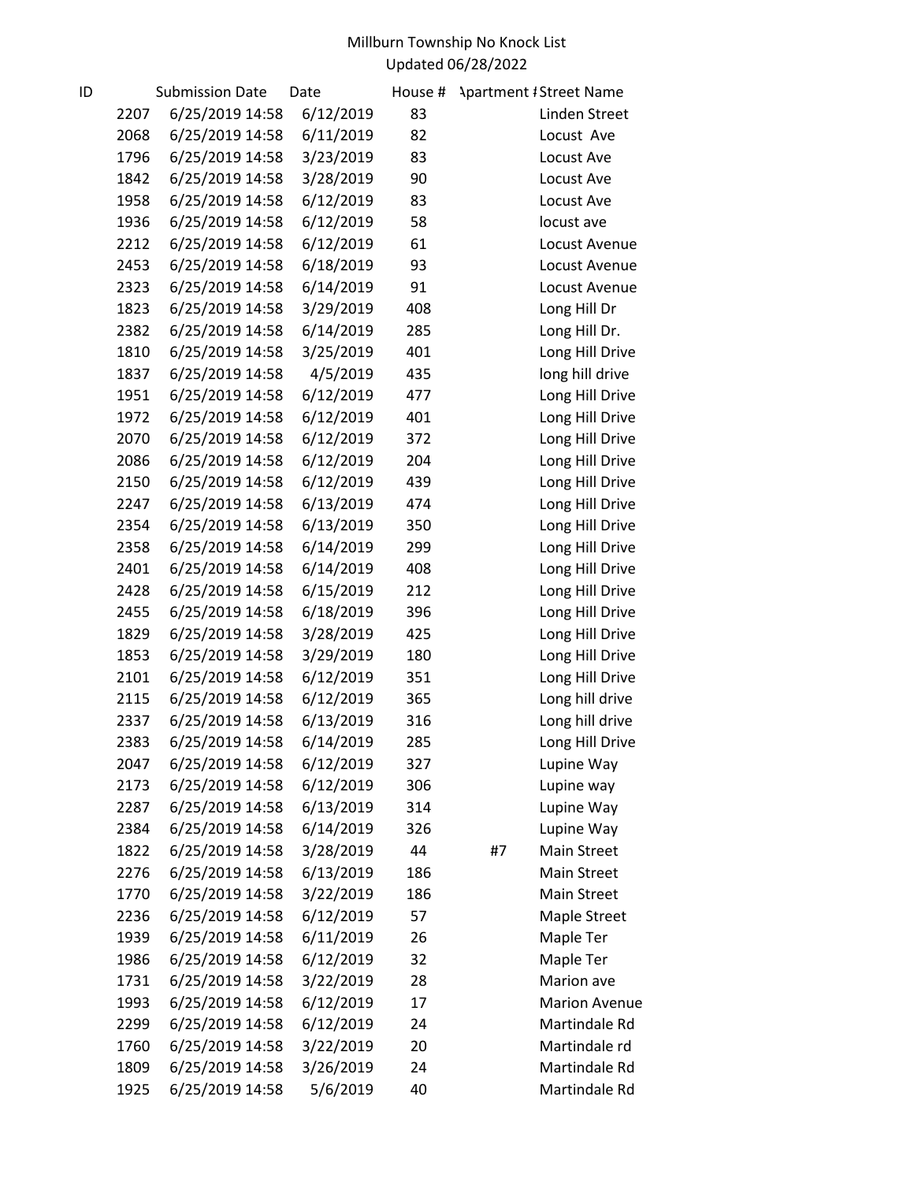Millburn Township No Knock List
Updated 06/28/2022

| ID | Submission Date | Date | House # | Apartment # | Street Name |
|---|---|---|---|---|---|
| 2207 | 6/25/2019 14:58 | 6/12/2019 | 83 | | Linden Street |
| 2068 | 6/25/2019 14:58 | 6/11/2019 | 82 | | Locust  Ave |
| 1796 | 6/25/2019 14:58 | 3/23/2019 | 83 | | Locust Ave |
| 1842 | 6/25/2019 14:58 | 3/28/2019 | 90 | | Locust Ave |
| 1958 | 6/25/2019 14:58 | 6/12/2019 | 83 | | Locust Ave |
| 1936 | 6/25/2019 14:58 | 6/12/2019 | 58 | | locust ave |
| 2212 | 6/25/2019 14:58 | 6/12/2019 | 61 | | Locust Avenue |
| 2453 | 6/25/2019 14:58 | 6/18/2019 | 93 | | Locust Avenue |
| 2323 | 6/25/2019 14:58 | 6/14/2019 | 91 | | Locust Avenue |
| 1823 | 6/25/2019 14:58 | 3/29/2019 | 408 | | Long Hill Dr |
| 2382 | 6/25/2019 14:58 | 6/14/2019 | 285 | | Long Hill Dr. |
| 1810 | 6/25/2019 14:58 | 3/25/2019 | 401 | | Long Hill Drive |
| 1837 | 6/25/2019 14:58 | 4/5/2019 | 435 | | long hill drive |
| 1951 | 6/25/2019 14:58 | 6/12/2019 | 477 | | Long Hill Drive |
| 1972 | 6/25/2019 14:58 | 6/12/2019 | 401 | | Long Hill Drive |
| 2070 | 6/25/2019 14:58 | 6/12/2019 | 372 | | Long Hill Drive |
| 2086 | 6/25/2019 14:58 | 6/12/2019 | 204 | | Long Hill Drive |
| 2150 | 6/25/2019 14:58 | 6/12/2019 | 439 | | Long Hill Drive |
| 2247 | 6/25/2019 14:58 | 6/13/2019 | 474 | | Long Hill Drive |
| 2354 | 6/25/2019 14:58 | 6/13/2019 | 350 | | Long Hill Drive |
| 2358 | 6/25/2019 14:58 | 6/14/2019 | 299 | | Long Hill Drive |
| 2401 | 6/25/2019 14:58 | 6/14/2019 | 408 | | Long Hill Drive |
| 2428 | 6/25/2019 14:58 | 6/15/2019 | 212 | | Long Hill Drive |
| 2455 | 6/25/2019 14:58 | 6/18/2019 | 396 | | Long Hill Drive |
| 1829 | 6/25/2019 14:58 | 3/28/2019 | 425 | | Long Hill Drive |
| 1853 | 6/25/2019 14:58 | 3/29/2019 | 180 | | Long Hill Drive |
| 2101 | 6/25/2019 14:58 | 6/12/2019 | 351 | | Long Hill Drive |
| 2115 | 6/25/2019 14:58 | 6/12/2019 | 365 | | Long hill drive |
| 2337 | 6/25/2019 14:58 | 6/13/2019 | 316 | | Long hill drive |
| 2383 | 6/25/2019 14:58 | 6/14/2019 | 285 | | Long Hill Drive |
| 2047 | 6/25/2019 14:58 | 6/12/2019 | 327 | | Lupine Way |
| 2173 | 6/25/2019 14:58 | 6/12/2019 | 306 | | Lupine way |
| 2287 | 6/25/2019 14:58 | 6/13/2019 | 314 | | Lupine Way |
| 2384 | 6/25/2019 14:58 | 6/14/2019 | 326 | | Lupine Way |
| 1822 | 6/25/2019 14:58 | 3/28/2019 | 44 | #7 | Main Street |
| 2276 | 6/25/2019 14:58 | 6/13/2019 | 186 | | Main Street |
| 1770 | 6/25/2019 14:58 | 3/22/2019 | 186 | | Main Street |
| 2236 | 6/25/2019 14:58 | 6/12/2019 | 57 | | Maple Street |
| 1939 | 6/25/2019 14:58 | 6/11/2019 | 26 | | Maple Ter |
| 1986 | 6/25/2019 14:58 | 6/12/2019 | 32 | | Maple Ter |
| 1731 | 6/25/2019 14:58 | 3/22/2019 | 28 | | Marion ave |
| 1993 | 6/25/2019 14:58 | 6/12/2019 | 17 | | Marion Avenue |
| 2299 | 6/25/2019 14:58 | 6/12/2019 | 24 | | Martindale Rd |
| 1760 | 6/25/2019 14:58 | 3/22/2019 | 20 | | Martindale rd |
| 1809 | 6/25/2019 14:58 | 3/26/2019 | 24 | | Martindale Rd |
| 1925 | 6/25/2019 14:58 | 5/6/2019 | 40 | | Martindale Rd |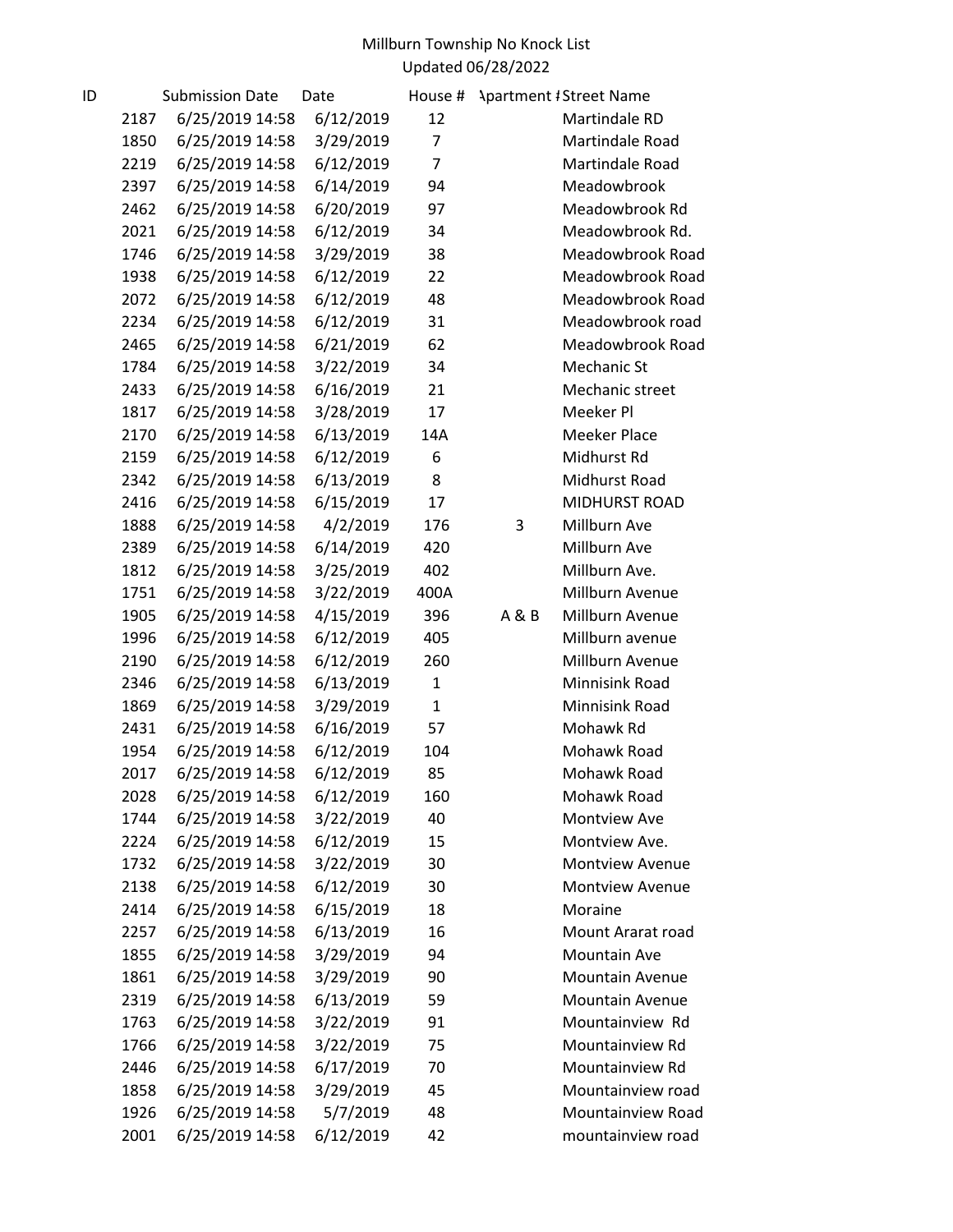Millburn Township No Knock List
Updated 06/28/2022

| ID | Submission Date | Date | House # | Apartment # | Street Name |
|---|---|---|---|---|---|
| 2187 | 6/25/2019 14:58 | 6/12/2019 | 12 | | Martindale RD |
| 1850 | 6/25/2019 14:58 | 3/29/2019 | 7 | | Martindale Road |
| 2219 | 6/25/2019 14:58 | 6/12/2019 | 7 | | Martindale Road |
| 2397 | 6/25/2019 14:58 | 6/14/2019 | 94 | | Meadowbrook |
| 2462 | 6/25/2019 14:58 | 6/20/2019 | 97 | | Meadowbrook Rd |
| 2021 | 6/25/2019 14:58 | 6/12/2019 | 34 | | Meadowbrook Rd. |
| 1746 | 6/25/2019 14:58 | 3/29/2019 | 38 | | Meadowbrook Road |
| 1938 | 6/25/2019 14:58 | 6/12/2019 | 22 | | Meadowbrook Road |
| 2072 | 6/25/2019 14:58 | 6/12/2019 | 48 | | Meadowbrook Road |
| 2234 | 6/25/2019 14:58 | 6/12/2019 | 31 | | Meadowbrook road |
| 2465 | 6/25/2019 14:58 | 6/21/2019 | 62 | | Meadowbrook Road |
| 1784 | 6/25/2019 14:58 | 3/22/2019 | 34 | | Mechanic St |
| 2433 | 6/25/2019 14:58 | 6/16/2019 | 21 | | Mechanic street |
| 1817 | 6/25/2019 14:58 | 3/28/2019 | 17 | | Meeker Pl |
| 2170 | 6/25/2019 14:58 | 6/13/2019 | 14A | | Meeker Place |
| 2159 | 6/25/2019 14:58 | 6/12/2019 | 6 | | Midhurst Rd |
| 2342 | 6/25/2019 14:58 | 6/13/2019 | 8 | | Midhurst Road |
| 2416 | 6/25/2019 14:58 | 6/15/2019 | 17 | | MIDHURST ROAD |
| 1888 | 6/25/2019 14:58 | 4/2/2019 | 176 | 3 | Millburn Ave |
| 2389 | 6/25/2019 14:58 | 6/14/2019 | 420 | | Millburn Ave |
| 1812 | 6/25/2019 14:58 | 3/25/2019 | 402 | | Millburn Ave. |
| 1751 | 6/25/2019 14:58 | 3/22/2019 | 400A | | Millburn Avenue |
| 1905 | 6/25/2019 14:58 | 4/15/2019 | 396 | A & B | Millburn Avenue |
| 1996 | 6/25/2019 14:58 | 6/12/2019 | 405 | | Millburn avenue |
| 2190 | 6/25/2019 14:58 | 6/12/2019 | 260 | | Millburn Avenue |
| 2346 | 6/25/2019 14:58 | 6/13/2019 | 1 | | Minnisink Road |
| 1869 | 6/25/2019 14:58 | 3/29/2019 | 1 | | Minnisink Road |
| 2431 | 6/25/2019 14:58 | 6/16/2019 | 57 | | Mohawk Rd |
| 1954 | 6/25/2019 14:58 | 6/12/2019 | 104 | | Mohawk Road |
| 2017 | 6/25/2019 14:58 | 6/12/2019 | 85 | | Mohawk Road |
| 2028 | 6/25/2019 14:58 | 6/12/2019 | 160 | | Mohawk Road |
| 1744 | 6/25/2019 14:58 | 3/22/2019 | 40 | | Montview Ave |
| 2224 | 6/25/2019 14:58 | 6/12/2019 | 15 | | Montview Ave. |
| 1732 | 6/25/2019 14:58 | 3/22/2019 | 30 | | Montview Avenue |
| 2138 | 6/25/2019 14:58 | 6/12/2019 | 30 | | Montview Avenue |
| 2414 | 6/25/2019 14:58 | 6/15/2019 | 18 | | Moraine |
| 2257 | 6/25/2019 14:58 | 6/13/2019 | 16 | | Mount Ararat road |
| 1855 | 6/25/2019 14:58 | 3/29/2019 | 94 | | Mountain Ave |
| 1861 | 6/25/2019 14:58 | 3/29/2019 | 90 | | Mountain Avenue |
| 2319 | 6/25/2019 14:58 | 6/13/2019 | 59 | | Mountain Avenue |
| 1763 | 6/25/2019 14:58 | 3/22/2019 | 91 | | Mountainview  Rd |
| 1766 | 6/25/2019 14:58 | 3/22/2019 | 75 | | Mountainview Rd |
| 2446 | 6/25/2019 14:58 | 6/17/2019 | 70 | | Mountainview Rd |
| 1858 | 6/25/2019 14:58 | 3/29/2019 | 45 | | Mountainview road |
| 1926 | 6/25/2019 14:58 | 5/7/2019 | 48 | | Mountainview Road |
| 2001 | 6/25/2019 14:58 | 6/12/2019 | 42 | | mountainview road |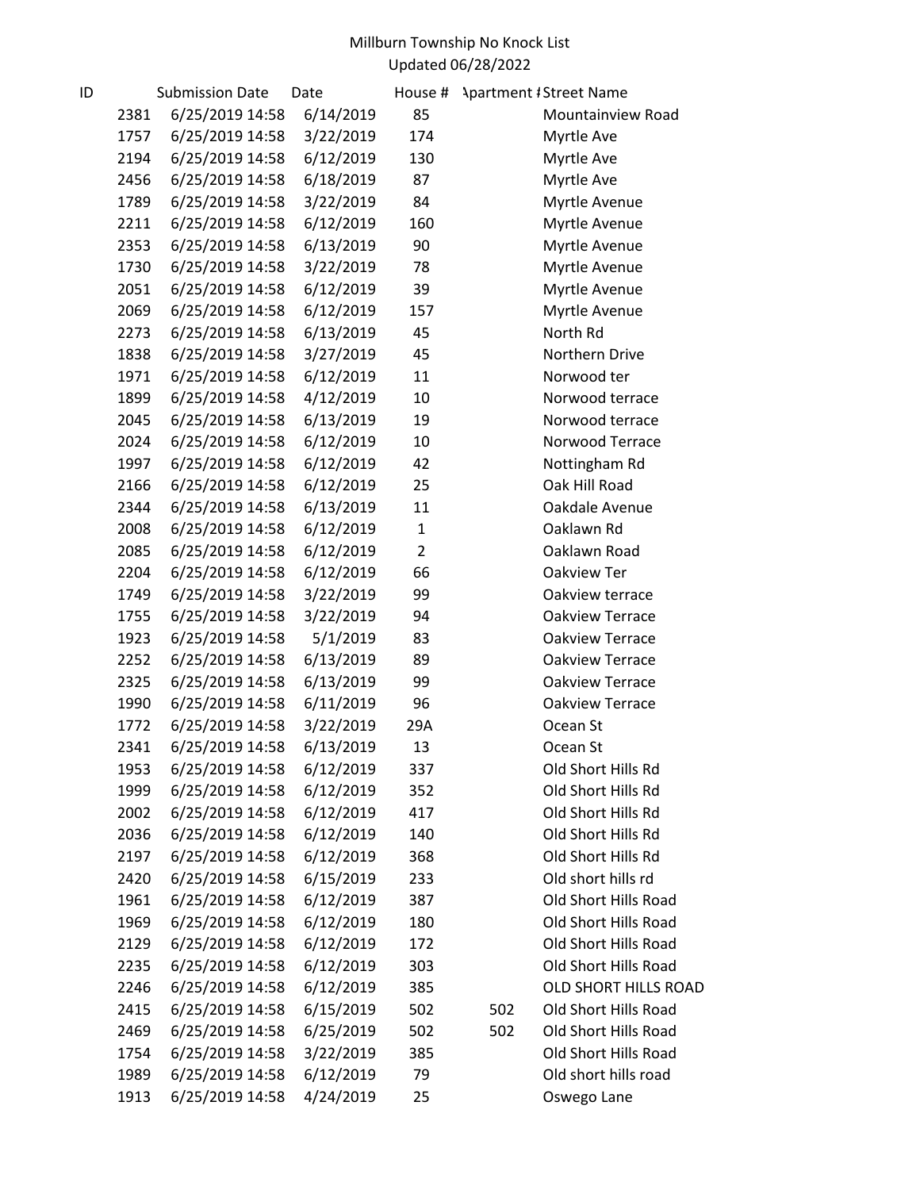Millburn Township No Knock List
Updated 06/28/2022

| ID | Submission Date | Date | House # | Apartment # | Street Name |
|---|---|---|---|---|---|
| 2381 | 6/25/2019 14:58 | 6/14/2019 | 85 | | Mountainview Road |
| 1757 | 6/25/2019 14:58 | 3/22/2019 | 174 | | Myrtle Ave |
| 2194 | 6/25/2019 14:58 | 6/12/2019 | 130 | | Myrtle Ave |
| 2456 | 6/25/2019 14:58 | 6/18/2019 | 87 | | Myrtle Ave |
| 1789 | 6/25/2019 14:58 | 3/22/2019 | 84 | | Myrtle Avenue |
| 2211 | 6/25/2019 14:58 | 6/12/2019 | 160 | | Myrtle Avenue |
| 2353 | 6/25/2019 14:58 | 6/13/2019 | 90 | | Myrtle Avenue |
| 1730 | 6/25/2019 14:58 | 3/22/2019 | 78 | | Myrtle Avenue |
| 2051 | 6/25/2019 14:58 | 6/12/2019 | 39 | | Myrtle Avenue |
| 2069 | 6/25/2019 14:58 | 6/12/2019 | 157 | | Myrtle Avenue |
| 2273 | 6/25/2019 14:58 | 6/13/2019 | 45 | | North Rd |
| 1838 | 6/25/2019 14:58 | 3/27/2019 | 45 | | Northern Drive |
| 1971 | 6/25/2019 14:58 | 6/12/2019 | 11 | | Norwood ter |
| 1899 | 6/25/2019 14:58 | 4/12/2019 | 10 | | Norwood terrace |
| 2045 | 6/25/2019 14:58 | 6/13/2019 | 19 | | Norwood terrace |
| 2024 | 6/25/2019 14:58 | 6/12/2019 | 10 | | Norwood Terrace |
| 1997 | 6/25/2019 14:58 | 6/12/2019 | 42 | | Nottingham Rd |
| 2166 | 6/25/2019 14:58 | 6/12/2019 | 25 | | Oak Hill Road |
| 2344 | 6/25/2019 14:58 | 6/13/2019 | 11 | | Oakdale Avenue |
| 2008 | 6/25/2019 14:58 | 6/12/2019 | 1 | | Oaklawn Rd |
| 2085 | 6/25/2019 14:58 | 6/12/2019 | 2 | | Oaklawn Road |
| 2204 | 6/25/2019 14:58 | 6/12/2019 | 66 | | Oakview Ter |
| 1749 | 6/25/2019 14:58 | 3/22/2019 | 99 | | Oakview terrace |
| 1755 | 6/25/2019 14:58 | 3/22/2019 | 94 | | Oakview Terrace |
| 1923 | 6/25/2019 14:58 | 5/1/2019 | 83 | | Oakview Terrace |
| 2252 | 6/25/2019 14:58 | 6/13/2019 | 89 | | Oakview Terrace |
| 2325 | 6/25/2019 14:58 | 6/13/2019 | 99 | | Oakview Terrace |
| 1990 | 6/25/2019 14:58 | 6/11/2019 | 96 | | Oakview Terrace |
| 1772 | 6/25/2019 14:58 | 3/22/2019 | 29A | | Ocean St |
| 2341 | 6/25/2019 14:58 | 6/13/2019 | 13 | | Ocean St |
| 1953 | 6/25/2019 14:58 | 6/12/2019 | 337 | | Old Short Hills Rd |
| 1999 | 6/25/2019 14:58 | 6/12/2019 | 352 | | Old Short Hills Rd |
| 2002 | 6/25/2019 14:58 | 6/12/2019 | 417 | | Old Short Hills Rd |
| 2036 | 6/25/2019 14:58 | 6/12/2019 | 140 | | Old Short Hills Rd |
| 2197 | 6/25/2019 14:58 | 6/12/2019 | 368 | | Old Short Hills Rd |
| 2420 | 6/25/2019 14:58 | 6/15/2019 | 233 | | Old short hills rd |
| 1961 | 6/25/2019 14:58 | 6/12/2019 | 387 | | Old Short Hills Road |
| 1969 | 6/25/2019 14:58 | 6/12/2019 | 180 | | Old Short Hills Road |
| 2129 | 6/25/2019 14:58 | 6/12/2019 | 172 | | Old Short Hills Road |
| 2235 | 6/25/2019 14:58 | 6/12/2019 | 303 | | Old Short Hills Road |
| 2246 | 6/25/2019 14:58 | 6/12/2019 | 385 | | OLD SHORT HILLS ROAD |
| 2415 | 6/25/2019 14:58 | 6/15/2019 | 502 | 502 | Old Short Hills Road |
| 2469 | 6/25/2019 14:58 | 6/25/2019 | 502 | 502 | Old Short Hills Road |
| 1754 | 6/25/2019 14:58 | 3/22/2019 | 385 | | Old Short Hills Road |
| 1989 | 6/25/2019 14:58 | 6/12/2019 | 79 | | Old short hills road |
| 1913 | 6/25/2019 14:58 | 4/24/2019 | 25 | | Oswego Lane |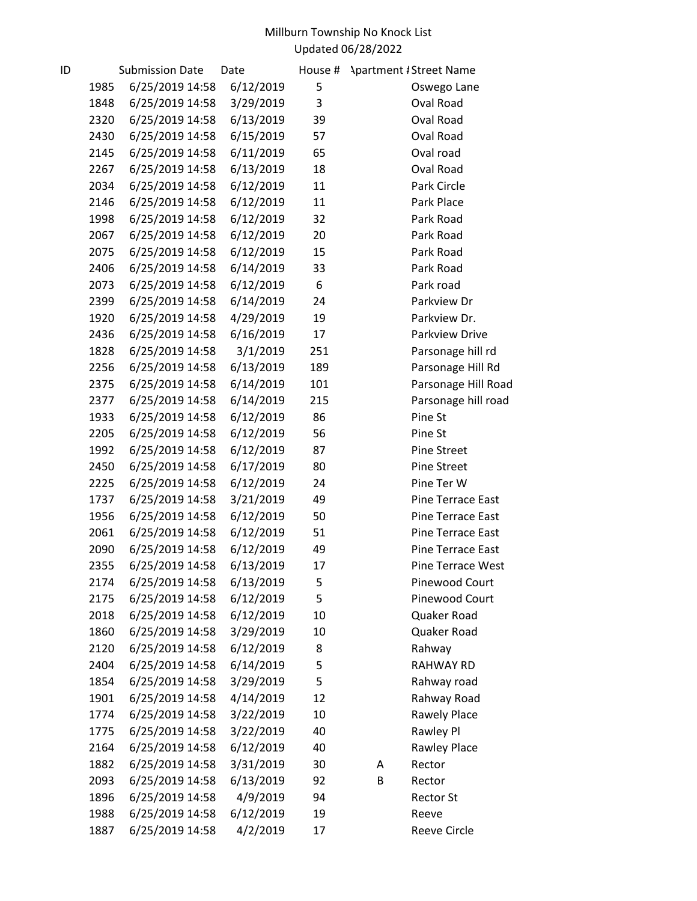Millburn Township No Knock List
Updated 06/28/2022

| ID | Submission Date | Date | House # | Apartment # | Street Name |
|---|---|---|---|---|---|
| 1985 | 6/25/2019 14:58 | 6/12/2019 | 5 | | Oswego Lane |
| 1848 | 6/25/2019 14:58 | 3/29/2019 | 3 | | Oval Road |
| 2320 | 6/25/2019 14:58 | 6/13/2019 | 39 | | Oval Road |
| 2430 | 6/25/2019 14:58 | 6/15/2019 | 57 | | Oval Road |
| 2145 | 6/25/2019 14:58 | 6/11/2019 | 65 | | Oval road |
| 2267 | 6/25/2019 14:58 | 6/13/2019 | 18 | | Oval Road |
| 2034 | 6/25/2019 14:58 | 6/12/2019 | 11 | | Park Circle |
| 2146 | 6/25/2019 14:58 | 6/12/2019 | 11 | | Park Place |
| 1998 | 6/25/2019 14:58 | 6/12/2019 | 32 | | Park Road |
| 2067 | 6/25/2019 14:58 | 6/12/2019 | 20 | | Park Road |
| 2075 | 6/25/2019 14:58 | 6/12/2019 | 15 | | Park Road |
| 2406 | 6/25/2019 14:58 | 6/14/2019 | 33 | | Park Road |
| 2073 | 6/25/2019 14:58 | 6/12/2019 | 6 | | Park road |
| 2399 | 6/25/2019 14:58 | 6/14/2019 | 24 | | Parkview Dr |
| 1920 | 6/25/2019 14:58 | 4/29/2019 | 19 | | Parkview Dr. |
| 2436 | 6/25/2019 14:58 | 6/16/2019 | 17 | | Parkview Drive |
| 1828 | 6/25/2019 14:58 | 3/1/2019 | 251 | | Parsonage hill rd |
| 2256 | 6/25/2019 14:58 | 6/13/2019 | 189 | | Parsonage Hill Rd |
| 2375 | 6/25/2019 14:58 | 6/14/2019 | 101 | | Parsonage Hill Road |
| 2377 | 6/25/2019 14:58 | 6/14/2019 | 215 | | Parsonage hill road |
| 1933 | 6/25/2019 14:58 | 6/12/2019 | 86 | | Pine St |
| 2205 | 6/25/2019 14:58 | 6/12/2019 | 56 | | Pine St |
| 1992 | 6/25/2019 14:58 | 6/12/2019 | 87 | | Pine Street |
| 2450 | 6/25/2019 14:58 | 6/17/2019 | 80 | | Pine Street |
| 2225 | 6/25/2019 14:58 | 6/12/2019 | 24 | | Pine Ter W |
| 1737 | 6/25/2019 14:58 | 3/21/2019 | 49 | | Pine Terrace East |
| 1956 | 6/25/2019 14:58 | 6/12/2019 | 50 | | Pine Terrace East |
| 2061 | 6/25/2019 14:58 | 6/12/2019 | 51 | | Pine Terrace East |
| 2090 | 6/25/2019 14:58 | 6/12/2019 | 49 | | Pine Terrace East |
| 2355 | 6/25/2019 14:58 | 6/13/2019 | 17 | | Pine Terrace West |
| 2174 | 6/25/2019 14:58 | 6/13/2019 | 5 | | Pinewood Court |
| 2175 | 6/25/2019 14:58 | 6/12/2019 | 5 | | Pinewood Court |
| 2018 | 6/25/2019 14:58 | 6/12/2019 | 10 | | Quaker Road |
| 1860 | 6/25/2019 14:58 | 3/29/2019 | 10 | | Quaker Road |
| 2120 | 6/25/2019 14:58 | 6/12/2019 | 8 | | Rahway |
| 2404 | 6/25/2019 14:58 | 6/14/2019 | 5 | | RAHWAY RD |
| 1854 | 6/25/2019 14:58 | 3/29/2019 | 5 | | Rahway road |
| 1901 | 6/25/2019 14:58 | 4/14/2019 | 12 | | Rahway Road |
| 1774 | 6/25/2019 14:58 | 3/22/2019 | 10 | | Rawely Place |
| 1775 | 6/25/2019 14:58 | 3/22/2019 | 40 | | Rawley Pl |
| 2164 | 6/25/2019 14:58 | 6/12/2019 | 40 | | Rawley Place |
| 1882 | 6/25/2019 14:58 | 3/31/2019 | 30 | A | Rector |
| 2093 | 6/25/2019 14:58 | 6/13/2019 | 92 | B | Rector |
| 1896 | 6/25/2019 14:58 | 4/9/2019 | 94 | | Rector St |
| 1988 | 6/25/2019 14:58 | 6/12/2019 | 19 | | Reeve |
| 1887 | 6/25/2019 14:58 | 4/2/2019 | 17 | | Reeve Circle |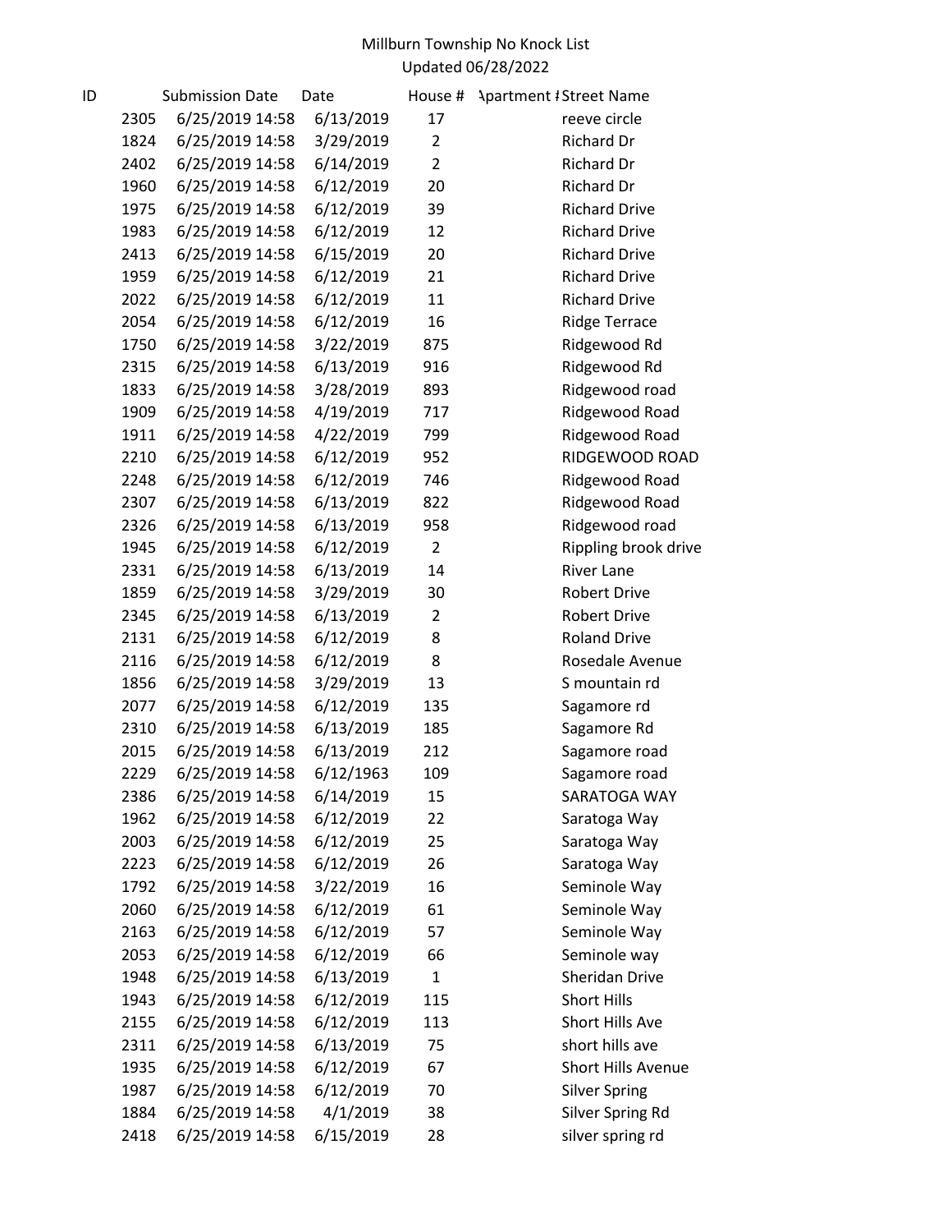Millburn Township No Knock List
Updated 06/28/2022

| ID | Submission Date | Date | House # | Apartment # | Street Name |
|---|---|---|---|---|---|
| 2305 | 6/25/2019 14:58 | 6/13/2019 | 17 | | reeve circle |
| 1824 | 6/25/2019 14:58 | 3/29/2019 | 2 | | Richard Dr |
| 2402 | 6/25/2019 14:58 | 6/14/2019 | 2 | | Richard Dr |
| 1960 | 6/25/2019 14:58 | 6/12/2019 | 20 | | Richard Dr |
| 1975 | 6/25/2019 14:58 | 6/12/2019 | 39 | | Richard Drive |
| 1983 | 6/25/2019 14:58 | 6/12/2019 | 12 | | Richard Drive |
| 2413 | 6/25/2019 14:58 | 6/15/2019 | 20 | | Richard Drive |
| 1959 | 6/25/2019 14:58 | 6/12/2019 | 21 | | Richard Drive |
| 2022 | 6/25/2019 14:58 | 6/12/2019 | 11 | | Richard Drive |
| 2054 | 6/25/2019 14:58 | 6/12/2019 | 16 | | Ridge Terrace |
| 1750 | 6/25/2019 14:58 | 3/22/2019 | 875 | | Ridgewood Rd |
| 2315 | 6/25/2019 14:58 | 6/13/2019 | 916 | | Ridgewood Rd |
| 1833 | 6/25/2019 14:58 | 3/28/2019 | 893 | | Ridgewood road |
| 1909 | 6/25/2019 14:58 | 4/19/2019 | 717 | | Ridgewood Road |
| 1911 | 6/25/2019 14:58 | 4/22/2019 | 799 | | Ridgewood Road |
| 2210 | 6/25/2019 14:58 | 6/12/2019 | 952 | | RIDGEWOOD ROAD |
| 2248 | 6/25/2019 14:58 | 6/12/2019 | 746 | | Ridgewood Road |
| 2307 | 6/25/2019 14:58 | 6/13/2019 | 822 | | Ridgewood Road |
| 2326 | 6/25/2019 14:58 | 6/13/2019 | 958 | | Ridgewood road |
| 1945 | 6/25/2019 14:58 | 6/12/2019 | 2 | | Rippling brook drive |
| 2331 | 6/25/2019 14:58 | 6/13/2019 | 14 | | River Lane |
| 1859 | 6/25/2019 14:58 | 3/29/2019 | 30 | | Robert Drive |
| 2345 | 6/25/2019 14:58 | 6/13/2019 | 2 | | Robert Drive |
| 2131 | 6/25/2019 14:58 | 6/12/2019 | 8 | | Roland Drive |
| 2116 | 6/25/2019 14:58 | 6/12/2019 | 8 | | Rosedale Avenue |
| 1856 | 6/25/2019 14:58 | 3/29/2019 | 13 | | S mountain rd |
| 2077 | 6/25/2019 14:58 | 6/12/2019 | 135 | | Sagamore rd |
| 2310 | 6/25/2019 14:58 | 6/13/2019 | 185 | | Sagamore Rd |
| 2015 | 6/25/2019 14:58 | 6/13/2019 | 212 | | Sagamore road |
| 2229 | 6/25/2019 14:58 | 6/12/1963 | 109 | | Sagamore road |
| 2386 | 6/25/2019 14:58 | 6/14/2019 | 15 | | SARATOGA WAY |
| 1962 | 6/25/2019 14:58 | 6/12/2019 | 22 | | Saratoga Way |
| 2003 | 6/25/2019 14:58 | 6/12/2019 | 25 | | Saratoga Way |
| 2223 | 6/25/2019 14:58 | 6/12/2019 | 26 | | Saratoga Way |
| 1792 | 6/25/2019 14:58 | 3/22/2019 | 16 | | Seminole Way |
| 2060 | 6/25/2019 14:58 | 6/12/2019 | 61 | | Seminole Way |
| 2163 | 6/25/2019 14:58 | 6/12/2019 | 57 | | Seminole Way |
| 2053 | 6/25/2019 14:58 | 6/12/2019 | 66 | | Seminole way |
| 1948 | 6/25/2019 14:58 | 6/13/2019 | 1 | | Sheridan Drive |
| 1943 | 6/25/2019 14:58 | 6/12/2019 | 115 | | Short Hills |
| 2155 | 6/25/2019 14:58 | 6/12/2019 | 113 | | Short Hills Ave |
| 2311 | 6/25/2019 14:58 | 6/13/2019 | 75 | | short hills ave |
| 1935 | 6/25/2019 14:58 | 6/12/2019 | 67 | | Short Hills Avenue |
| 1987 | 6/25/2019 14:58 | 6/12/2019 | 70 | | Silver Spring |
| 1884 | 6/25/2019 14:58 | 4/1/2019 | 38 | | Silver Spring Rd |
| 2418 | 6/25/2019 14:58 | 6/15/2019 | 28 | | silver spring rd |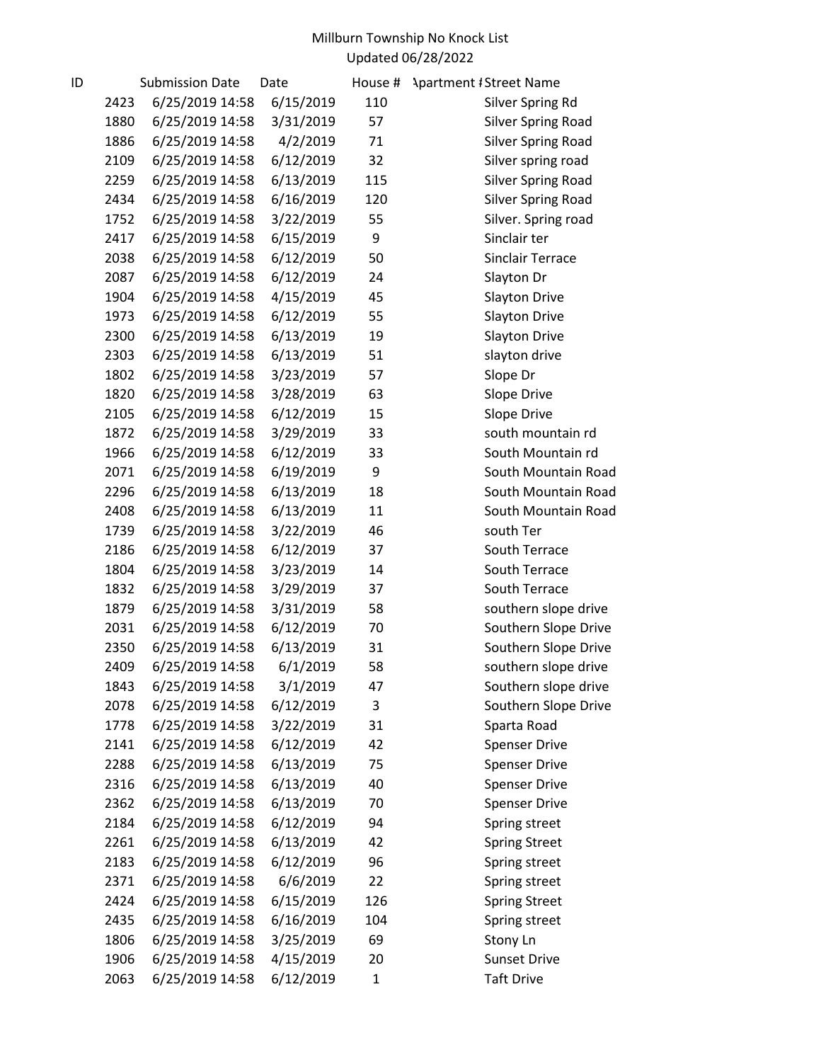Millburn Township No Knock List
Updated 06/28/2022

| ID | Submission Date | Date | House # | Apartment # | Street Name |
|---|---|---|---|---|---|
| 2423 | 6/25/2019 14:58 | 6/15/2019 | 110 | | Silver Spring Rd |
| 1880 | 6/25/2019 14:58 | 3/31/2019 | 57 | | Silver Spring Road |
| 1886 | 6/25/2019 14:58 | 4/2/2019 | 71 | | Silver Spring Road |
| 2109 | 6/25/2019 14:58 | 6/12/2019 | 32 | | Silver spring road |
| 2259 | 6/25/2019 14:58 | 6/13/2019 | 115 | | Silver Spring Road |
| 2434 | 6/25/2019 14:58 | 6/16/2019 | 120 | | Silver Spring Road |
| 1752 | 6/25/2019 14:58 | 3/22/2019 | 55 | | Silver. Spring road |
| 2417 | 6/25/2019 14:58 | 6/15/2019 | 9 | | Sinclair ter |
| 2038 | 6/25/2019 14:58 | 6/12/2019 | 50 | | Sinclair Terrace |
| 2087 | 6/25/2019 14:58 | 6/12/2019 | 24 | | Slayton Dr |
| 1904 | 6/25/2019 14:58 | 4/15/2019 | 45 | | Slayton Drive |
| 1973 | 6/25/2019 14:58 | 6/12/2019 | 55 | | Slayton Drive |
| 2300 | 6/25/2019 14:58 | 6/13/2019 | 19 | | Slayton Drive |
| 2303 | 6/25/2019 14:58 | 6/13/2019 | 51 | | slayton drive |
| 1802 | 6/25/2019 14:58 | 3/23/2019 | 57 | | Slope Dr |
| 1820 | 6/25/2019 14:58 | 3/28/2019 | 63 | | Slope Drive |
| 2105 | 6/25/2019 14:58 | 6/12/2019 | 15 | | Slope Drive |
| 1872 | 6/25/2019 14:58 | 3/29/2019 | 33 | | south mountain rd |
| 1966 | 6/25/2019 14:58 | 6/12/2019 | 33 | | South Mountain rd |
| 2071 | 6/25/2019 14:58 | 6/19/2019 | 9 | | South Mountain Road |
| 2296 | 6/25/2019 14:58 | 6/13/2019 | 18 | | South Mountain Road |
| 2408 | 6/25/2019 14:58 | 6/13/2019 | 11 | | South Mountain Road |
| 1739 | 6/25/2019 14:58 | 3/22/2019 | 46 | | south Ter |
| 2186 | 6/25/2019 14:58 | 6/12/2019 | 37 | | South Terrace |
| 1804 | 6/25/2019 14:58 | 3/23/2019 | 14 | | South Terrace |
| 1832 | 6/25/2019 14:58 | 3/29/2019 | 37 | | South Terrace |
| 1879 | 6/25/2019 14:58 | 3/31/2019 | 58 | | southern slope drive |
| 2031 | 6/25/2019 14:58 | 6/12/2019 | 70 | | Southern Slope Drive |
| 2350 | 6/25/2019 14:58 | 6/13/2019 | 31 | | Southern Slope Drive |
| 2409 | 6/25/2019 14:58 | 6/1/2019 | 58 | | southern slope drive |
| 1843 | 6/25/2019 14:58 | 3/1/2019 | 47 | | Southern slope drive |
| 2078 | 6/25/2019 14:58 | 6/12/2019 | 3 | | Southern Slope Drive |
| 1778 | 6/25/2019 14:58 | 3/22/2019 | 31 | | Sparta Road |
| 2141 | 6/25/2019 14:58 | 6/12/2019 | 42 | | Spenser Drive |
| 2288 | 6/25/2019 14:58 | 6/13/2019 | 75 | | Spenser Drive |
| 2316 | 6/25/2019 14:58 | 6/13/2019 | 40 | | Spenser Drive |
| 2362 | 6/25/2019 14:58 | 6/13/2019 | 70 | | Spenser Drive |
| 2184 | 6/25/2019 14:58 | 6/12/2019 | 94 | | Spring street |
| 2261 | 6/25/2019 14:58 | 6/13/2019 | 42 | | Spring Street |
| 2183 | 6/25/2019 14:58 | 6/12/2019 | 96 | | Spring street |
| 2371 | 6/25/2019 14:58 | 6/6/2019 | 22 | | Spring street |
| 2424 | 6/25/2019 14:58 | 6/15/2019 | 126 | | Spring Street |
| 2435 | 6/25/2019 14:58 | 6/16/2019 | 104 | | Spring street |
| 1806 | 6/25/2019 14:58 | 3/25/2019 | 69 | | Stony Ln |
| 1906 | 6/25/2019 14:58 | 4/15/2019 | 20 | | Sunset Drive |
| 2063 | 6/25/2019 14:58 | 6/12/2019 | 1 | | Taft Drive |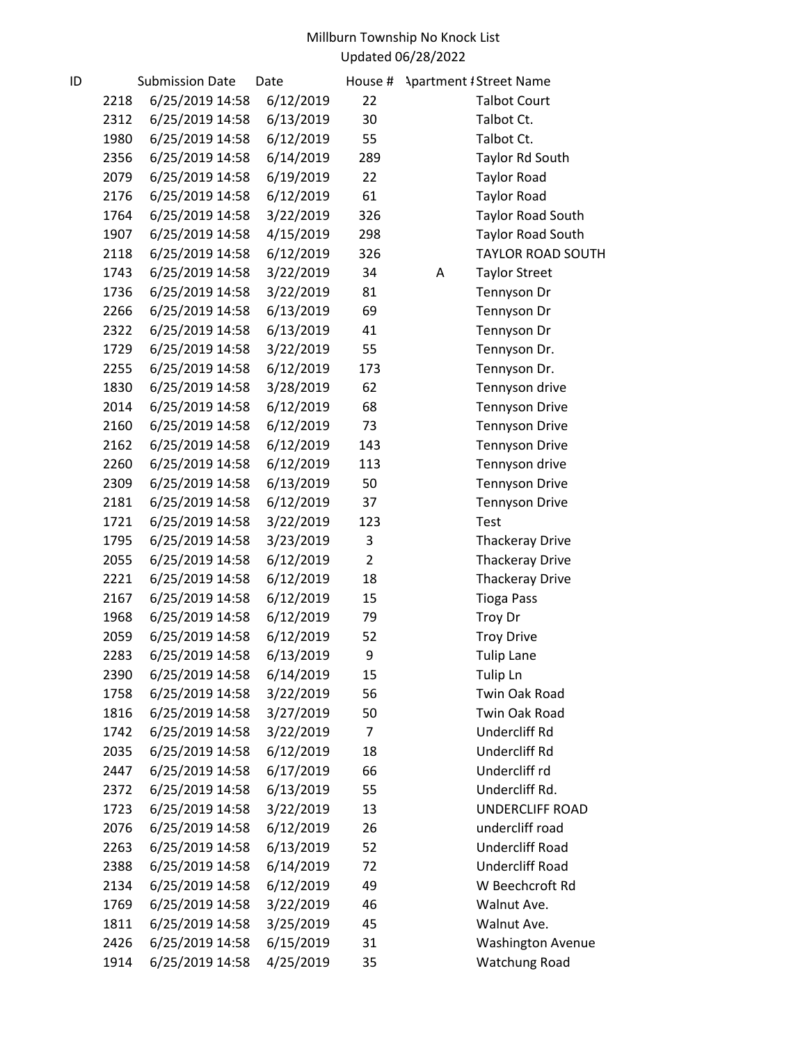Millburn Township No Knock List
Updated 06/28/2022

| ID | Submission Date | Date | House # | Apartment # | Street Name |
|---|---|---|---|---|---|
| 2218 | 6/25/2019 14:58 | 6/12/2019 | 22 | | Talbot Court |
| 2312 | 6/25/2019 14:58 | 6/13/2019 | 30 | | Talbot Ct. |
| 1980 | 6/25/2019 14:58 | 6/12/2019 | 55 | | Talbot Ct. |
| 2356 | 6/25/2019 14:58 | 6/14/2019 | 289 | | Taylor Rd South |
| 2079 | 6/25/2019 14:58 | 6/19/2019 | 22 | | Taylor Road |
| 2176 | 6/25/2019 14:58 | 6/12/2019 | 61 | | Taylor Road |
| 1764 | 6/25/2019 14:58 | 3/22/2019 | 326 | | Taylor Road South |
| 1907 | 6/25/2019 14:58 | 4/15/2019 | 298 | | Taylor Road South |
| 2118 | 6/25/2019 14:58 | 6/12/2019 | 326 | | TAYLOR ROAD SOUTH |
| 1743 | 6/25/2019 14:58 | 3/22/2019 | 34 | A | Taylor Street |
| 1736 | 6/25/2019 14:58 | 3/22/2019 | 81 | | Tennyson Dr |
| 2266 | 6/25/2019 14:58 | 6/13/2019 | 69 | | Tennyson Dr |
| 2322 | 6/25/2019 14:58 | 6/13/2019 | 41 | | Tennyson Dr |
| 1729 | 6/25/2019 14:58 | 3/22/2019 | 55 | | Tennyson Dr. |
| 2255 | 6/25/2019 14:58 | 6/12/2019 | 173 | | Tennyson Dr. |
| 1830 | 6/25/2019 14:58 | 3/28/2019 | 62 | | Tennyson drive |
| 2014 | 6/25/2019 14:58 | 6/12/2019 | 68 | | Tennyson Drive |
| 2160 | 6/25/2019 14:58 | 6/12/2019 | 73 | | Tennyson Drive |
| 2162 | 6/25/2019 14:58 | 6/12/2019 | 143 | | Tennyson Drive |
| 2260 | 6/25/2019 14:58 | 6/12/2019 | 113 | | Tennyson drive |
| 2309 | 6/25/2019 14:58 | 6/13/2019 | 50 | | Tennyson Drive |
| 2181 | 6/25/2019 14:58 | 6/12/2019 | 37 | | Tennyson Drive |
| 1721 | 6/25/2019 14:58 | 3/22/2019 | 123 | | Test |
| 1795 | 6/25/2019 14:58 | 3/23/2019 | 3 | | Thackeray Drive |
| 2055 | 6/25/2019 14:58 | 6/12/2019 | 2 | | Thackeray Drive |
| 2221 | 6/25/2019 14:58 | 6/12/2019 | 18 | | Thackeray Drive |
| 2167 | 6/25/2019 14:58 | 6/12/2019 | 15 | | Tioga Pass |
| 1968 | 6/25/2019 14:58 | 6/12/2019 | 79 | | Troy Dr |
| 2059 | 6/25/2019 14:58 | 6/12/2019 | 52 | | Troy Drive |
| 2283 | 6/25/2019 14:58 | 6/13/2019 | 9 | | Tulip Lane |
| 2390 | 6/25/2019 14:58 | 6/14/2019 | 15 | | Tulip Ln |
| 1758 | 6/25/2019 14:58 | 3/22/2019 | 56 | | Twin Oak Road |
| 1816 | 6/25/2019 14:58 | 3/27/2019 | 50 | | Twin Oak Road |
| 1742 | 6/25/2019 14:58 | 3/22/2019 | 7 | | Undercliff Rd |
| 2035 | 6/25/2019 14:58 | 6/12/2019 | 18 | | Undercliff Rd |
| 2447 | 6/25/2019 14:58 | 6/17/2019 | 66 | | Undercliff rd |
| 2372 | 6/25/2019 14:58 | 6/13/2019 | 55 | | Undercliff Rd. |
| 1723 | 6/25/2019 14:58 | 3/22/2019 | 13 | | UNDERCLIFF ROAD |
| 2076 | 6/25/2019 14:58 | 6/12/2019 | 26 | | undercliff road |
| 2263 | 6/25/2019 14:58 | 6/13/2019 | 52 | | Undercliff Road |
| 2388 | 6/25/2019 14:58 | 6/14/2019 | 72 | | Undercliff Road |
| 2134 | 6/25/2019 14:58 | 6/12/2019 | 49 | | W Beechcroft Rd |
| 1769 | 6/25/2019 14:58 | 3/22/2019 | 46 | | Walnut Ave. |
| 1811 | 6/25/2019 14:58 | 3/25/2019 | 45 | | Walnut Ave. |
| 2426 | 6/25/2019 14:58 | 6/15/2019 | 31 | | Washington Avenue |
| 1914 | 6/25/2019 14:58 | 4/25/2019 | 35 | | Watchung Road |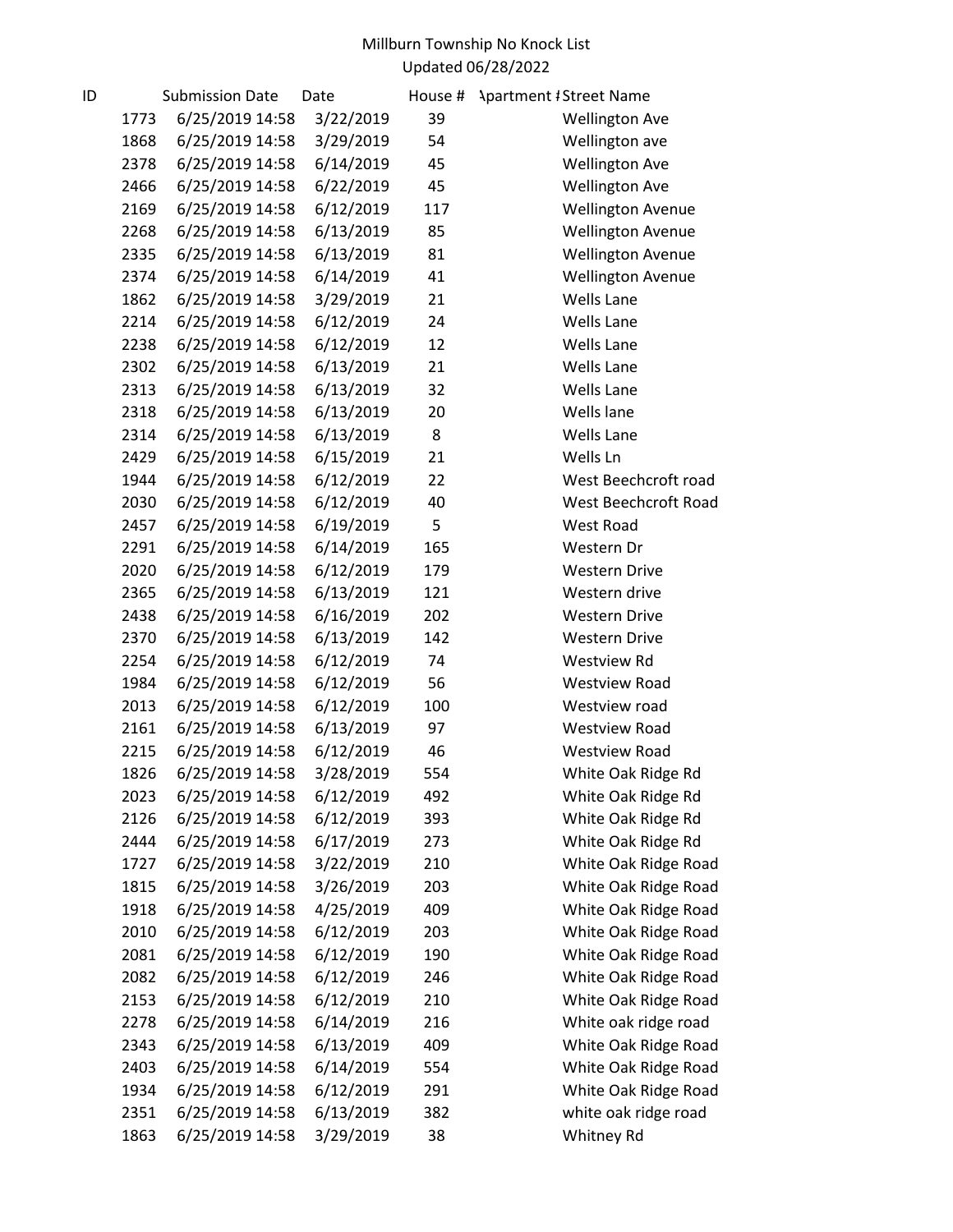Millburn Township No Knock List
Updated 06/28/2022

| ID | Submission Date | Date | House # | Apartment # | Street Name |
|---|---|---|---|---|---|
| 1773 | 6/25/2019 14:58 | 3/22/2019 | 39 | | Wellington Ave |
| 1868 | 6/25/2019 14:58 | 3/29/2019 | 54 | | Wellington ave |
| 2378 | 6/25/2019 14:58 | 6/14/2019 | 45 | | Wellington Ave |
| 2466 | 6/25/2019 14:58 | 6/22/2019 | 45 | | Wellington Ave |
| 2169 | 6/25/2019 14:58 | 6/12/2019 | 117 | | Wellington Avenue |
| 2268 | 6/25/2019 14:58 | 6/13/2019 | 85 | | Wellington Avenue |
| 2335 | 6/25/2019 14:58 | 6/13/2019 | 81 | | Wellington Avenue |
| 2374 | 6/25/2019 14:58 | 6/14/2019 | 41 | | Wellington Avenue |
| 1862 | 6/25/2019 14:58 | 3/29/2019 | 21 | | Wells Lane |
| 2214 | 6/25/2019 14:58 | 6/12/2019 | 24 | | Wells Lane |
| 2238 | 6/25/2019 14:58 | 6/12/2019 | 12 | | Wells Lane |
| 2302 | 6/25/2019 14:58 | 6/13/2019 | 21 | | Wells Lane |
| 2313 | 6/25/2019 14:58 | 6/13/2019 | 32 | | Wells Lane |
| 2318 | 6/25/2019 14:58 | 6/13/2019 | 20 | | Wells lane |
| 2314 | 6/25/2019 14:58 | 6/13/2019 | 8 | | Wells Lane |
| 2429 | 6/25/2019 14:58 | 6/15/2019 | 21 | | Wells Ln |
| 1944 | 6/25/2019 14:58 | 6/12/2019 | 22 | | West Beechcroft road |
| 2030 | 6/25/2019 14:58 | 6/12/2019 | 40 | | West Beechcroft Road |
| 2457 | 6/25/2019 14:58 | 6/19/2019 | 5 | | West Road |
| 2291 | 6/25/2019 14:58 | 6/14/2019 | 165 | | Western Dr |
| 2020 | 6/25/2019 14:58 | 6/12/2019 | 179 | | Western Drive |
| 2365 | 6/25/2019 14:58 | 6/13/2019 | 121 | | Western drive |
| 2438 | 6/25/2019 14:58 | 6/16/2019 | 202 | | Western Drive |
| 2370 | 6/25/2019 14:58 | 6/13/2019 | 142 | | Western Drive |
| 2254 | 6/25/2019 14:58 | 6/12/2019 | 74 | | Westview Rd |
| 1984 | 6/25/2019 14:58 | 6/12/2019 | 56 | | Westview Road |
| 2013 | 6/25/2019 14:58 | 6/12/2019 | 100 | | Westview road |
| 2161 | 6/25/2019 14:58 | 6/13/2019 | 97 | | Westview Road |
| 2215 | 6/25/2019 14:58 | 6/12/2019 | 46 | | Westview Road |
| 1826 | 6/25/2019 14:58 | 3/28/2019 | 554 | | White Oak Ridge Rd |
| 2023 | 6/25/2019 14:58 | 6/12/2019 | 492 | | White Oak Ridge Rd |
| 2126 | 6/25/2019 14:58 | 6/12/2019 | 393 | | White Oak Ridge Rd |
| 2444 | 6/25/2019 14:58 | 6/17/2019 | 273 | | White Oak Ridge Rd |
| 1727 | 6/25/2019 14:58 | 3/22/2019 | 210 | | White Oak Ridge Road |
| 1815 | 6/25/2019 14:58 | 3/26/2019 | 203 | | White Oak Ridge Road |
| 1918 | 6/25/2019 14:58 | 4/25/2019 | 409 | | White Oak Ridge Road |
| 2010 | 6/25/2019 14:58 | 6/12/2019 | 203 | | White Oak Ridge Road |
| 2081 | 6/25/2019 14:58 | 6/12/2019 | 190 | | White Oak Ridge Road |
| 2082 | 6/25/2019 14:58 | 6/12/2019 | 246 | | White Oak Ridge Road |
| 2153 | 6/25/2019 14:58 | 6/12/2019 | 210 | | White Oak Ridge Road |
| 2278 | 6/25/2019 14:58 | 6/14/2019 | 216 | | White oak ridge road |
| 2343 | 6/25/2019 14:58 | 6/13/2019 | 409 | | White Oak Ridge Road |
| 2403 | 6/25/2019 14:58 | 6/14/2019 | 554 | | White Oak Ridge Road |
| 1934 | 6/25/2019 14:58 | 6/12/2019 | 291 | | White Oak Ridge Road |
| 2351 | 6/25/2019 14:58 | 6/13/2019 | 382 | | white oak ridge road |
| 1863 | 6/25/2019 14:58 | 3/29/2019 | 38 | | Whitney Rd |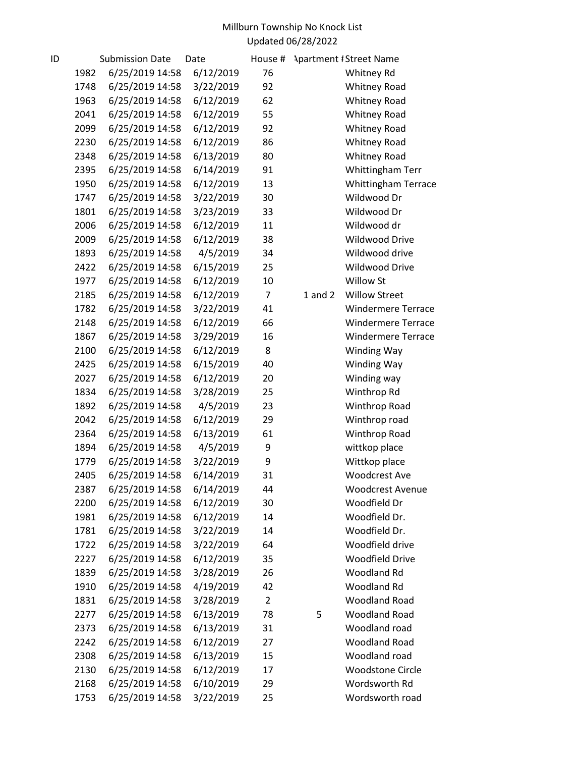Millburn Township No Knock List
Updated 06/28/2022

| ID | Submission Date | Date | House # | Apartment # | Street Name |
|---|---|---|---|---|---|
| 1982 | 6/25/2019 14:58 | 6/12/2019 | 76 | | Whitney Rd |
| 1748 | 6/25/2019 14:58 | 3/22/2019 | 92 | | Whitney Road |
| 1963 | 6/25/2019 14:58 | 6/12/2019 | 62 | | Whitney Road |
| 2041 | 6/25/2019 14:58 | 6/12/2019 | 55 | | Whitney Road |
| 2099 | 6/25/2019 14:58 | 6/12/2019 | 92 | | Whitney Road |
| 2230 | 6/25/2019 14:58 | 6/12/2019 | 86 | | Whitney Road |
| 2348 | 6/25/2019 14:58 | 6/13/2019 | 80 | | Whitney Road |
| 2395 | 6/25/2019 14:58 | 6/14/2019 | 91 | | Whittingham Terr |
| 1950 | 6/25/2019 14:58 | 6/12/2019 | 13 | | Whittingham Terrace |
| 1747 | 6/25/2019 14:58 | 3/22/2019 | 30 | | Wildwood Dr |
| 1801 | 6/25/2019 14:58 | 3/23/2019 | 33 | | Wildwood Dr |
| 2006 | 6/25/2019 14:58 | 6/12/2019 | 11 | | Wildwood dr |
| 2009 | 6/25/2019 14:58 | 6/12/2019 | 38 | | Wildwood Drive |
| 1893 | 6/25/2019 14:58 | 4/5/2019 | 34 | | Wildwood drive |
| 2422 | 6/25/2019 14:58 | 6/15/2019 | 25 | | Wildwood Drive |
| 1977 | 6/25/2019 14:58 | 6/12/2019 | 10 | | Willow St |
| 2185 | 6/25/2019 14:58 | 6/12/2019 | 7 | 1 and 2 | Willow Street |
| 1782 | 6/25/2019 14:58 | 3/22/2019 | 41 | | Windermere Terrace |
| 2148 | 6/25/2019 14:58 | 6/12/2019 | 66 | | Windermere Terrace |
| 1867 | 6/25/2019 14:58 | 3/29/2019 | 16 | | Windermere Terrace |
| 2100 | 6/25/2019 14:58 | 6/12/2019 | 8 | | Winding Way |
| 2425 | 6/25/2019 14:58 | 6/15/2019 | 40 | | Winding Way |
| 2027 | 6/25/2019 14:58 | 6/12/2019 | 20 | | Winding way |
| 1834 | 6/25/2019 14:58 | 3/28/2019 | 25 | | Winthrop Rd |
| 1892 | 6/25/2019 14:58 | 4/5/2019 | 23 | | Winthrop Road |
| 2042 | 6/25/2019 14:58 | 6/12/2019 | 29 | | Winthrop road |
| 2364 | 6/25/2019 14:58 | 6/13/2019 | 61 | | Winthrop Road |
| 1894 | 6/25/2019 14:58 | 4/5/2019 | 9 | | wittkop place |
| 1779 | 6/25/2019 14:58 | 3/22/2019 | 9 | | Wittkop place |
| 2405 | 6/25/2019 14:58 | 6/14/2019 | 31 | | Woodcrest Ave |
| 2387 | 6/25/2019 14:58 | 6/14/2019 | 44 | | Woodcrest Avenue |
| 2200 | 6/25/2019 14:58 | 6/12/2019 | 30 | | Woodfield Dr |
| 1981 | 6/25/2019 14:58 | 6/12/2019 | 14 | | Woodfield Dr. |
| 1781 | 6/25/2019 14:58 | 3/22/2019 | 14 | | Woodfield Dr. |
| 1722 | 6/25/2019 14:58 | 3/22/2019 | 64 | | Woodfield drive |
| 2227 | 6/25/2019 14:58 | 6/12/2019 | 35 | | Woodfield Drive |
| 1839 | 6/25/2019 14:58 | 3/28/2019 | 26 | | Woodland Rd |
| 1910 | 6/25/2019 14:58 | 4/19/2019 | 42 | | Woodland Rd |
| 1831 | 6/25/2019 14:58 | 3/28/2019 | 2 | | Woodland Road |
| 2277 | 6/25/2019 14:58 | 6/13/2019 | 78 | 5 | Woodland Road |
| 2373 | 6/25/2019 14:58 | 6/13/2019 | 31 | | Woodland road |
| 2242 | 6/25/2019 14:58 | 6/12/2019 | 27 | | Woodland Road |
| 2308 | 6/25/2019 14:58 | 6/13/2019 | 15 | | Woodland road |
| 2130 | 6/25/2019 14:58 | 6/12/2019 | 17 | | Woodstone Circle |
| 2168 | 6/25/2019 14:58 | 6/10/2019 | 29 | | Wordsworth Rd |
| 1753 | 6/25/2019 14:58 | 3/22/2019 | 25 | | Wordsworth road |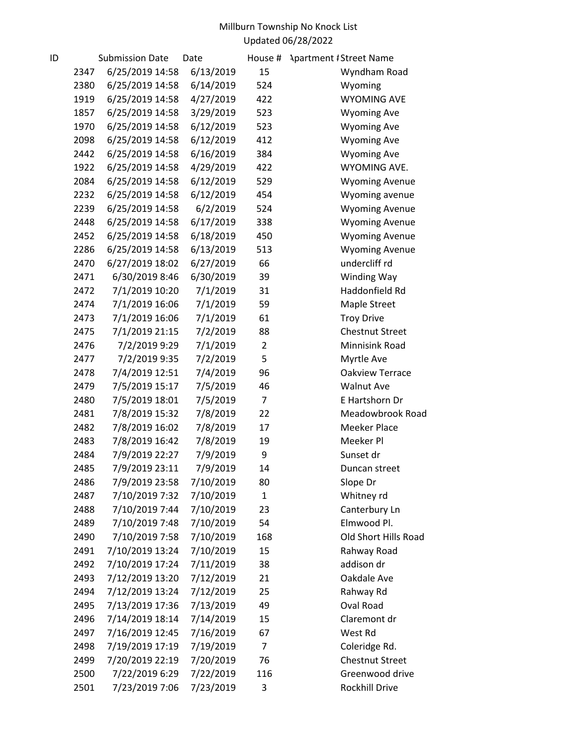Millburn Township No Knock List
Updated 06/28/2022

| ID | Submission Date | Date | House # | Apartment # | Street Name |
|---|---|---|---|---|---|
| 2347 | 6/25/2019 14:58 | 6/13/2019 | 15 | | Wyndham Road |
| 2380 | 6/25/2019 14:58 | 6/14/2019 | 524 | | Wyoming |
| 1919 | 6/25/2019 14:58 | 4/27/2019 | 422 | | WYOMING AVE |
| 1857 | 6/25/2019 14:58 | 3/29/2019 | 523 | | Wyoming Ave |
| 1970 | 6/25/2019 14:58 | 6/12/2019 | 523 | | Wyoming Ave |
| 2098 | 6/25/2019 14:58 | 6/12/2019 | 412 | | Wyoming Ave |
| 2442 | 6/25/2019 14:58 | 6/16/2019 | 384 | | Wyoming Ave |
| 1922 | 6/25/2019 14:58 | 4/29/2019 | 422 | | WYOMING AVE. |
| 2084 | 6/25/2019 14:58 | 6/12/2019 | 529 | | Wyoming Avenue |
| 2232 | 6/25/2019 14:58 | 6/12/2019 | 454 | | Wyoming avenue |
| 2239 | 6/25/2019 14:58 | 6/2/2019 | 524 | | Wyoming Avenue |
| 2448 | 6/25/2019 14:58 | 6/17/2019 | 338 | | Wyoming Avenue |
| 2452 | 6/25/2019 14:58 | 6/18/2019 | 450 | | Wyoming Avenue |
| 2286 | 6/25/2019 14:58 | 6/13/2019 | 513 | | Wyoming Avenue |
| 2470 | 6/27/2019 18:02 | 6/27/2019 | 66 | | undercliff rd |
| 2471 | 6/30/2019 8:46 | 6/30/2019 | 39 | | Winding Way |
| 2472 | 7/1/2019 10:20 | 7/1/2019 | 31 | | Haddonfield Rd |
| 2474 | 7/1/2019 16:06 | 7/1/2019 | 59 | | Maple Street |
| 2473 | 7/1/2019 16:06 | 7/1/2019 | 61 | | Troy Drive |
| 2475 | 7/1/2019 21:15 | 7/2/2019 | 88 | | Chestnut Street |
| 2476 | 7/2/2019 9:29 | 7/1/2019 | 2 | | Minnisink Road |
| 2477 | 7/2/2019 9:35 | 7/2/2019 | 5 | | Myrtle Ave |
| 2478 | 7/4/2019 12:51 | 7/4/2019 | 96 | | Oakview Terrace |
| 2479 | 7/5/2019 15:17 | 7/5/2019 | 46 | | Walnut Ave |
| 2480 | 7/5/2019 18:01 | 7/5/2019 | 7 | | E Hartshorn Dr |
| 2481 | 7/8/2019 15:32 | 7/8/2019 | 22 | | Meadowbrook Road |
| 2482 | 7/8/2019 16:02 | 7/8/2019 | 17 | | Meeker Place |
| 2483 | 7/8/2019 16:42 | 7/8/2019 | 19 | | Meeker Pl |
| 2484 | 7/9/2019 22:27 | 7/9/2019 | 9 | | Sunset dr |
| 2485 | 7/9/2019 23:11 | 7/9/2019 | 14 | | Duncan street |
| 2486 | 7/9/2019 23:58 | 7/10/2019 | 80 | | Slope Dr |
| 2487 | 7/10/2019 7:32 | 7/10/2019 | 1 | | Whitney rd |
| 2488 | 7/10/2019 7:44 | 7/10/2019 | 23 | | Canterbury Ln |
| 2489 | 7/10/2019 7:48 | 7/10/2019 | 54 | | Elmwood Pl. |
| 2490 | 7/10/2019 7:58 | 7/10/2019 | 168 | | Old Short Hills Road |
| 2491 | 7/10/2019 13:24 | 7/10/2019 | 15 | | Rahway Road |
| 2492 | 7/10/2019 17:24 | 7/11/2019 | 38 | | addison dr |
| 2493 | 7/12/2019 13:20 | 7/12/2019 | 21 | | Oakdale Ave |
| 2494 | 7/12/2019 13:24 | 7/12/2019 | 25 | | Rahway Rd |
| 2495 | 7/13/2019 17:36 | 7/13/2019 | 49 | | Oval Road |
| 2496 | 7/14/2019 18:14 | 7/14/2019 | 15 | | Claremont dr |
| 2497 | 7/16/2019 12:45 | 7/16/2019 | 67 | | West Rd |
| 2498 | 7/19/2019 17:19 | 7/19/2019 | 7 | | Coleridge Rd. |
| 2499 | 7/20/2019 22:19 | 7/20/2019 | 76 | | Chestnut Street |
| 2500 | 7/22/2019 6:29 | 7/22/2019 | 116 | | Greenwood drive |
| 2501 | 7/23/2019 7:06 | 7/23/2019 | 3 | | Rockhill Drive |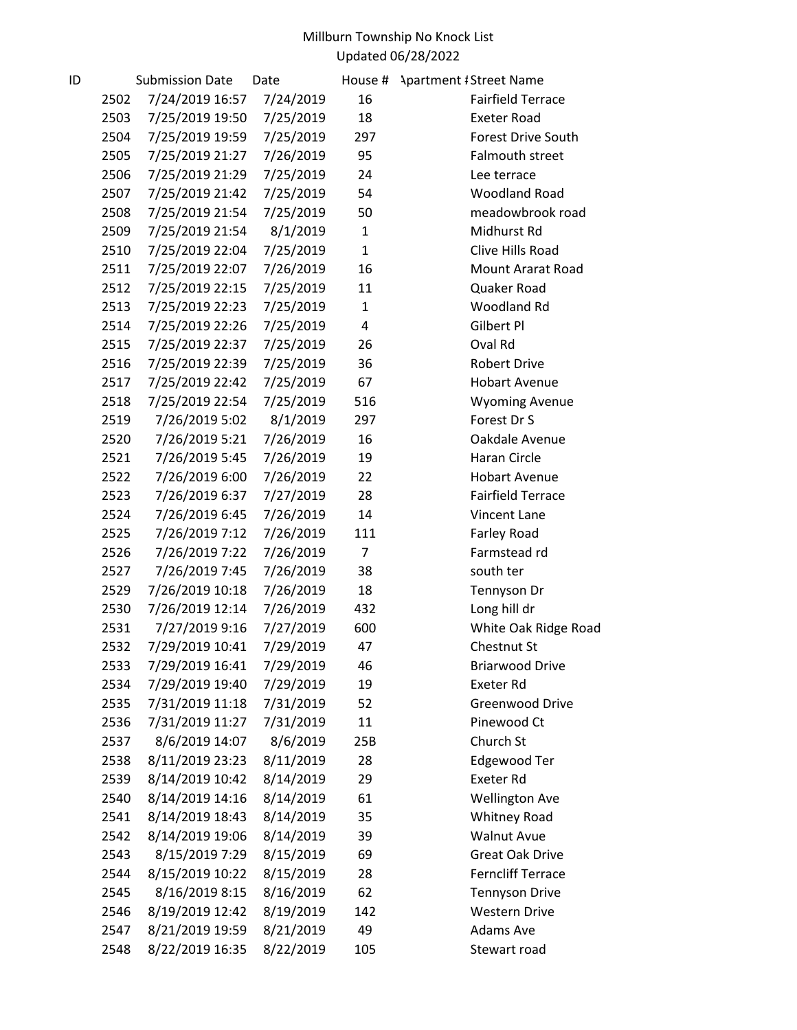Millburn Township No Knock List
Updated 06/28/2022

| ID | Submission Date | Date | House # | Apartment # | Street Name |
|---|---|---|---|---|---|
| 2502 | 7/24/2019 16:57 | 7/24/2019 | 16 | | Fairfield Terrace |
| 2503 | 7/25/2019 19:50 | 7/25/2019 | 18 | | Exeter Road |
| 2504 | 7/25/2019 19:59 | 7/25/2019 | 297 | | Forest Drive South |
| 2505 | 7/25/2019 21:27 | 7/26/2019 | 95 | | Falmouth street |
| 2506 | 7/25/2019 21:29 | 7/25/2019 | 24 | | Lee terrace |
| 2507 | 7/25/2019 21:42 | 7/25/2019 | 54 | | Woodland Road |
| 2508 | 7/25/2019 21:54 | 7/25/2019 | 50 | | meadowbrook road |
| 2509 | 7/25/2019 21:54 | 8/1/2019 | 1 | | Midhurst Rd |
| 2510 | 7/25/2019 22:04 | 7/25/2019 | 1 | | Clive Hills Road |
| 2511 | 7/25/2019 22:07 | 7/26/2019 | 16 | | Mount Ararat Road |
| 2512 | 7/25/2019 22:15 | 7/25/2019 | 11 | | Quaker Road |
| 2513 | 7/25/2019 22:23 | 7/25/2019 | 1 | | Woodland Rd |
| 2514 | 7/25/2019 22:26 | 7/25/2019 | 4 | | Gilbert Pl |
| 2515 | 7/25/2019 22:37 | 7/25/2019 | 26 | | Oval Rd |
| 2516 | 7/25/2019 22:39 | 7/25/2019 | 36 | | Robert Drive |
| 2517 | 7/25/2019 22:42 | 7/25/2019 | 67 | | Hobart Avenue |
| 2518 | 7/25/2019 22:54 | 7/25/2019 | 516 | | Wyoming Avenue |
| 2519 | 7/26/2019 5:02 | 8/1/2019 | 297 | | Forest Dr S |
| 2520 | 7/26/2019 5:21 | 7/26/2019 | 16 | | Oakdale Avenue |
| 2521 | 7/26/2019 5:45 | 7/26/2019 | 19 | | Haran Circle |
| 2522 | 7/26/2019 6:00 | 7/26/2019 | 22 | | Hobart Avenue |
| 2523 | 7/26/2019 6:37 | 7/27/2019 | 28 | | Fairfield Terrace |
| 2524 | 7/26/2019 6:45 | 7/26/2019 | 14 | | Vincent Lane |
| 2525 | 7/26/2019 7:12 | 7/26/2019 | 111 | | Farley Road |
| 2526 | 7/26/2019 7:22 | 7/26/2019 | 7 | | Farmstead rd |
| 2527 | 7/26/2019 7:45 | 7/26/2019 | 38 | | south ter |
| 2529 | 7/26/2019 10:18 | 7/26/2019 | 18 | | Tennyson Dr |
| 2530 | 7/26/2019 12:14 | 7/26/2019 | 432 | | Long hill dr |
| 2531 | 7/27/2019 9:16 | 7/27/2019 | 600 | | White Oak Ridge Road |
| 2532 | 7/29/2019 10:41 | 7/29/2019 | 47 | | Chestnut St |
| 2533 | 7/29/2019 16:41 | 7/29/2019 | 46 | | Briarwood Drive |
| 2534 | 7/29/2019 19:40 | 7/29/2019 | 19 | | Exeter Rd |
| 2535 | 7/31/2019 11:18 | 7/31/2019 | 52 | | Greenwood Drive |
| 2536 | 7/31/2019 11:27 | 7/31/2019 | 11 | | Pinewood Ct |
| 2537 | 8/6/2019 14:07 | 8/6/2019 | 25B | | Church St |
| 2538 | 8/11/2019 23:23 | 8/11/2019 | 28 | | Edgewood Ter |
| 2539 | 8/14/2019 10:42 | 8/14/2019 | 29 | | Exeter Rd |
| 2540 | 8/14/2019 14:16 | 8/14/2019 | 61 | | Wellington Ave |
| 2541 | 8/14/2019 18:43 | 8/14/2019 | 35 | | Whitney Road |
| 2542 | 8/14/2019 19:06 | 8/14/2019 | 39 | | Walnut Avue |
| 2543 | 8/15/2019 7:29 | 8/15/2019 | 69 | | Great Oak Drive |
| 2544 | 8/15/2019 10:22 | 8/15/2019 | 28 | | Ferncliff Terrace |
| 2545 | 8/16/2019 8:15 | 8/16/2019 | 62 | | Tennyson Drive |
| 2546 | 8/19/2019 12:42 | 8/19/2019 | 142 | | Western Drive |
| 2547 | 8/21/2019 19:59 | 8/21/2019 | 49 | | Adams Ave |
| 2548 | 8/22/2019 16:35 | 8/22/2019 | 105 | | Stewart road |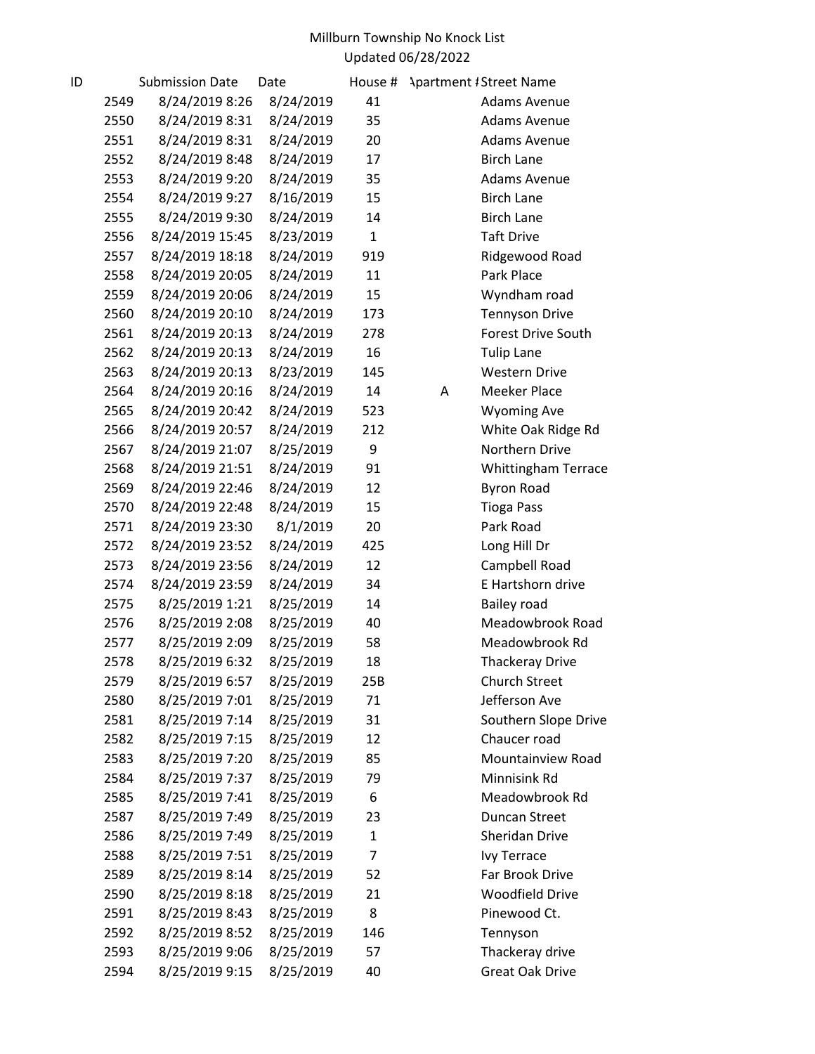Millburn Township No Knock List
Updated 06/28/2022

| ID | Submission Date | Date | House # | Apartment # | Street Name |
|---|---|---|---|---|---|
| 2549 | 8/24/2019 8:26 | 8/24/2019 | 41 | | Adams Avenue |
| 2550 | 8/24/2019 8:31 | 8/24/2019 | 35 | | Adams Avenue |
| 2551 | 8/24/2019 8:31 | 8/24/2019 | 20 | | Adams Avenue |
| 2552 | 8/24/2019 8:48 | 8/24/2019 | 17 | | Birch Lane |
| 2553 | 8/24/2019 9:20 | 8/24/2019 | 35 | | Adams Avenue |
| 2554 | 8/24/2019 9:27 | 8/16/2019 | 15 | | Birch Lane |
| 2555 | 8/24/2019 9:30 | 8/24/2019 | 14 | | Birch Lane |
| 2556 | 8/24/2019 15:45 | 8/23/2019 | 1 | | Taft Drive |
| 2557 | 8/24/2019 18:18 | 8/24/2019 | 919 | | Ridgewood Road |
| 2558 | 8/24/2019 20:05 | 8/24/2019 | 11 | | Park Place |
| 2559 | 8/24/2019 20:06 | 8/24/2019 | 15 | | Wyndham road |
| 2560 | 8/24/2019 20:10 | 8/24/2019 | 173 | | Tennyson Drive |
| 2561 | 8/24/2019 20:13 | 8/24/2019 | 278 | | Forest Drive South |
| 2562 | 8/24/2019 20:13 | 8/24/2019 | 16 | | Tulip Lane |
| 2563 | 8/24/2019 20:13 | 8/23/2019 | 145 | | Western Drive |
| 2564 | 8/24/2019 20:16 | 8/24/2019 | 14 | A | Meeker Place |
| 2565 | 8/24/2019 20:42 | 8/24/2019 | 523 | | Wyoming Ave |
| 2566 | 8/24/2019 20:57 | 8/24/2019 | 212 | | White Oak Ridge Rd |
| 2567 | 8/24/2019 21:07 | 8/25/2019 | 9 | | Northern Drive |
| 2568 | 8/24/2019 21:51 | 8/24/2019 | 91 | | Whittingham Terrace |
| 2569 | 8/24/2019 22:46 | 8/24/2019 | 12 | | Byron Road |
| 2570 | 8/24/2019 22:48 | 8/24/2019 | 15 | | Tioga Pass |
| 2571 | 8/24/2019 23:30 | 8/1/2019 | 20 | | Park Road |
| 2572 | 8/24/2019 23:52 | 8/24/2019 | 425 | | Long Hill Dr |
| 2573 | 8/24/2019 23:56 | 8/24/2019 | 12 | | Campbell Road |
| 2574 | 8/24/2019 23:59 | 8/24/2019 | 34 | | E Hartshorn drive |
| 2575 | 8/25/2019 1:21 | 8/25/2019 | 14 | | Bailey road |
| 2576 | 8/25/2019 2:08 | 8/25/2019 | 40 | | Meadowbrook Road |
| 2577 | 8/25/2019 2:09 | 8/25/2019 | 58 | | Meadowbrook Rd |
| 2578 | 8/25/2019 6:32 | 8/25/2019 | 18 | | Thackeray Drive |
| 2579 | 8/25/2019 6:57 | 8/25/2019 | 25B | | Church Street |
| 2580 | 8/25/2019 7:01 | 8/25/2019 | 71 | | Jefferson Ave |
| 2581 | 8/25/2019 7:14 | 8/25/2019 | 31 | | Southern Slope Drive |
| 2582 | 8/25/2019 7:15 | 8/25/2019 | 12 | | Chaucer road |
| 2583 | 8/25/2019 7:20 | 8/25/2019 | 85 | | Mountainview Road |
| 2584 | 8/25/2019 7:37 | 8/25/2019 | 79 | | Minnisink Rd |
| 2585 | 8/25/2019 7:41 | 8/25/2019 | 6 | | Meadowbrook Rd |
| 2587 | 8/25/2019 7:49 | 8/25/2019 | 23 | | Duncan Street |
| 2586 | 8/25/2019 7:49 | 8/25/2019 | 1 | | Sheridan Drive |
| 2588 | 8/25/2019 7:51 | 8/25/2019 | 7 | | Ivy Terrace |
| 2589 | 8/25/2019 8:14 | 8/25/2019 | 52 | | Far Brook Drive |
| 2590 | 8/25/2019 8:18 | 8/25/2019 | 21 | | Woodfield Drive |
| 2591 | 8/25/2019 8:43 | 8/25/2019 | 8 | | Pinewood Ct. |
| 2592 | 8/25/2019 8:52 | 8/25/2019 | 146 | | Tennyson |
| 2593 | 8/25/2019 9:06 | 8/25/2019 | 57 | | Thackeray drive |
| 2594 | 8/25/2019 9:15 | 8/25/2019 | 40 | | Great Oak Drive |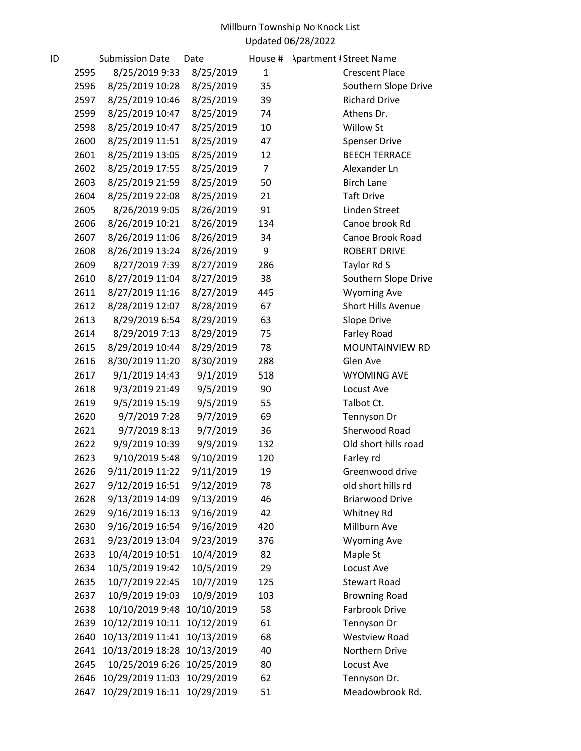Millburn Township No Knock List
Updated 06/28/2022

| ID | Submission Date | Date | House # | Apartment # | Street Name |
|---|---|---|---|---|---|
| 2595 | 8/25/2019 9:33 | 8/25/2019 | 1 | | Crescent Place |
| 2596 | 8/25/2019 10:28 | 8/25/2019 | 35 | | Southern Slope Drive |
| 2597 | 8/25/2019 10:46 | 8/25/2019 | 39 | | Richard Drive |
| 2599 | 8/25/2019 10:47 | 8/25/2019 | 74 | | Athens Dr. |
| 2598 | 8/25/2019 10:47 | 8/25/2019 | 10 | | Willow St |
| 2600 | 8/25/2019 11:51 | 8/25/2019 | 47 | | Spenser Drive |
| 2601 | 8/25/2019 13:05 | 8/25/2019 | 12 | | BEECH TERRACE |
| 2602 | 8/25/2019 17:55 | 8/25/2019 | 7 | | Alexander Ln |
| 2603 | 8/25/2019 21:59 | 8/25/2019 | 50 | | Birch Lane |
| 2604 | 8/25/2019 22:08 | 8/25/2019 | 21 | | Taft Drive |
| 2605 | 8/26/2019 9:05 | 8/26/2019 | 91 | | Linden Street |
| 2606 | 8/26/2019 10:21 | 8/26/2019 | 134 | | Canoe brook Rd |
| 2607 | 8/26/2019 11:06 | 8/26/2019 | 34 | | Canoe Brook Road |
| 2608 | 8/26/2019 13:24 | 8/26/2019 | 9 | | ROBERT DRIVE |
| 2609 | 8/27/2019 7:39 | 8/27/2019 | 286 | | Taylor Rd S |
| 2610 | 8/27/2019 11:04 | 8/27/2019 | 38 | | Southern Slope Drive |
| 2611 | 8/27/2019 11:16 | 8/27/2019 | 445 | | Wyoming Ave |
| 2612 | 8/28/2019 12:07 | 8/28/2019 | 67 | | Short Hills Avenue |
| 2613 | 8/29/2019 6:54 | 8/29/2019 | 63 | | Slope Drive |
| 2614 | 8/29/2019 7:13 | 8/29/2019 | 75 | | Farley Road |
| 2615 | 8/29/2019 10:44 | 8/29/2019 | 78 | | MOUNTAINVIEW RD |
| 2616 | 8/30/2019 11:20 | 8/30/2019 | 288 | | Glen Ave |
| 2617 | 9/1/2019 14:43 | 9/1/2019 | 518 | | WYOMING AVE |
| 2618 | 9/3/2019 21:49 | 9/5/2019 | 90 | | Locust Ave |
| 2619 | 9/5/2019 15:19 | 9/5/2019 | 55 | | Talbot Ct. |
| 2620 | 9/7/2019 7:28 | 9/7/2019 | 69 | | Tennyson Dr |
| 2621 | 9/7/2019 8:13 | 9/7/2019 | 36 | | Sherwood Road |
| 2622 | 9/9/2019 10:39 | 9/9/2019 | 132 | | Old short hills road |
| 2623 | 9/10/2019 5:48 | 9/10/2019 | 120 | | Farley rd |
| 2626 | 9/11/2019 11:22 | 9/11/2019 | 19 | | Greenwood drive |
| 2627 | 9/12/2019 16:51 | 9/12/2019 | 78 | | old short hills rd |
| 2628 | 9/13/2019 14:09 | 9/13/2019 | 46 | | Briarwood Drive |
| 2629 | 9/16/2019 16:13 | 9/16/2019 | 42 | | Whitney Rd |
| 2630 | 9/16/2019 16:54 | 9/16/2019 | 420 | | Millburn Ave |
| 2631 | 9/23/2019 13:04 | 9/23/2019 | 376 | | Wyoming Ave |
| 2633 | 10/4/2019 10:51 | 10/4/2019 | 82 | | Maple St |
| 2634 | 10/5/2019 19:42 | 10/5/2019 | 29 | | Locust Ave |
| 2635 | 10/7/2019 22:45 | 10/7/2019 | 125 | | Stewart Road |
| 2637 | 10/9/2019 19:03 | 10/9/2019 | 103 | | Browning Road |
| 2638 | 10/10/2019 9:48 | 10/10/2019 | 58 | | Farbrook Drive |
| 2639 | 10/12/2019 10:11 | 10/12/2019 | 61 | | Tennyson Dr |
| 2640 | 10/13/2019 11:41 | 10/13/2019 | 68 | | Westview Road |
| 2641 | 10/13/2019 18:28 | 10/13/2019 | 40 | | Northern Drive |
| 2645 | 10/25/2019 6:26 | 10/25/2019 | 80 | | Locust Ave |
| 2646 | 10/29/2019 11:03 | 10/29/2019 | 62 | | Tennyson Dr. |
| 2647 | 10/29/2019 16:11 | 10/29/2019 | 51 | | Meadowbrook Rd. |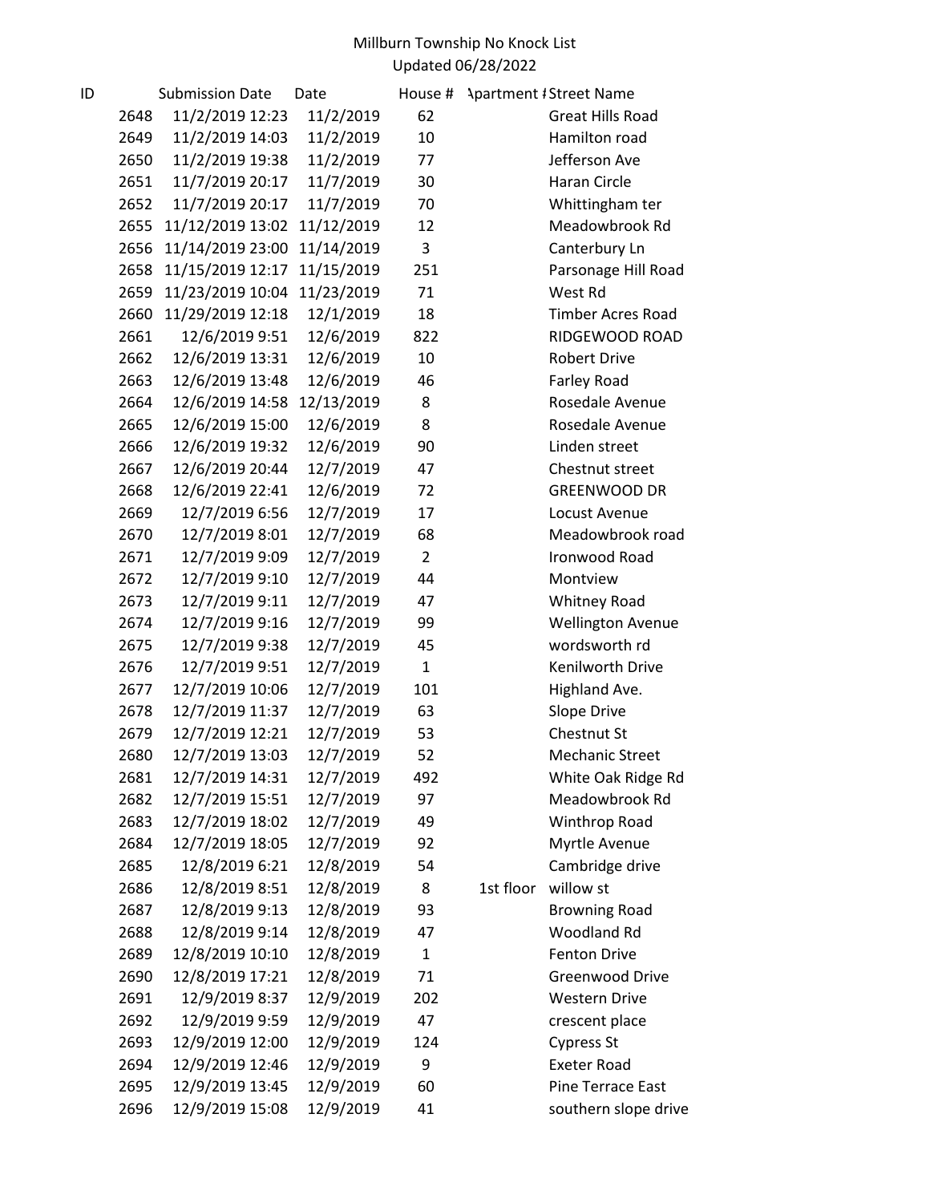Millburn Township No Knock List
Updated 06/28/2022

| ID | Submission Date | Date | House # | Apartment # | Street Name |
|---|---|---|---|---|---|
| 2648 | 11/2/2019 12:23 | 11/2/2019 | 62 | | Great Hills Road |
| 2649 | 11/2/2019 14:03 | 11/2/2019 | 10 | | Hamilton road |
| 2650 | 11/2/2019 19:38 | 11/2/2019 | 77 | | Jefferson Ave |
| 2651 | 11/7/2019 20:17 | 11/7/2019 | 30 | | Haran Circle |
| 2652 | 11/7/2019 20:17 | 11/7/2019 | 70 | | Whittingham ter |
| 2655 | 11/12/2019 13:02 | 11/12/2019 | 12 | | Meadowbrook Rd |
| 2656 | 11/14/2019 23:00 | 11/14/2019 | 3 | | Canterbury Ln |
| 2658 | 11/15/2019 12:17 | 11/15/2019 | 251 | | Parsonage Hill Road |
| 2659 | 11/23/2019 10:04 | 11/23/2019 | 71 | | West Rd |
| 2660 | 11/29/2019 12:18 | 12/1/2019 | 18 | | Timber Acres Road |
| 2661 | 12/6/2019 9:51 | 12/6/2019 | 822 | | RIDGEWOOD ROAD |
| 2662 | 12/6/2019 13:31 | 12/6/2019 | 10 | | Robert Drive |
| 2663 | 12/6/2019 13:48 | 12/6/2019 | 46 | | Farley Road |
| 2664 | 12/6/2019 14:58 | 12/13/2019 | 8 | | Rosedale Avenue |
| 2665 | 12/6/2019 15:00 | 12/6/2019 | 8 | | Rosedale Avenue |
| 2666 | 12/6/2019 19:32 | 12/6/2019 | 90 | | Linden street |
| 2667 | 12/6/2019 20:44 | 12/7/2019 | 47 | | Chestnut street |
| 2668 | 12/6/2019 22:41 | 12/6/2019 | 72 | | GREENWOOD DR |
| 2669 | 12/7/2019 6:56 | 12/7/2019 | 17 | | Locust Avenue |
| 2670 | 12/7/2019 8:01 | 12/7/2019 | 68 | | Meadowbrook road |
| 2671 | 12/7/2019 9:09 | 12/7/2019 | 2 | | Ironwood Road |
| 2672 | 12/7/2019 9:10 | 12/7/2019 | 44 | | Montview |
| 2673 | 12/7/2019 9:11 | 12/7/2019 | 47 | | Whitney Road |
| 2674 | 12/7/2019 9:16 | 12/7/2019 | 99 | | Wellington Avenue |
| 2675 | 12/7/2019 9:38 | 12/7/2019 | 45 | | wordsworth rd |
| 2676 | 12/7/2019 9:51 | 12/7/2019 | 1 | | Kenilworth Drive |
| 2677 | 12/7/2019 10:06 | 12/7/2019 | 101 | | Highland Ave. |
| 2678 | 12/7/2019 11:37 | 12/7/2019 | 63 | | Slope Drive |
| 2679 | 12/7/2019 12:21 | 12/7/2019 | 53 | | Chestnut St |
| 2680 | 12/7/2019 13:03 | 12/7/2019 | 52 | | Mechanic Street |
| 2681 | 12/7/2019 14:31 | 12/7/2019 | 492 | | White Oak Ridge Rd |
| 2682 | 12/7/2019 15:51 | 12/7/2019 | 97 | | Meadowbrook Rd |
| 2683 | 12/7/2019 18:02 | 12/7/2019 | 49 | | Winthrop Road |
| 2684 | 12/7/2019 18:05 | 12/7/2019 | 92 | | Myrtle Avenue |
| 2685 | 12/8/2019 6:21 | 12/8/2019 | 54 | | Cambridge drive |
| 2686 | 12/8/2019 8:51 | 12/8/2019 | 8 | 1st floor | willow st |
| 2687 | 12/8/2019 9:13 | 12/8/2019 | 93 | | Browning Road |
| 2688 | 12/8/2019 9:14 | 12/8/2019 | 47 | | Woodland Rd |
| 2689 | 12/8/2019 10:10 | 12/8/2019 | 1 | | Fenton Drive |
| 2690 | 12/8/2019 17:21 | 12/8/2019 | 71 | | Greenwood Drive |
| 2691 | 12/9/2019 8:37 | 12/9/2019 | 202 | | Western Drive |
| 2692 | 12/9/2019 9:59 | 12/9/2019 | 47 | | crescent place |
| 2693 | 12/9/2019 12:00 | 12/9/2019 | 124 | | Cypress St |
| 2694 | 12/9/2019 12:46 | 12/9/2019 | 9 | | Exeter Road |
| 2695 | 12/9/2019 13:45 | 12/9/2019 | 60 | | Pine Terrace East |
| 2696 | 12/9/2019 15:08 | 12/9/2019 | 41 | | southern slope drive |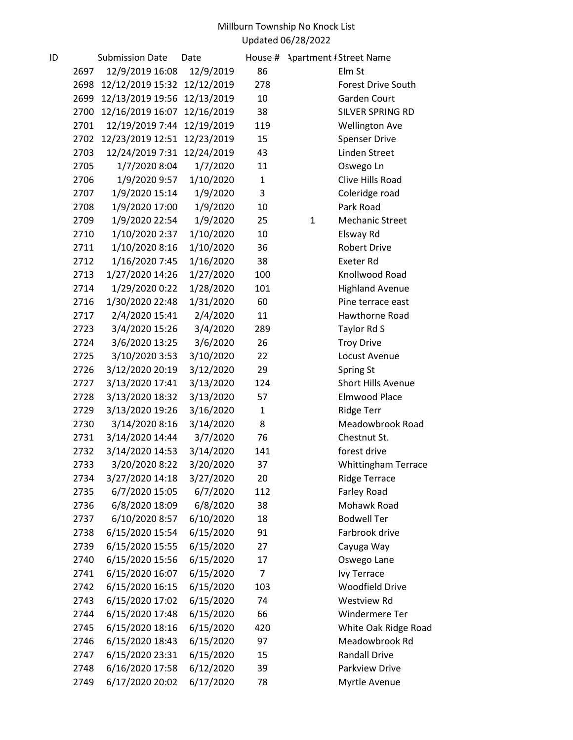# Millburn Township No Knock List
Updated 06/28/2022

| ID | Submission Date | Date | House # | Apartment # | Street Name |
|---|---|---|---|---|---|
| 2697 | 12/9/2019 16:08 | 12/9/2019 | 86 | | Elm St |
| 2698 | 12/12/2019 15:32 | 12/12/2019 | 278 | | Forest Drive South |
| 2699 | 12/13/2019 19:56 | 12/13/2019 | 10 | | Garden Court |
| 2700 | 12/16/2019 16:07 | 12/16/2019 | 38 | | SILVER SPRING RD |
| 2701 | 12/19/2019 7:44 | 12/19/2019 | 119 | | Wellington Ave |
| 2702 | 12/23/2019 12:51 | 12/23/2019 | 15 | | Spenser Drive |
| 2703 | 12/24/2019 7:31 | 12/24/2019 | 43 | | Linden Street |
| 2705 | 1/7/2020 8:04 | 1/7/2020 | 11 | | Oswego Ln |
| 2706 | 1/9/2020 9:57 | 1/10/2020 | 1 | | Clive Hills Road |
| 2707 | 1/9/2020 15:14 | 1/9/2020 | 3 | | Coleridge road |
| 2708 | 1/9/2020 17:00 | 1/9/2020 | 10 | | Park Road |
| 2709 | 1/9/2020 22:54 | 1/9/2020 | 25 | 1 | Mechanic Street |
| 2710 | 1/10/2020 2:37 | 1/10/2020 | 10 | | Elsway Rd |
| 2711 | 1/10/2020 8:16 | 1/10/2020 | 36 | | Robert Drive |
| 2712 | 1/16/2020 7:45 | 1/16/2020 | 38 | | Exeter Rd |
| 2713 | 1/27/2020 14:26 | 1/27/2020 | 100 | | Knollwood Road |
| 2714 | 1/29/2020 0:22 | 1/28/2020 | 101 | | Highland Avenue |
| 2716 | 1/30/2020 22:48 | 1/31/2020 | 60 | | Pine terrace east |
| 2717 | 2/4/2020 15:41 | 2/4/2020 | 11 | | Hawthorne Road |
| 2723 | 3/4/2020 15:26 | 3/4/2020 | 289 | | Taylor Rd S |
| 2724 | 3/6/2020 13:25 | 3/6/2020 | 26 | | Troy Drive |
| 2725 | 3/10/2020 3:53 | 3/10/2020 | 22 | | Locust Avenue |
| 2726 | 3/12/2020 20:19 | 3/12/2020 | 29 | | Spring St |
| 2727 | 3/13/2020 17:41 | 3/13/2020 | 124 | | Short Hills Avenue |
| 2728 | 3/13/2020 18:32 | 3/13/2020 | 57 | | Elmwood Place |
| 2729 | 3/13/2020 19:26 | 3/16/2020 | 1 | | Ridge Terr |
| 2730 | 3/14/2020 8:16 | 3/14/2020 | 8 | | Meadowbrook Road |
| 2731 | 3/14/2020 14:44 | 3/7/2020 | 76 | | Chestnut St. |
| 2732 | 3/14/2020 14:53 | 3/14/2020 | 141 | | forest drive |
| 2733 | 3/20/2020 8:22 | 3/20/2020 | 37 | | Whittingham Terrace |
| 2734 | 3/27/2020 14:18 | 3/27/2020 | 20 | | Ridge Terrace |
| 2735 | 6/7/2020 15:05 | 6/7/2020 | 112 | | Farley Road |
| 2736 | 6/8/2020 18:09 | 6/8/2020 | 38 | | Mohawk Road |
| 2737 | 6/10/2020 8:57 | 6/10/2020 | 18 | | Bodwell Ter |
| 2738 | 6/15/2020 15:54 | 6/15/2020 | 91 | | Farbrook drive |
| 2739 | 6/15/2020 15:55 | 6/15/2020 | 27 | | Cayuga Way |
| 2740 | 6/15/2020 15:56 | 6/15/2020 | 17 | | Oswego Lane |
| 2741 | 6/15/2020 16:07 | 6/15/2020 | 7 | | Ivy Terrace |
| 2742 | 6/15/2020 16:15 | 6/15/2020 | 103 | | Woodfield Drive |
| 2743 | 6/15/2020 17:02 | 6/15/2020 | 74 | | Westview Rd |
| 2744 | 6/15/2020 17:48 | 6/15/2020 | 66 | | Windermere Ter |
| 2745 | 6/15/2020 18:16 | 6/15/2020 | 420 | | White Oak Ridge Road |
| 2746 | 6/15/2020 18:43 | 6/15/2020 | 97 | | Meadowbrook Rd |
| 2747 | 6/15/2020 23:31 | 6/15/2020 | 15 | | Randall Drive |
| 2748 | 6/16/2020 17:58 | 6/12/2020 | 39 | | Parkview Drive |
| 2749 | 6/17/2020 20:02 | 6/17/2020 | 78 | | Myrtle Avenue |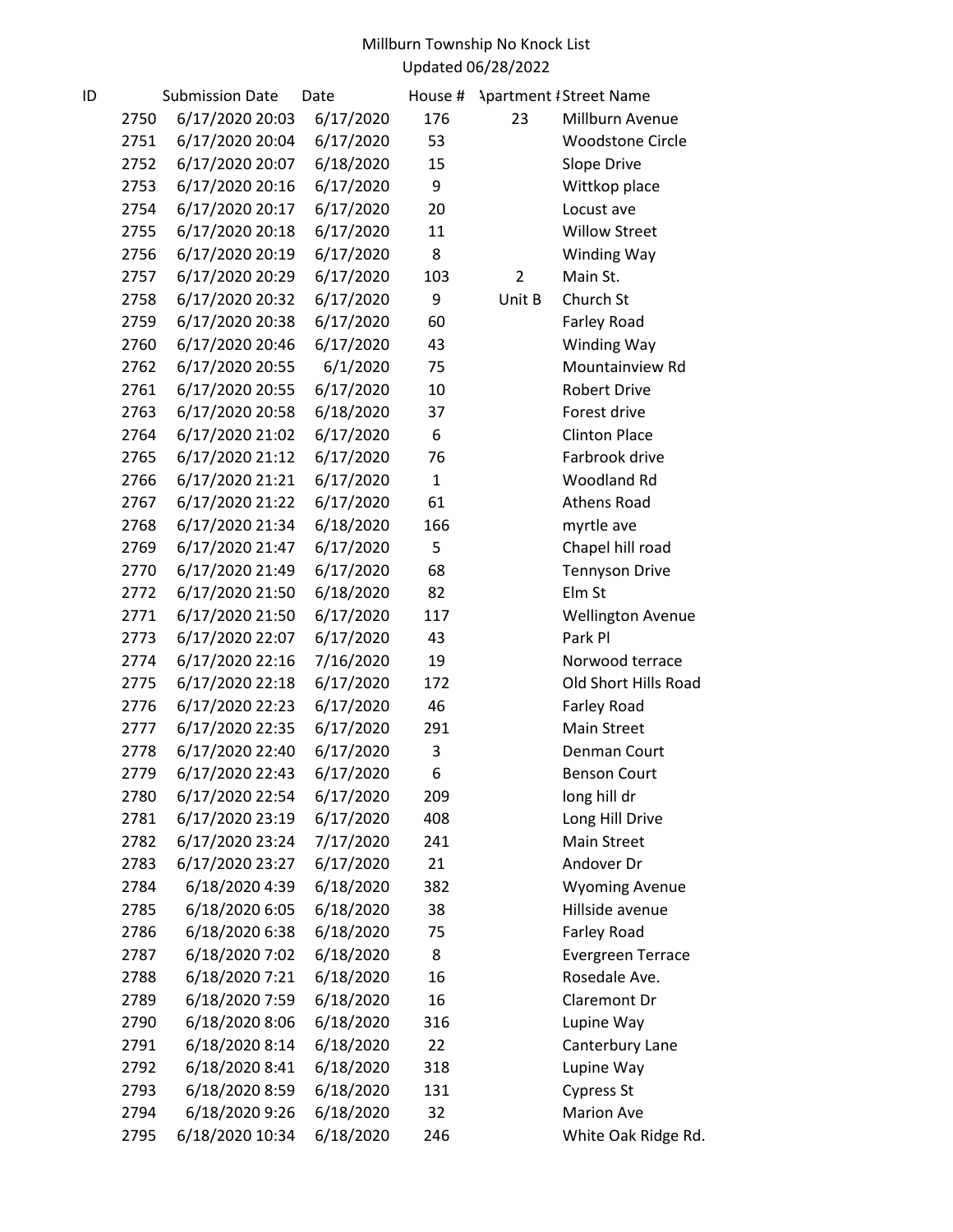Millburn Township No Knock List
Updated 06/28/2022

| ID | Submission Date | Date | House # | Apartment # | Street Name |
|---|---|---|---|---|---|
| 2750 | 6/17/2020 20:03 | 6/17/2020 | 176 | 23 | Millburn Avenue |
| 2751 | 6/17/2020 20:04 | 6/17/2020 | 53 | | Woodstone Circle |
| 2752 | 6/17/2020 20:07 | 6/18/2020 | 15 | | Slope Drive |
| 2753 | 6/17/2020 20:16 | 6/17/2020 | 9 | | Wittkop place |
| 2754 | 6/17/2020 20:17 | 6/17/2020 | 20 | | Locust ave |
| 2755 | 6/17/2020 20:18 | 6/17/2020 | 11 | | Willow Street |
| 2756 | 6/17/2020 20:19 | 6/17/2020 | 8 | | Winding Way |
| 2757 | 6/17/2020 20:29 | 6/17/2020 | 103 | 2 | Main St. |
| 2758 | 6/17/2020 20:32 | 6/17/2020 | 9 | Unit B | Church St |
| 2759 | 6/17/2020 20:38 | 6/17/2020 | 60 | | Farley Road |
| 2760 | 6/17/2020 20:46 | 6/17/2020 | 43 | | Winding Way |
| 2762 | 6/17/2020 20:55 | 6/1/2020 | 75 | | Mountainview Rd |
| 2761 | 6/17/2020 20:55 | 6/17/2020 | 10 | | Robert Drive |
| 2763 | 6/17/2020 20:58 | 6/18/2020 | 37 | | Forest drive |
| 2764 | 6/17/2020 21:02 | 6/17/2020 | 6 | | Clinton Place |
| 2765 | 6/17/2020 21:12 | 6/17/2020 | 76 | | Farbrook drive |
| 2766 | 6/17/2020 21:21 | 6/17/2020 | 1 | | Woodland Rd |
| 2767 | 6/17/2020 21:22 | 6/17/2020 | 61 | | Athens Road |
| 2768 | 6/17/2020 21:34 | 6/18/2020 | 166 | | myrtle ave |
| 2769 | 6/17/2020 21:47 | 6/17/2020 | 5 | | Chapel hill road |
| 2770 | 6/17/2020 21:49 | 6/17/2020 | 68 | | Tennyson Drive |
| 2772 | 6/17/2020 21:50 | 6/18/2020 | 82 | | Elm St |
| 2771 | 6/17/2020 21:50 | 6/17/2020 | 117 | | Wellington Avenue |
| 2773 | 6/17/2020 22:07 | 6/17/2020 | 43 | | Park Pl |
| 2774 | 6/17/2020 22:16 | 7/16/2020 | 19 | | Norwood terrace |
| 2775 | 6/17/2020 22:18 | 6/17/2020 | 172 | | Old Short Hills Road |
| 2776 | 6/17/2020 22:23 | 6/17/2020 | 46 | | Farley Road |
| 2777 | 6/17/2020 22:35 | 6/17/2020 | 291 | | Main Street |
| 2778 | 6/17/2020 22:40 | 6/17/2020 | 3 | | Denman Court |
| 2779 | 6/17/2020 22:43 | 6/17/2020 | 6 | | Benson Court |
| 2780 | 6/17/2020 22:54 | 6/17/2020 | 209 | | long hill dr |
| 2781 | 6/17/2020 23:19 | 6/17/2020 | 408 | | Long Hill Drive |
| 2782 | 6/17/2020 23:24 | 7/17/2020 | 241 | | Main Street |
| 2783 | 6/17/2020 23:27 | 6/17/2020 | 21 | | Andover Dr |
| 2784 | 6/18/2020 4:39 | 6/18/2020 | 382 | | Wyoming Avenue |
| 2785 | 6/18/2020 6:05 | 6/18/2020 | 38 | | Hillside avenue |
| 2786 | 6/18/2020 6:38 | 6/18/2020 | 75 | | Farley Road |
| 2787 | 6/18/2020 7:02 | 6/18/2020 | 8 | | Evergreen Terrace |
| 2788 | 6/18/2020 7:21 | 6/18/2020 | 16 | | Rosedale Ave. |
| 2789 | 6/18/2020 7:59 | 6/18/2020 | 16 | | Claremont Dr |
| 2790 | 6/18/2020 8:06 | 6/18/2020 | 316 | | Lupine Way |
| 2791 | 6/18/2020 8:14 | 6/18/2020 | 22 | | Canterbury Lane |
| 2792 | 6/18/2020 8:41 | 6/18/2020 | 318 | | Lupine Way |
| 2793 | 6/18/2020 8:59 | 6/18/2020 | 131 | | Cypress St |
| 2794 | 6/18/2020 9:26 | 6/18/2020 | 32 | | Marion Ave |
| 2795 | 6/18/2020 10:34 | 6/18/2020 | 246 | | White Oak Ridge Rd. |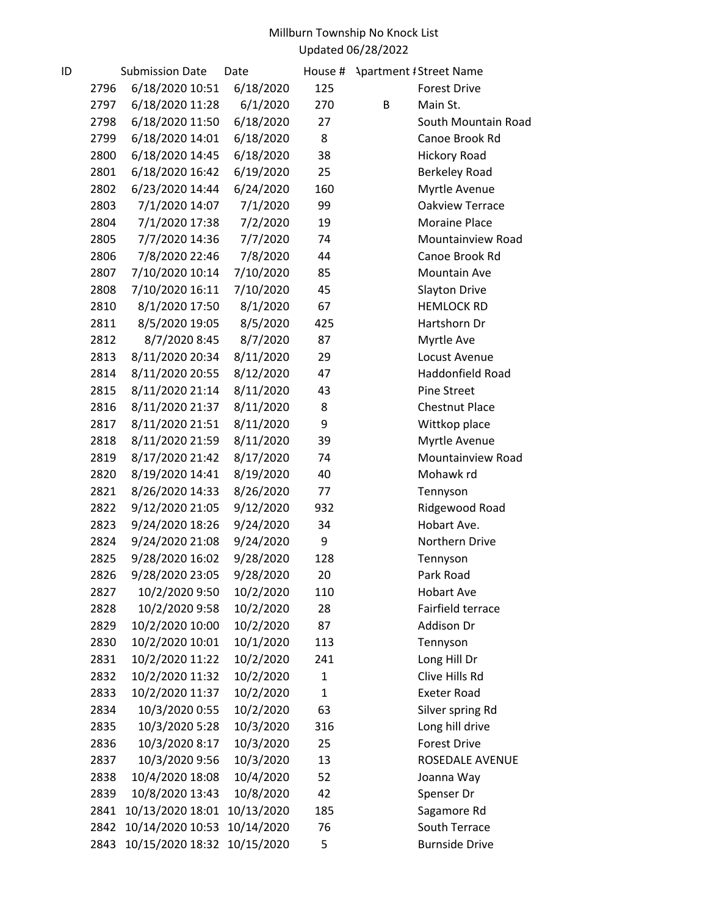Millburn Township No Knock List
Updated 06/28/2022

| ID | Submission Date | Date | House # | Apartment # | Street Name |
|---|---|---|---|---|---|
| 2796 | 6/18/2020 10:51 | 6/18/2020 | 125 | | Forest Drive |
| 2797 | 6/18/2020 11:28 | 6/1/2020 | 270 | B | Main St. |
| 2798 | 6/18/2020 11:50 | 6/18/2020 | 27 | | South Mountain Road |
| 2799 | 6/18/2020 14:01 | 6/18/2020 | 8 | | Canoe Brook Rd |
| 2800 | 6/18/2020 14:45 | 6/18/2020 | 38 | | Hickory Road |
| 2801 | 6/18/2020 16:42 | 6/19/2020 | 25 | | Berkeley Road |
| 2802 | 6/23/2020 14:44 | 6/24/2020 | 160 | | Myrtle Avenue |
| 2803 | 7/1/2020 14:07 | 7/1/2020 | 99 | | Oakview Terrace |
| 2804 | 7/1/2020 17:38 | 7/2/2020 | 19 | | Moraine Place |
| 2805 | 7/7/2020 14:36 | 7/7/2020 | 74 | | Mountainview Road |
| 2806 | 7/8/2020 22:46 | 7/8/2020 | 44 | | Canoe Brook Rd |
| 2807 | 7/10/2020 10:14 | 7/10/2020 | 85 | | Mountain Ave |
| 2808 | 7/10/2020 16:11 | 7/10/2020 | 45 | | Slayton Drive |
| 2810 | 8/1/2020 17:50 | 8/1/2020 | 67 | | HEMLOCK RD |
| 2811 | 8/5/2020 19:05 | 8/5/2020 | 425 | | Hartshorn Dr |
| 2812 | 8/7/2020 8:45 | 8/7/2020 | 87 | | Myrtle Ave |
| 2813 | 8/11/2020 20:34 | 8/11/2020 | 29 | | Locust Avenue |
| 2814 | 8/11/2020 20:55 | 8/12/2020 | 47 | | Haddonfield Road |
| 2815 | 8/11/2020 21:14 | 8/11/2020 | 43 | | Pine Street |
| 2816 | 8/11/2020 21:37 | 8/11/2020 | 8 | | Chestnut Place |
| 2817 | 8/11/2020 21:51 | 8/11/2020 | 9 | | Wittkop place |
| 2818 | 8/11/2020 21:59 | 8/11/2020 | 39 | | Myrtle Avenue |
| 2819 | 8/17/2020 21:42 | 8/17/2020 | 74 | | Mountainview Road |
| 2820 | 8/19/2020 14:41 | 8/19/2020 | 40 | | Mohawk rd |
| 2821 | 8/26/2020 14:33 | 8/26/2020 | 77 | | Tennyson |
| 2822 | 9/12/2020 21:05 | 9/12/2020 | 932 | | Ridgewood Road |
| 2823 | 9/24/2020 18:26 | 9/24/2020 | 34 | | Hobart Ave. |
| 2824 | 9/24/2020 21:08 | 9/24/2020 | 9 | | Northern Drive |
| 2825 | 9/28/2020 16:02 | 9/28/2020 | 128 | | Tennyson |
| 2826 | 9/28/2020 23:05 | 9/28/2020 | 20 | | Park Road |
| 2827 | 10/2/2020 9:50 | 10/2/2020 | 110 | | Hobart Ave |
| 2828 | 10/2/2020 9:58 | 10/2/2020 | 28 | | Fairfield terrace |
| 2829 | 10/2/2020 10:00 | 10/2/2020 | 87 | | Addison Dr |
| 2830 | 10/2/2020 10:01 | 10/1/2020 | 113 | | Tennyson |
| 2831 | 10/2/2020 11:22 | 10/2/2020 | 241 | | Long Hill Dr |
| 2832 | 10/2/2020 11:32 | 10/2/2020 | 1 | | Clive Hills Rd |
| 2833 | 10/2/2020 11:37 | 10/2/2020 | 1 | | Exeter Road |
| 2834 | 10/3/2020 0:55 | 10/2/2020 | 63 | | Silver spring Rd |
| 2835 | 10/3/2020 5:28 | 10/3/2020 | 316 | | Long hill drive |
| 2836 | 10/3/2020 8:17 | 10/3/2020 | 25 | | Forest Drive |
| 2837 | 10/3/2020 9:56 | 10/3/2020 | 13 | | ROSEDALE AVENUE |
| 2838 | 10/4/2020 18:08 | 10/4/2020 | 52 | | Joanna Way |
| 2839 | 10/8/2020 13:43 | 10/8/2020 | 42 | | Spenser Dr |
| 2841 | 10/13/2020 18:01 | 10/13/2020 | 185 | | Sagamore Rd |
| 2842 | 10/14/2020 10:53 | 10/14/2020 | 76 | | South Terrace |
| 2843 | 10/15/2020 18:32 | 10/15/2020 | 5 | | Burnside Drive |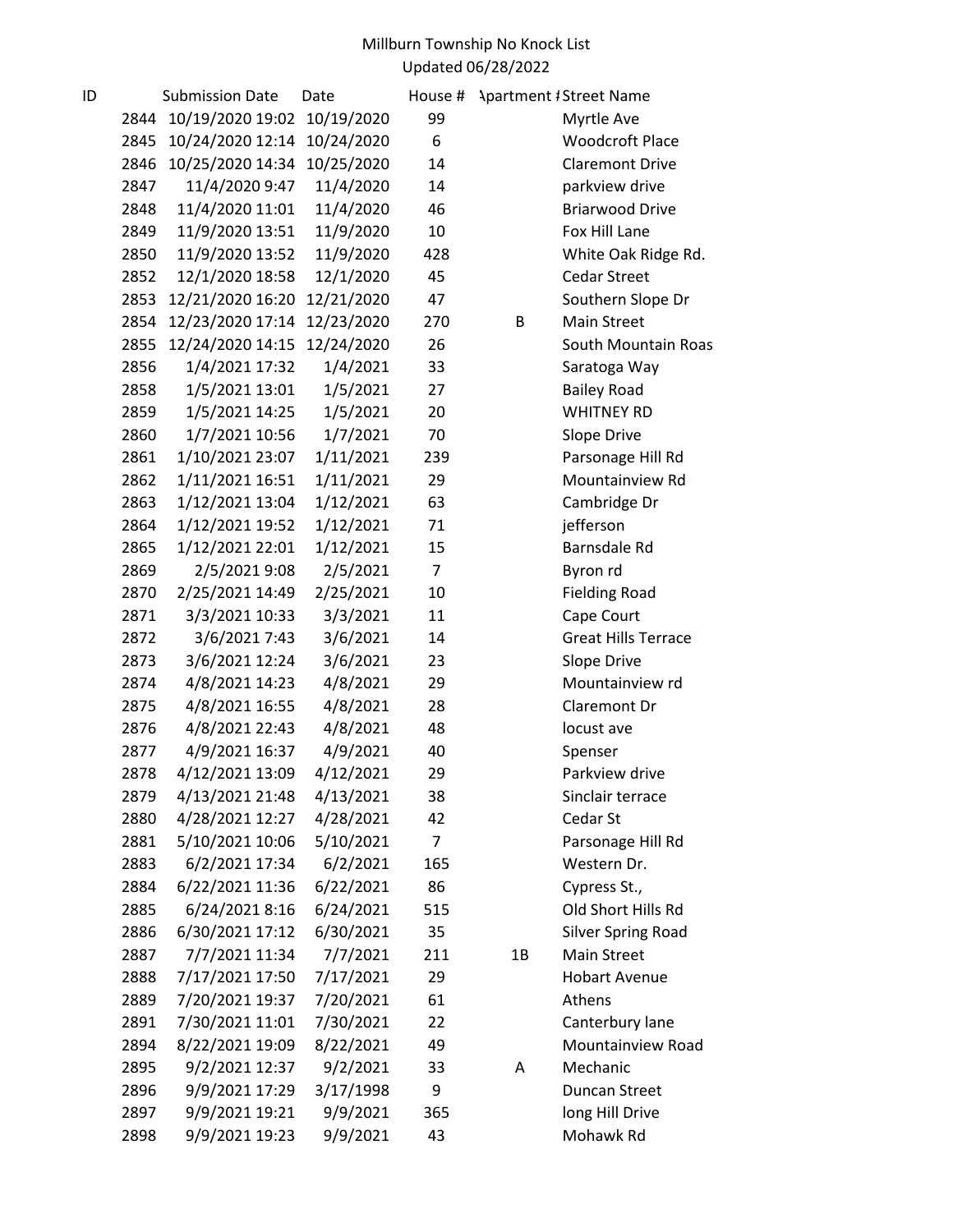Millburn Township No Knock List
Updated 06/28/2022

| ID | Submission Date | Date | House # | Apartment # | Street Name |
|---|---|---|---|---|---|
| 2844 | 10/19/2020 19:02 | 10/19/2020 | 99 | | Myrtle Ave |
| 2845 | 10/24/2020 12:14 | 10/24/2020 | 6 | | Woodcroft Place |
| 2846 | 10/25/2020 14:34 | 10/25/2020 | 14 | | Claremont Drive |
| 2847 | 11/4/2020 9:47 | 11/4/2020 | 14 | | parkview drive |
| 2848 | 11/4/2020 11:01 | 11/4/2020 | 46 | | Briarwood Drive |
| 2849 | 11/9/2020 13:51 | 11/9/2020 | 10 | | Fox Hill Lane |
| 2850 | 11/9/2020 13:52 | 11/9/2020 | 428 | | White Oak Ridge Rd. |
| 2852 | 12/1/2020 18:58 | 12/1/2020 | 45 | | Cedar Street |
| 2853 | 12/21/2020 16:20 | 12/21/2020 | 47 | | Southern Slope Dr |
| 2854 | 12/23/2020 17:14 | 12/23/2020 | 270 | B | Main Street |
| 2855 | 12/24/2020 14:15 | 12/24/2020 | 26 | | South Mountain Roas |
| 2856 | 1/4/2021 17:32 | 1/4/2021 | 33 | | Saratoga Way |
| 2858 | 1/5/2021 13:01 | 1/5/2021 | 27 | | Bailey Road |
| 2859 | 1/5/2021 14:25 | 1/5/2021 | 20 | | WHITNEY RD |
| 2860 | 1/7/2021 10:56 | 1/7/2021 | 70 | | Slope Drive |
| 2861 | 1/10/2021 23:07 | 1/11/2021 | 239 | | Parsonage Hill Rd |
| 2862 | 1/11/2021 16:51 | 1/11/2021 | 29 | | Mountainview Rd |
| 2863 | 1/12/2021 13:04 | 1/12/2021 | 63 | | Cambridge Dr |
| 2864 | 1/12/2021 19:52 | 1/12/2021 | 71 | | jefferson |
| 2865 | 1/12/2021 22:01 | 1/12/2021 | 15 | | Barnsdale Rd |
| 2869 | 2/5/2021 9:08 | 2/5/2021 | 7 | | Byron rd |
| 2870 | 2/25/2021 14:49 | 2/25/2021 | 10 | | Fielding Road |
| 2871 | 3/3/2021 10:33 | 3/3/2021 | 11 | | Cape Court |
| 2872 | 3/6/2021 7:43 | 3/6/2021 | 14 | | Great Hills Terrace |
| 2873 | 3/6/2021 12:24 | 3/6/2021 | 23 | | Slope Drive |
| 2874 | 4/8/2021 14:23 | 4/8/2021 | 29 | | Mountainview rd |
| 2875 | 4/8/2021 16:55 | 4/8/2021 | 28 | | Claremont Dr |
| 2876 | 4/8/2021 22:43 | 4/8/2021 | 48 | | locust ave |
| 2877 | 4/9/2021 16:37 | 4/9/2021 | 40 | | Spenser |
| 2878 | 4/12/2021 13:09 | 4/12/2021 | 29 | | Parkview drive |
| 2879 | 4/13/2021 21:48 | 4/13/2021 | 38 | | Sinclair terrace |
| 2880 | 4/28/2021 12:27 | 4/28/2021 | 42 | | Cedar St |
| 2881 | 5/10/2021 10:06 | 5/10/2021 | 7 | | Parsonage Hill Rd |
| 2883 | 6/2/2021 17:34 | 6/2/2021 | 165 | | Western Dr. |
| 2884 | 6/22/2021 11:36 | 6/22/2021 | 86 | | Cypress St., |
| 2885 | 6/24/2021 8:16 | 6/24/2021 | 515 | | Old Short Hills Rd |
| 2886 | 6/30/2021 17:12 | 6/30/2021 | 35 | | Silver Spring Road |
| 2887 | 7/7/2021 11:34 | 7/7/2021 | 211 | 1B | Main Street |
| 2888 | 7/17/2021 17:50 | 7/17/2021 | 29 | | Hobart Avenue |
| 2889 | 7/20/2021 19:37 | 7/20/2021 | 61 | | Athens |
| 2891 | 7/30/2021 11:01 | 7/30/2021 | 22 | | Canterbury lane |
| 2894 | 8/22/2021 19:09 | 8/22/2021 | 49 | | Mountainview Road |
| 2895 | 9/2/2021 12:37 | 9/2/2021 | 33 | A | Mechanic |
| 2896 | 9/9/2021 17:29 | 3/17/1998 | 9 | | Duncan Street |
| 2897 | 9/9/2021 19:21 | 9/9/2021 | 365 | | long Hill Drive |
| 2898 | 9/9/2021 19:23 | 9/9/2021 | 43 | | Mohawk Rd |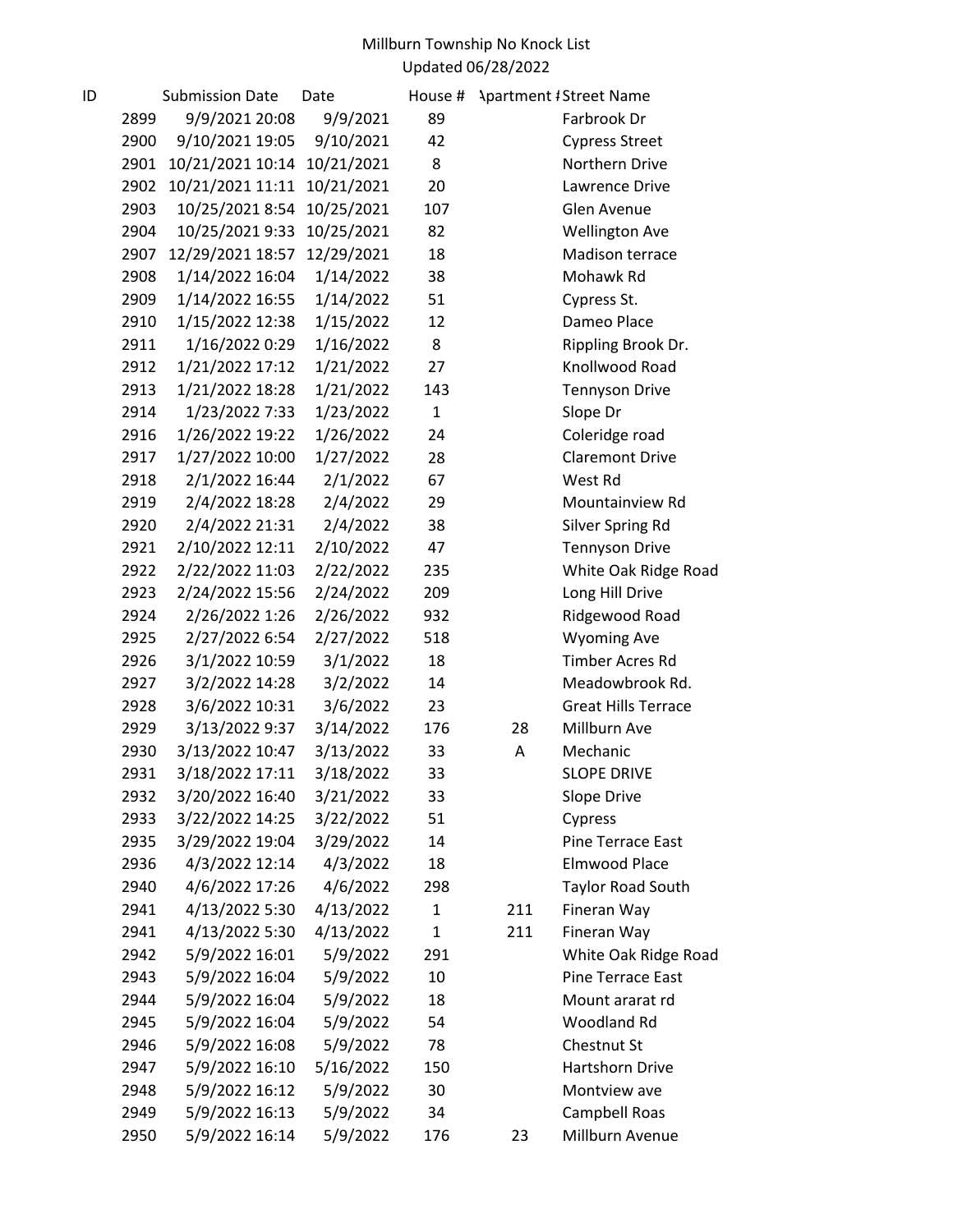Millburn Township No Knock List
Updated 06/28/2022

| ID | Submission Date | Date | House # | Apartment # | Street Name |
|---|---|---|---|---|---|
| 2899 | 9/9/2021 20:08 | 9/9/2021 | 89 | | Farbrook Dr |
| 2900 | 9/10/2021 19:05 | 9/10/2021 | 42 | | Cypress Street |
| 2901 | 10/21/2021 10:14 | 10/21/2021 | 8 | | Northern Drive |
| 2902 | 10/21/2021 11:11 | 10/21/2021 | 20 | | Lawrence Drive |
| 2903 | 10/25/2021 8:54 | 10/25/2021 | 107 | | Glen Avenue |
| 2904 | 10/25/2021 9:33 | 10/25/2021 | 82 | | Wellington Ave |
| 2907 | 12/29/2021 18:57 | 12/29/2021 | 18 | | Madison terrace |
| 2908 | 1/14/2022 16:04 | 1/14/2022 | 38 | | Mohawk Rd |
| 2909 | 1/14/2022 16:55 | 1/14/2022 | 51 | | Cypress St. |
| 2910 | 1/15/2022 12:38 | 1/15/2022 | 12 | | Dameo Place |
| 2911 | 1/16/2022 0:29 | 1/16/2022 | 8 | | Rippling Brook Dr. |
| 2912 | 1/21/2022 17:12 | 1/21/2022 | 27 | | Knollwood Road |
| 2913 | 1/21/2022 18:28 | 1/21/2022 | 143 | | Tennyson Drive |
| 2914 | 1/23/2022 7:33 | 1/23/2022 | 1 | | Slope Dr |
| 2916 | 1/26/2022 19:22 | 1/26/2022 | 24 | | Coleridge road |
| 2917 | 1/27/2022 10:00 | 1/27/2022 | 28 | | Claremont Drive |
| 2918 | 2/1/2022 16:44 | 2/1/2022 | 67 | | West Rd |
| 2919 | 2/4/2022 18:28 | 2/4/2022 | 29 | | Mountainview Rd |
| 2920 | 2/4/2022 21:31 | 2/4/2022 | 38 | | Silver Spring Rd |
| 2921 | 2/10/2022 12:11 | 2/10/2022 | 47 | | Tennyson Drive |
| 2922 | 2/22/2022 11:03 | 2/22/2022 | 235 | | White Oak Ridge Road |
| 2923 | 2/24/2022 15:56 | 2/24/2022 | 209 | | Long Hill Drive |
| 2924 | 2/26/2022 1:26 | 2/26/2022 | 932 | | Ridgewood Road |
| 2925 | 2/27/2022 6:54 | 2/27/2022 | 518 | | Wyoming Ave |
| 2926 | 3/1/2022 10:59 | 3/1/2022 | 18 | | Timber Acres Rd |
| 2927 | 3/2/2022 14:28 | 3/2/2022 | 14 | | Meadowbrook Rd. |
| 2928 | 3/6/2022 10:31 | 3/6/2022 | 23 | | Great Hills Terrace |
| 2929 | 3/13/2022 9:37 | 3/14/2022 | 176 | 28 | Millburn Ave |
| 2930 | 3/13/2022 10:47 | 3/13/2022 | 33 | A | Mechanic |
| 2931 | 3/18/2022 17:11 | 3/18/2022 | 33 | | SLOPE DRIVE |
| 2932 | 3/20/2022 16:40 | 3/21/2022 | 33 | | Slope Drive |
| 2933 | 3/22/2022 14:25 | 3/22/2022 | 51 | | Cypress |
| 2935 | 3/29/2022 19:04 | 3/29/2022 | 14 | | Pine Terrace East |
| 2936 | 4/3/2022 12:14 | 4/3/2022 | 18 | | Elmwood Place |
| 2940 | 4/6/2022 17:26 | 4/6/2022 | 298 | | Taylor Road South |
| 2941 | 4/13/2022 5:30 | 4/13/2022 | 1 | 211 | Fineran Way |
| 2941 | 4/13/2022 5:30 | 4/13/2022 | 1 | 211 | Fineran Way |
| 2942 | 5/9/2022 16:01 | 5/9/2022 | 291 | | White Oak Ridge Road |
| 2943 | 5/9/2022 16:04 | 5/9/2022 | 10 | | Pine Terrace East |
| 2944 | 5/9/2022 16:04 | 5/9/2022 | 18 | | Mount ararat rd |
| 2945 | 5/9/2022 16:04 | 5/9/2022 | 54 | | Woodland Rd |
| 2946 | 5/9/2022 16:08 | 5/9/2022 | 78 | | Chestnut St |
| 2947 | 5/9/2022 16:10 | 5/16/2022 | 150 | | Hartshorn Drive |
| 2948 | 5/9/2022 16:12 | 5/9/2022 | 30 | | Montview ave |
| 2949 | 5/9/2022 16:13 | 5/9/2022 | 34 | | Campbell Roas |
| 2950 | 5/9/2022 16:14 | 5/9/2022 | 176 | 23 | Millburn Avenue |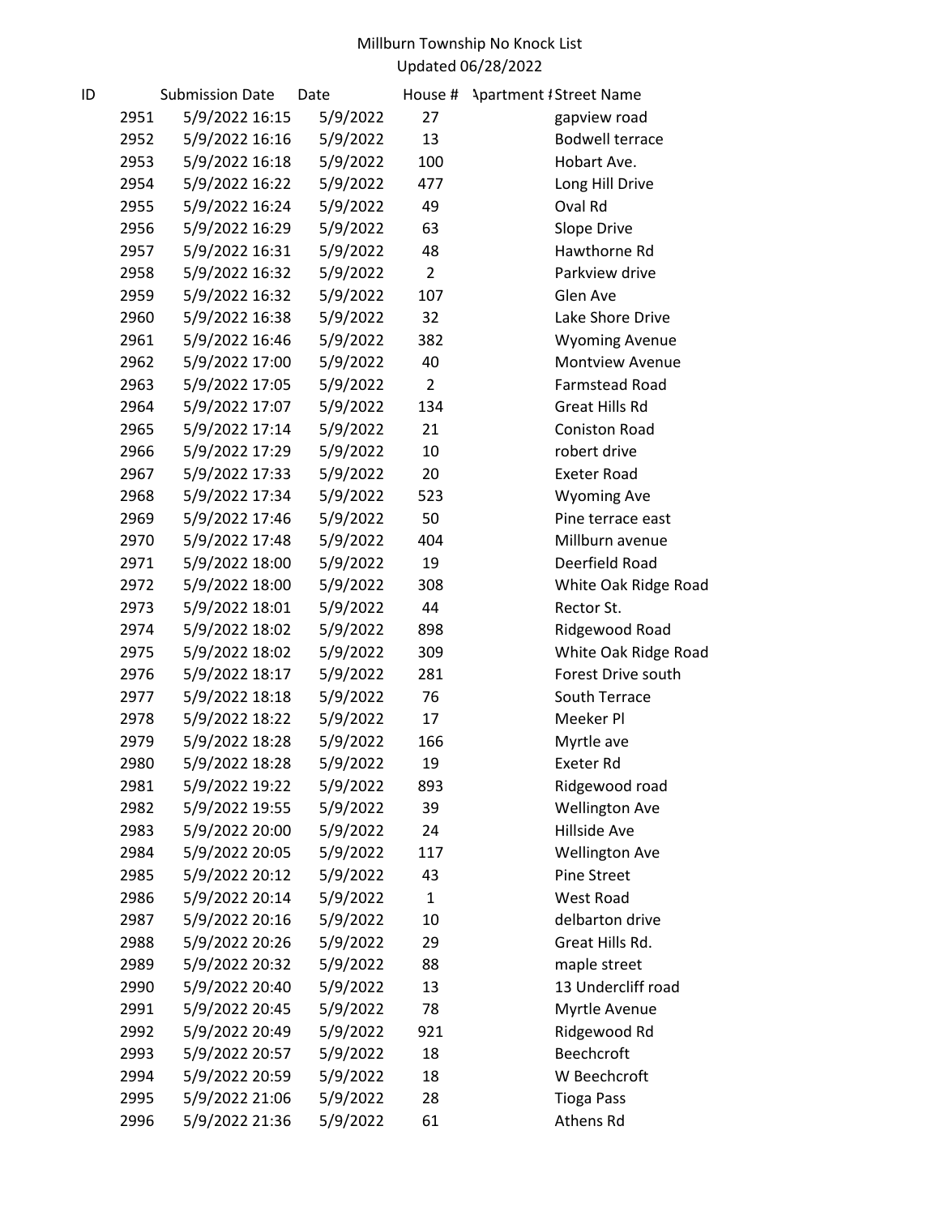Millburn Township No Knock List
Updated 06/28/2022

| ID | Submission Date | Date | House # | Apartment # | Street Name |
|---|---|---|---|---|---|
| 2951 | 5/9/2022 16:15 | 5/9/2022 | 27 | | gapview road |
| 2952 | 5/9/2022 16:16 | 5/9/2022 | 13 | | Bodwell terrace |
| 2953 | 5/9/2022 16:18 | 5/9/2022 | 100 | | Hobart Ave. |
| 2954 | 5/9/2022 16:22 | 5/9/2022 | 477 | | Long Hill Drive |
| 2955 | 5/9/2022 16:24 | 5/9/2022 | 49 | | Oval Rd |
| 2956 | 5/9/2022 16:29 | 5/9/2022 | 63 | | Slope Drive |
| 2957 | 5/9/2022 16:31 | 5/9/2022 | 48 | | Hawthorne Rd |
| 2958 | 5/9/2022 16:32 | 5/9/2022 | 2 | | Parkview drive |
| 2959 | 5/9/2022 16:32 | 5/9/2022 | 107 | | Glen Ave |
| 2960 | 5/9/2022 16:38 | 5/9/2022 | 32 | | Lake Shore Drive |
| 2961 | 5/9/2022 16:46 | 5/9/2022 | 382 | | Wyoming Avenue |
| 2962 | 5/9/2022 17:00 | 5/9/2022 | 40 | | Montview Avenue |
| 2963 | 5/9/2022 17:05 | 5/9/2022 | 2 | | Farmstead Road |
| 2964 | 5/9/2022 17:07 | 5/9/2022 | 134 | | Great Hills Rd |
| 2965 | 5/9/2022 17:14 | 5/9/2022 | 21 | | Coniston Road |
| 2966 | 5/9/2022 17:29 | 5/9/2022 | 10 | | robert drive |
| 2967 | 5/9/2022 17:33 | 5/9/2022 | 20 | | Exeter Road |
| 2968 | 5/9/2022 17:34 | 5/9/2022 | 523 | | Wyoming Ave |
| 2969 | 5/9/2022 17:46 | 5/9/2022 | 50 | | Pine terrace east |
| 2970 | 5/9/2022 17:48 | 5/9/2022 | 404 | | Millburn avenue |
| 2971 | 5/9/2022 18:00 | 5/9/2022 | 19 | | Deerfield Road |
| 2972 | 5/9/2022 18:00 | 5/9/2022 | 308 | | White Oak Ridge Road |
| 2973 | 5/9/2022 18:01 | 5/9/2022 | 44 | | Rector St. |
| 2974 | 5/9/2022 18:02 | 5/9/2022 | 898 | | Ridgewood Road |
| 2975 | 5/9/2022 18:02 | 5/9/2022 | 309 | | White Oak Ridge Road |
| 2976 | 5/9/2022 18:17 | 5/9/2022 | 281 | | Forest Drive south |
| 2977 | 5/9/2022 18:18 | 5/9/2022 | 76 | | South Terrace |
| 2978 | 5/9/2022 18:22 | 5/9/2022 | 17 | | Meeker Pl |
| 2979 | 5/9/2022 18:28 | 5/9/2022 | 166 | | Myrtle ave |
| 2980 | 5/9/2022 18:28 | 5/9/2022 | 19 | | Exeter Rd |
| 2981 | 5/9/2022 19:22 | 5/9/2022 | 893 | | Ridgewood road |
| 2982 | 5/9/2022 19:55 | 5/9/2022 | 39 | | Wellington Ave |
| 2983 | 5/9/2022 20:00 | 5/9/2022 | 24 | | Hillside Ave |
| 2984 | 5/9/2022 20:05 | 5/9/2022 | 117 | | Wellington Ave |
| 2985 | 5/9/2022 20:12 | 5/9/2022 | 43 | | Pine Street |
| 2986 | 5/9/2022 20:14 | 5/9/2022 | 1 | | West Road |
| 2987 | 5/9/2022 20:16 | 5/9/2022 | 10 | | delbarton drive |
| 2988 | 5/9/2022 20:26 | 5/9/2022 | 29 | | Great Hills Rd. |
| 2989 | 5/9/2022 20:32 | 5/9/2022 | 88 | | maple street |
| 2990 | 5/9/2022 20:40 | 5/9/2022 | 13 | | 13 Undercliff road |
| 2991 | 5/9/2022 20:45 | 5/9/2022 | 78 | | Myrtle Avenue |
| 2992 | 5/9/2022 20:49 | 5/9/2022 | 921 | | Ridgewood Rd |
| 2993 | 5/9/2022 20:57 | 5/9/2022 | 18 | | Beechcroft |
| 2994 | 5/9/2022 20:59 | 5/9/2022 | 18 | | W Beechcroft |
| 2995 | 5/9/2022 21:06 | 5/9/2022 | 28 | | Tioga Pass |
| 2996 | 5/9/2022 21:36 | 5/9/2022 | 61 | | Athens Rd |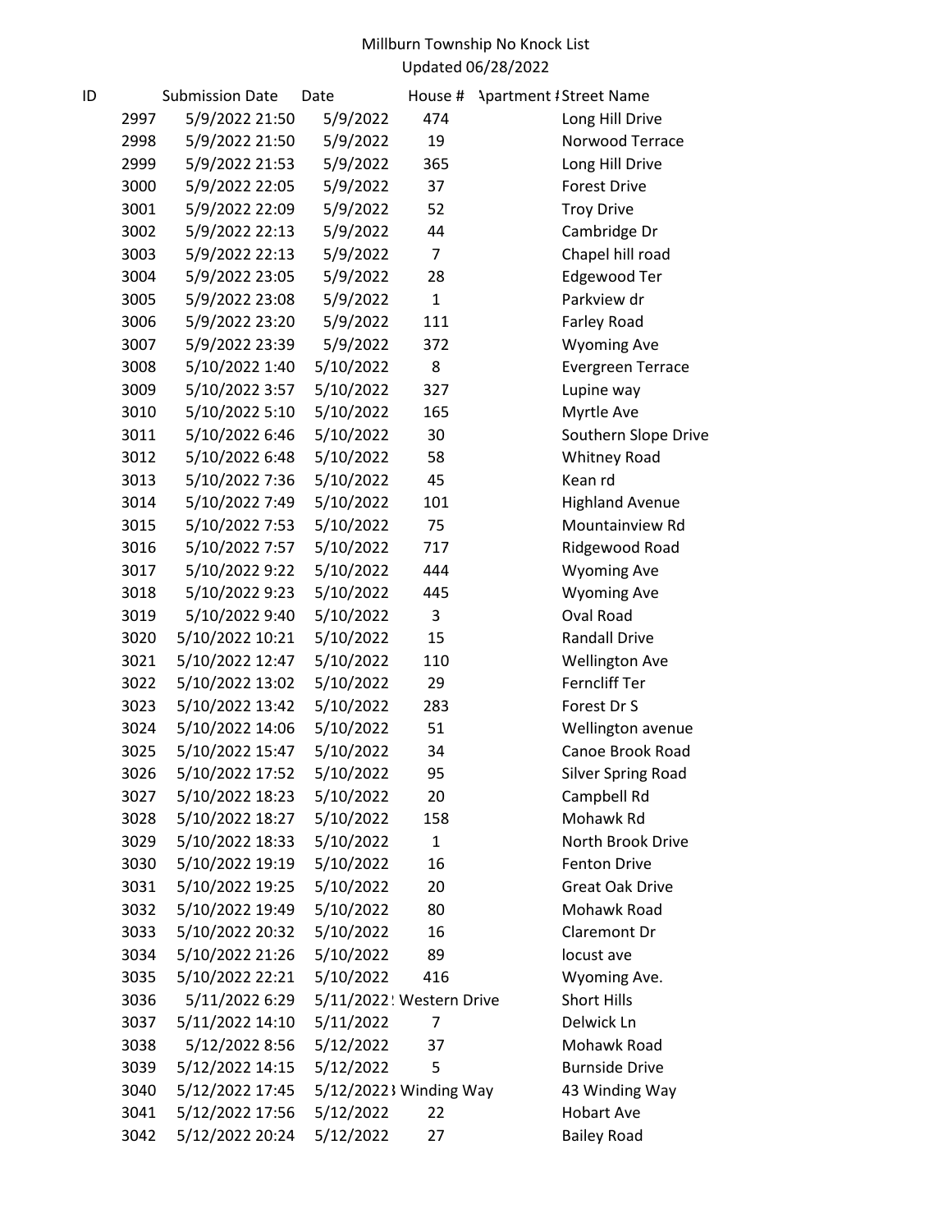Millburn Township No Knock List
Updated 06/28/2022

| ID | Submission Date | Date | House # | Apartment # | Street Name |
|---|---|---|---|---|---|
| 2997 | 5/9/2022 21:50 | 5/9/2022 | 474 | | Long Hill Drive |
| 2998 | 5/9/2022 21:50 | 5/9/2022 | 19 | | Norwood Terrace |
| 2999 | 5/9/2022 21:53 | 5/9/2022 | 365 | | Long Hill Drive |
| 3000 | 5/9/2022 22:05 | 5/9/2022 | 37 | | Forest Drive |
| 3001 | 5/9/2022 22:09 | 5/9/2022 | 52 | | Troy Drive |
| 3002 | 5/9/2022 22:13 | 5/9/2022 | 44 | | Cambridge Dr |
| 3003 | 5/9/2022 22:13 | 5/9/2022 | 7 | | Chapel hill road |
| 3004 | 5/9/2022 23:05 | 5/9/2022 | 28 | | Edgewood Ter |
| 3005 | 5/9/2022 23:08 | 5/9/2022 | 1 | | Parkview dr |
| 3006 | 5/9/2022 23:20 | 5/9/2022 | 111 | | Farley Road |
| 3007 | 5/9/2022 23:39 | 5/9/2022 | 372 | | Wyoming Ave |
| 3008 | 5/10/2022 1:40 | 5/10/2022 | 8 | | Evergreen Terrace |
| 3009 | 5/10/2022 3:57 | 5/10/2022 | 327 | | Lupine way |
| 3010 | 5/10/2022 5:10 | 5/10/2022 | 165 | | Myrtle Ave |
| 3011 | 5/10/2022 6:46 | 5/10/2022 | 30 | | Southern Slope Drive |
| 3012 | 5/10/2022 6:48 | 5/10/2022 | 58 | | Whitney Road |
| 3013 | 5/10/2022 7:36 | 5/10/2022 | 45 | | Kean rd |
| 3014 | 5/10/2022 7:49 | 5/10/2022 | 101 | | Highland Avenue |
| 3015 | 5/10/2022 7:53 | 5/10/2022 | 75 | | Mountainview Rd |
| 3016 | 5/10/2022 7:57 | 5/10/2022 | 717 | | Ridgewood Road |
| 3017 | 5/10/2022 9:22 | 5/10/2022 | 444 | | Wyoming Ave |
| 3018 | 5/10/2022 9:23 | 5/10/2022 | 445 | | Wyoming Ave |
| 3019 | 5/10/2022 9:40 | 5/10/2022 | 3 | | Oval Road |
| 3020 | 5/10/2022 10:21 | 5/10/2022 | 15 | | Randall Drive |
| 3021 | 5/10/2022 12:47 | 5/10/2022 | 110 | | Wellington Ave |
| 3022 | 5/10/2022 13:02 | 5/10/2022 | 29 | | Ferncliff Ter |
| 3023 | 5/10/2022 13:42 | 5/10/2022 | 283 | | Forest Dr S |
| 3024 | 5/10/2022 14:06 | 5/10/2022 | 51 | | Wellington avenue |
| 3025 | 5/10/2022 15:47 | 5/10/2022 | 34 | | Canoe Brook Road |
| 3026 | 5/10/2022 17:52 | 5/10/2022 | 95 | | Silver Spring Road |
| 3027 | 5/10/2022 18:23 | 5/10/2022 | 20 | | Campbell Rd |
| 3028 | 5/10/2022 18:27 | 5/10/2022 | 158 | | Mohawk Rd |
| 3029 | 5/10/2022 18:33 | 5/10/2022 | 1 | | North Brook Drive |
| 3030 | 5/10/2022 19:19 | 5/10/2022 | 16 | | Fenton Drive |
| 3031 | 5/10/2022 19:25 | 5/10/2022 | 20 | | Great Oak Drive |
| 3032 | 5/10/2022 19:49 | 5/10/2022 | 80 | | Mohawk Road |
| 3033 | 5/10/2022 20:32 | 5/10/2022 | 16 | | Claremont Dr |
| 3034 | 5/10/2022 21:26 | 5/10/2022 | 89 | | locust ave |
| 3035 | 5/10/2022 22:21 | 5/10/2022 | 416 | | Wyoming Ave. |
| 3036 | 5/11/2022 6:29 | 5/11/2022 | Western Drive | | Short Hills |
| 3037 | 5/11/2022 14:10 | 5/11/2022 | 7 | | Delwick Ln |
| 3038 | 5/12/2022 8:56 | 5/12/2022 | 37 | | Mohawk Road |
| 3039 | 5/12/2022 14:15 | 5/12/2022 | 5 | | Burnside Drive |
| 3040 | 5/12/2022 17:45 | 5/12/2022 | Winding Way | | 43 Winding Way |
| 3041 | 5/12/2022 17:56 | 5/12/2022 | 22 | | Hobart Ave |
| 3042 | 5/12/2022 20:24 | 5/12/2022 | 27 | | Bailey Road |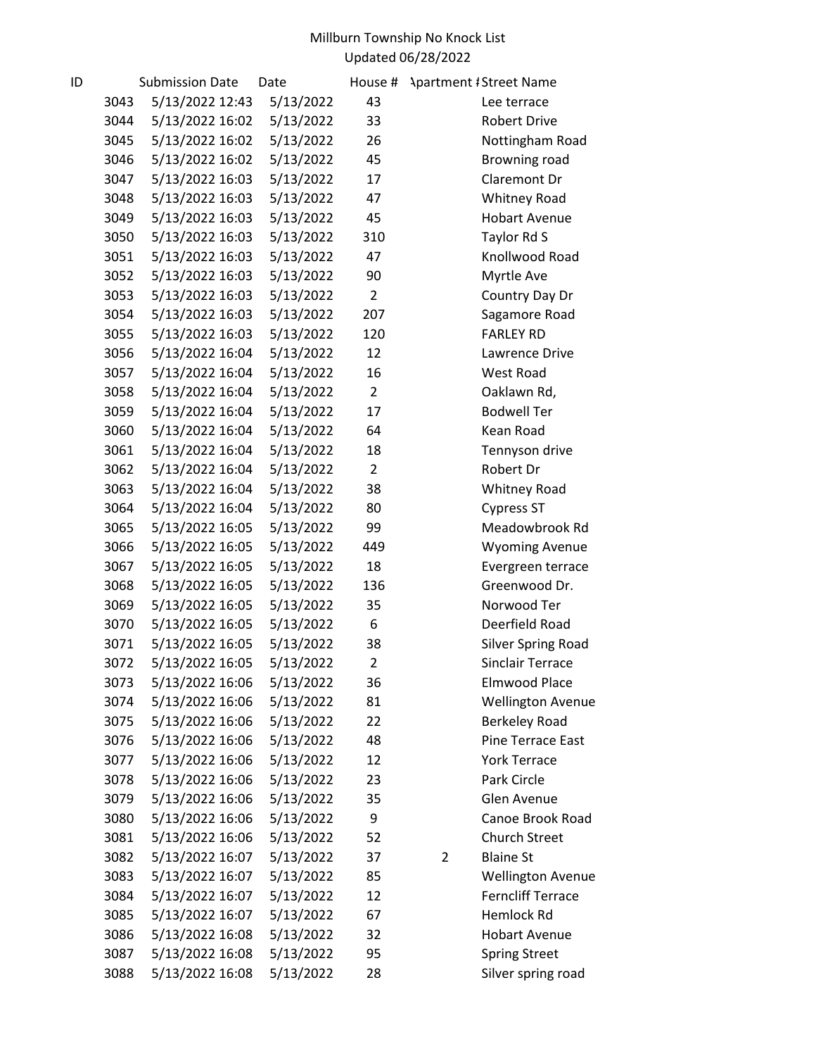Millburn Township No Knock List
Updated 06/28/2022

| ID | Submission Date | Date | House # | Apartment # | Street Name |
|---|---|---|---|---|---|
| 3043 | 5/13/2022 12:43 | 5/13/2022 | 43 | | Lee terrace |
| 3044 | 5/13/2022 16:02 | 5/13/2022 | 33 | | Robert Drive |
| 3045 | 5/13/2022 16:02 | 5/13/2022 | 26 | | Nottingham Road |
| 3046 | 5/13/2022 16:02 | 5/13/2022 | 45 | | Browning road |
| 3047 | 5/13/2022 16:03 | 5/13/2022 | 17 | | Claremont Dr |
| 3048 | 5/13/2022 16:03 | 5/13/2022 | 47 | | Whitney Road |
| 3049 | 5/13/2022 16:03 | 5/13/2022 | 45 | | Hobart Avenue |
| 3050 | 5/13/2022 16:03 | 5/13/2022 | 310 | | Taylor Rd S |
| 3051 | 5/13/2022 16:03 | 5/13/2022 | 47 | | Knollwood Road |
| 3052 | 5/13/2022 16:03 | 5/13/2022 | 90 | | Myrtle Ave |
| 3053 | 5/13/2022 16:03 | 5/13/2022 | 2 | | Country Day Dr |
| 3054 | 5/13/2022 16:03 | 5/13/2022 | 207 | | Sagamore Road |
| 3055 | 5/13/2022 16:03 | 5/13/2022 | 120 | | FARLEY RD |
| 3056 | 5/13/2022 16:04 | 5/13/2022 | 12 | | Lawrence Drive |
| 3057 | 5/13/2022 16:04 | 5/13/2022 | 16 | | West Road |
| 3058 | 5/13/2022 16:04 | 5/13/2022 | 2 | | Oaklawn Rd, |
| 3059 | 5/13/2022 16:04 | 5/13/2022 | 17 | | Bodwell Ter |
| 3060 | 5/13/2022 16:04 | 5/13/2022 | 64 | | Kean Road |
| 3061 | 5/13/2022 16:04 | 5/13/2022 | 18 | | Tennyson drive |
| 3062 | 5/13/2022 16:04 | 5/13/2022 | 2 | | Robert Dr |
| 3063 | 5/13/2022 16:04 | 5/13/2022 | 38 | | Whitney Road |
| 3064 | 5/13/2022 16:04 | 5/13/2022 | 80 | | Cypress ST |
| 3065 | 5/13/2022 16:05 | 5/13/2022 | 99 | | Meadowbrook Rd |
| 3066 | 5/13/2022 16:05 | 5/13/2022 | 449 | | Wyoming Avenue |
| 3067 | 5/13/2022 16:05 | 5/13/2022 | 18 | | Evergreen terrace |
| 3068 | 5/13/2022 16:05 | 5/13/2022 | 136 | | Greenwood Dr. |
| 3069 | 5/13/2022 16:05 | 5/13/2022 | 35 | | Norwood Ter |
| 3070 | 5/13/2022 16:05 | 5/13/2022 | 6 | | Deerfield Road |
| 3071 | 5/13/2022 16:05 | 5/13/2022 | 38 | | Silver Spring Road |
| 3072 | 5/13/2022 16:05 | 5/13/2022 | 2 | | Sinclair Terrace |
| 3073 | 5/13/2022 16:06 | 5/13/2022 | 36 | | Elmwood Place |
| 3074 | 5/13/2022 16:06 | 5/13/2022 | 81 | | Wellington Avenue |
| 3075 | 5/13/2022 16:06 | 5/13/2022 | 22 | | Berkeley Road |
| 3076 | 5/13/2022 16:06 | 5/13/2022 | 48 | | Pine Terrace East |
| 3077 | 5/13/2022 16:06 | 5/13/2022 | 12 | | York Terrace |
| 3078 | 5/13/2022 16:06 | 5/13/2022 | 23 | | Park Circle |
| 3079 | 5/13/2022 16:06 | 5/13/2022 | 35 | | Glen Avenue |
| 3080 | 5/13/2022 16:06 | 5/13/2022 | 9 | | Canoe Brook Road |
| 3081 | 5/13/2022 16:06 | 5/13/2022 | 52 | | Church Street |
| 3082 | 5/13/2022 16:07 | 5/13/2022 | 37 | 2 | Blaine St |
| 3083 | 5/13/2022 16:07 | 5/13/2022 | 85 | | Wellington Avenue |
| 3084 | 5/13/2022 16:07 | 5/13/2022 | 12 | | Ferncliff Terrace |
| 3085 | 5/13/2022 16:07 | 5/13/2022 | 67 | | Hemlock Rd |
| 3086 | 5/13/2022 16:08 | 5/13/2022 | 32 | | Hobart Avenue |
| 3087 | 5/13/2022 16:08 | 5/13/2022 | 95 | | Spring Street |
| 3088 | 5/13/2022 16:08 | 5/13/2022 | 28 | | Silver spring road |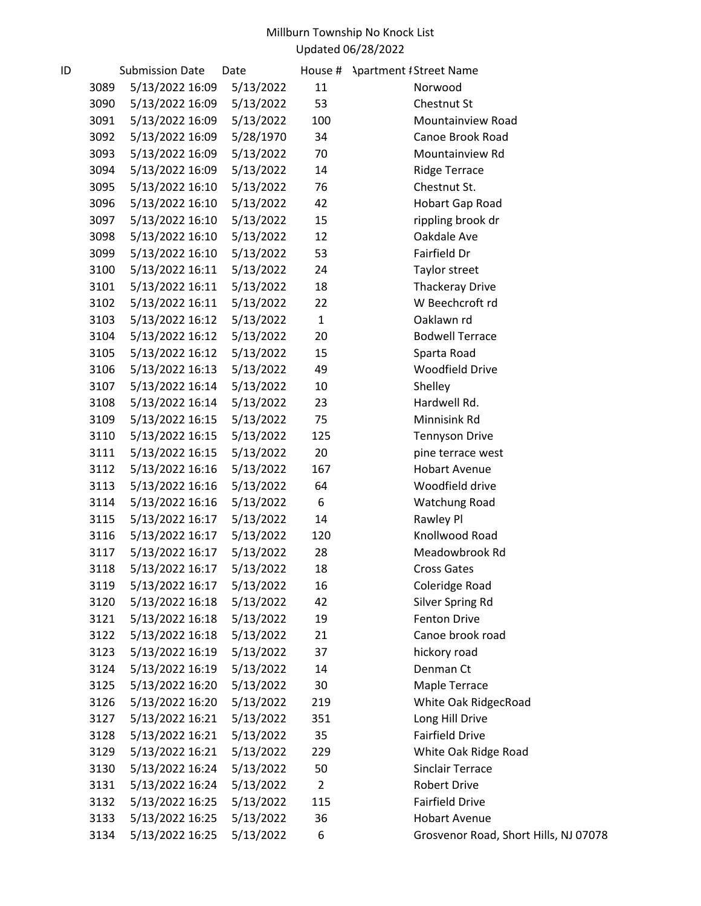Millburn Township No Knock List
Updated 06/28/2022

| ID | Submission Date | Date | House # | Apartment # | Street Name |
|---|---|---|---|---|---|
| 3089 | 5/13/2022 16:09 | 5/13/2022 | 11 | | Norwood |
| 3090 | 5/13/2022 16:09 | 5/13/2022 | 53 | | Chestnut St |
| 3091 | 5/13/2022 16:09 | 5/13/2022 | 100 | | Mountainview Road |
| 3092 | 5/13/2022 16:09 | 5/28/1970 | 34 | | Canoe Brook Road |
| 3093 | 5/13/2022 16:09 | 5/13/2022 | 70 | | Mountainview Rd |
| 3094 | 5/13/2022 16:09 | 5/13/2022 | 14 | | Ridge Terrace |
| 3095 | 5/13/2022 16:10 | 5/13/2022 | 76 | | Chestnut St. |
| 3096 | 5/13/2022 16:10 | 5/13/2022 | 42 | | Hobart Gap Road |
| 3097 | 5/13/2022 16:10 | 5/13/2022 | 15 | | rippling brook dr |
| 3098 | 5/13/2022 16:10 | 5/13/2022 | 12 | | Oakdale Ave |
| 3099 | 5/13/2022 16:10 | 5/13/2022 | 53 | | Fairfield Dr |
| 3100 | 5/13/2022 16:11 | 5/13/2022 | 24 | | Taylor street |
| 3101 | 5/13/2022 16:11 | 5/13/2022 | 18 | | Thackeray Drive |
| 3102 | 5/13/2022 16:11 | 5/13/2022 | 22 | | W Beechcroft rd |
| 3103 | 5/13/2022 16:12 | 5/13/2022 | 1 | | Oaklawn rd |
| 3104 | 5/13/2022 16:12 | 5/13/2022 | 20 | | Bodwell Terrace |
| 3105 | 5/13/2022 16:12 | 5/13/2022 | 15 | | Sparta Road |
| 3106 | 5/13/2022 16:13 | 5/13/2022 | 49 | | Woodfield Drive |
| 3107 | 5/13/2022 16:14 | 5/13/2022 | 10 | | Shelley |
| 3108 | 5/13/2022 16:14 | 5/13/2022 | 23 | | Hardwell Rd. |
| 3109 | 5/13/2022 16:15 | 5/13/2022 | 75 | | Minnisink Rd |
| 3110 | 5/13/2022 16:15 | 5/13/2022 | 125 | | Tennyson Drive |
| 3111 | 5/13/2022 16:15 | 5/13/2022 | 20 | | pine terrace west |
| 3112 | 5/13/2022 16:16 | 5/13/2022 | 167 | | Hobart Avenue |
| 3113 | 5/13/2022 16:16 | 5/13/2022 | 64 | | Woodfield drive |
| 3114 | 5/13/2022 16:16 | 5/13/2022 | 6 | | Watchung Road |
| 3115 | 5/13/2022 16:17 | 5/13/2022 | 14 | | Rawley Pl |
| 3116 | 5/13/2022 16:17 | 5/13/2022 | 120 | | Knollwood Road |
| 3117 | 5/13/2022 16:17 | 5/13/2022 | 28 | | Meadowbrook Rd |
| 3118 | 5/13/2022 16:17 | 5/13/2022 | 18 | | Cross Gates |
| 3119 | 5/13/2022 16:17 | 5/13/2022 | 16 | | Coleridge Road |
| 3120 | 5/13/2022 16:18 | 5/13/2022 | 42 | | Silver Spring Rd |
| 3121 | 5/13/2022 16:18 | 5/13/2022 | 19 | | Fenton Drive |
| 3122 | 5/13/2022 16:18 | 5/13/2022 | 21 | | Canoe brook road |
| 3123 | 5/13/2022 16:19 | 5/13/2022 | 37 | | hickory road |
| 3124 | 5/13/2022 16:19 | 5/13/2022 | 14 | | Denman Ct |
| 3125 | 5/13/2022 16:20 | 5/13/2022 | 30 | | Maple Terrace |
| 3126 | 5/13/2022 16:20 | 5/13/2022 | 219 | | White Oak RidgecRoad |
| 3127 | 5/13/2022 16:21 | 5/13/2022 | 351 | | Long Hill Drive |
| 3128 | 5/13/2022 16:21 | 5/13/2022 | 35 | | Fairfield Drive |
| 3129 | 5/13/2022 16:21 | 5/13/2022 | 229 | | White Oak Ridge Road |
| 3130 | 5/13/2022 16:24 | 5/13/2022 | 50 | | Sinclair Terrace |
| 3131 | 5/13/2022 16:24 | 5/13/2022 | 2 | | Robert Drive |
| 3132 | 5/13/2022 16:25 | 5/13/2022 | 115 | | Fairfield Drive |
| 3133 | 5/13/2022 16:25 | 5/13/2022 | 36 | | Hobart Avenue |
| 3134 | 5/13/2022 16:25 | 5/13/2022 | 6 | | Grosvenor Road, Short Hills, NJ 07078 |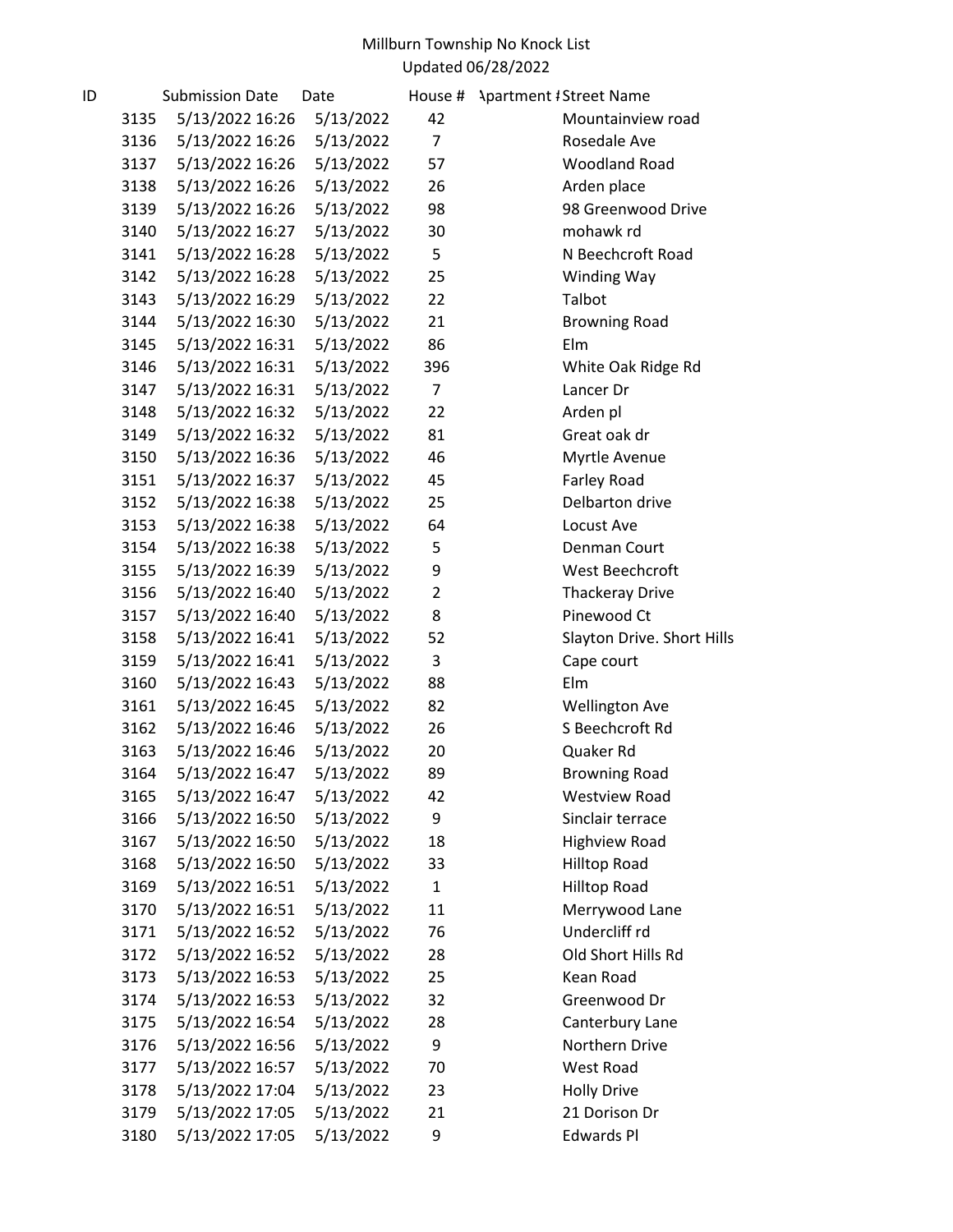Millburn Township No Knock List
Updated 06/28/2022

| ID | Submission Date | Date | House # | Apartment # | Street Name |
|---|---|---|---|---|---|
| 3135 | 5/13/2022 16:26 | 5/13/2022 | 42 | | Mountainview road |
| 3136 | 5/13/2022 16:26 | 5/13/2022 | 7 | | Rosedale Ave |
| 3137 | 5/13/2022 16:26 | 5/13/2022 | 57 | | Woodland Road |
| 3138 | 5/13/2022 16:26 | 5/13/2022 | 26 | | Arden place |
| 3139 | 5/13/2022 16:26 | 5/13/2022 | 98 | | 98 Greenwood Drive |
| 3140 | 5/13/2022 16:27 | 5/13/2022 | 30 | | mohawk rd |
| 3141 | 5/13/2022 16:28 | 5/13/2022 | 5 | | N Beechcroft Road |
| 3142 | 5/13/2022 16:28 | 5/13/2022 | 25 | | Winding Way |
| 3143 | 5/13/2022 16:29 | 5/13/2022 | 22 | | Talbot |
| 3144 | 5/13/2022 16:30 | 5/13/2022 | 21 | | Browning Road |
| 3145 | 5/13/2022 16:31 | 5/13/2022 | 86 | | Elm |
| 3146 | 5/13/2022 16:31 | 5/13/2022 | 396 | | White Oak Ridge Rd |
| 3147 | 5/13/2022 16:31 | 5/13/2022 | 7 | | Lancer Dr |
| 3148 | 5/13/2022 16:32 | 5/13/2022 | 22 | | Arden pl |
| 3149 | 5/13/2022 16:32 | 5/13/2022 | 81 | | Great oak dr |
| 3150 | 5/13/2022 16:36 | 5/13/2022 | 46 | | Myrtle Avenue |
| 3151 | 5/13/2022 16:37 | 5/13/2022 | 45 | | Farley Road |
| 3152 | 5/13/2022 16:38 | 5/13/2022 | 25 | | Delbarton drive |
| 3153 | 5/13/2022 16:38 | 5/13/2022 | 64 | | Locust Ave |
| 3154 | 5/13/2022 16:38 | 5/13/2022 | 5 | | Denman Court |
| 3155 | 5/13/2022 16:39 | 5/13/2022 | 9 | | West Beechcroft |
| 3156 | 5/13/2022 16:40 | 5/13/2022 | 2 | | Thackeray Drive |
| 3157 | 5/13/2022 16:40 | 5/13/2022 | 8 | | Pinewood Ct |
| 3158 | 5/13/2022 16:41 | 5/13/2022 | 52 | | Slayton Drive. Short Hills |
| 3159 | 5/13/2022 16:41 | 5/13/2022 | 3 | | Cape court |
| 3160 | 5/13/2022 16:43 | 5/13/2022 | 88 | | Elm |
| 3161 | 5/13/2022 16:45 | 5/13/2022 | 82 | | Wellington Ave |
| 3162 | 5/13/2022 16:46 | 5/13/2022 | 26 | | S Beechcroft Rd |
| 3163 | 5/13/2022 16:46 | 5/13/2022 | 20 | | Quaker Rd |
| 3164 | 5/13/2022 16:47 | 5/13/2022 | 89 | | Browning Road |
| 3165 | 5/13/2022 16:47 | 5/13/2022 | 42 | | Westview Road |
| 3166 | 5/13/2022 16:50 | 5/13/2022 | 9 | | Sinclair terrace |
| 3167 | 5/13/2022 16:50 | 5/13/2022 | 18 | | Highview Road |
| 3168 | 5/13/2022 16:50 | 5/13/2022 | 33 | | Hilltop Road |
| 3169 | 5/13/2022 16:51 | 5/13/2022 | 1 | | Hilltop Road |
| 3170 | 5/13/2022 16:51 | 5/13/2022 | 11 | | Merrywood Lane |
| 3171 | 5/13/2022 16:52 | 5/13/2022 | 76 | | Undercliff rd |
| 3172 | 5/13/2022 16:52 | 5/13/2022 | 28 | | Old Short Hills Rd |
| 3173 | 5/13/2022 16:53 | 5/13/2022 | 25 | | Kean Road |
| 3174 | 5/13/2022 16:53 | 5/13/2022 | 32 | | Greenwood Dr |
| 3175 | 5/13/2022 16:54 | 5/13/2022 | 28 | | Canterbury Lane |
| 3176 | 5/13/2022 16:56 | 5/13/2022 | 9 | | Northern Drive |
| 3177 | 5/13/2022 16:57 | 5/13/2022 | 70 | | West Road |
| 3178 | 5/13/2022 17:04 | 5/13/2022 | 23 | | Holly Drive |
| 3179 | 5/13/2022 17:05 | 5/13/2022 | 21 | | 21 Dorison Dr |
| 3180 | 5/13/2022 17:05 | 5/13/2022 | 9 | | Edwards Pl |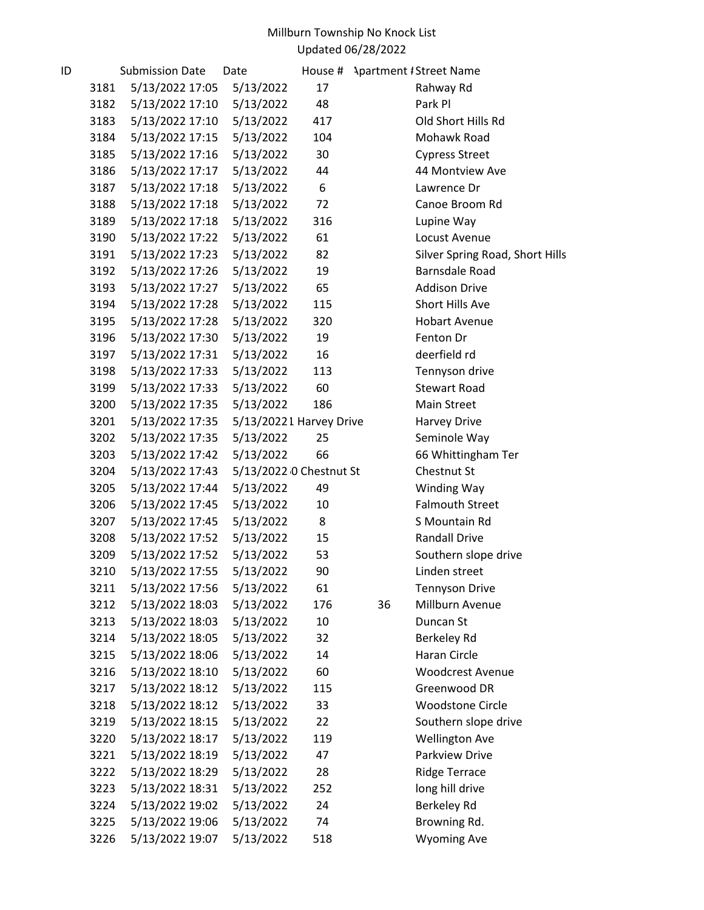# Millburn Township No Knock List

Updated 06/28/2022

| ID | Submission Date | Date | House # | Apartment # | Street Name |
|---|---|---|---|---|---|
| 3181 | 5/13/2022 17:05 | 5/13/2022 | 17 | | Rahway Rd |
| 3182 | 5/13/2022 17:10 | 5/13/2022 | 48 | | Park Pl |
| 3183 | 5/13/2022 17:10 | 5/13/2022 | 417 | | Old Short Hills Rd |
| 3184 | 5/13/2022 17:15 | 5/13/2022 | 104 | | Mohawk Road |
| 3185 | 5/13/2022 17:16 | 5/13/2022 | 30 | | Cypress Street |
| 3186 | 5/13/2022 17:17 | 5/13/2022 | 44 | | 44 Montview Ave |
| 3187 | 5/13/2022 17:18 | 5/13/2022 | 6 | | Lawrence Dr |
| 3188 | 5/13/2022 17:18 | 5/13/2022 | 72 | | Canoe Broom Rd |
| 3189 | 5/13/2022 17:18 | 5/13/2022 | 316 | | Lupine Way |
| 3190 | 5/13/2022 17:22 | 5/13/2022 | 61 | | Locust Avenue |
| 3191 | 5/13/2022 17:23 | 5/13/2022 | 82 | | Silver Spring Road, Short Hills |
| 3192 | 5/13/2022 17:26 | 5/13/2022 | 19 | | Barnsdale Road |
| 3193 | 5/13/2022 17:27 | 5/13/2022 | 65 | | Addison Drive |
| 3194 | 5/13/2022 17:28 | 5/13/2022 | 115 | | Short Hills Ave |
| 3195 | 5/13/2022 17:28 | 5/13/2022 | 320 | | Hobart Avenue |
| 3196 | 5/13/2022 17:30 | 5/13/2022 | 19 | | Fenton Dr |
| 3197 | 5/13/2022 17:31 | 5/13/2022 | 16 | | deerfield rd |
| 3198 | 5/13/2022 17:33 | 5/13/2022 | 113 | | Tennyson drive |
| 3199 | 5/13/2022 17:33 | 5/13/2022 | 60 | | Stewart Road |
| 3200 | 5/13/2022 17:35 | 5/13/2022 | 186 | | Main Street |
| 3201 | 5/13/2022 17:35 | 5/13/2022 | 1 Harvey Drive | | Harvey Drive |
| 3202 | 5/13/2022 17:35 | 5/13/2022 | 25 | | Seminole Way |
| 3203 | 5/13/2022 17:42 | 5/13/2022 | 66 | | 66 Whittingham Ter |
| 3204 | 5/13/2022 17:43 | 5/13/2022 | 0 Chestnut St | | Chestnut St |
| 3205 | 5/13/2022 17:44 | 5/13/2022 | 49 | | Winding Way |
| 3206 | 5/13/2022 17:45 | 5/13/2022 | 10 | | Falmouth Street |
| 3207 | 5/13/2022 17:45 | 5/13/2022 | 8 | | S Mountain Rd |
| 3208 | 5/13/2022 17:52 | 5/13/2022 | 15 | | Randall Drive |
| 3209 | 5/13/2022 17:52 | 5/13/2022 | 53 | | Southern slope drive |
| 3210 | 5/13/2022 17:55 | 5/13/2022 | 90 | | Linden street |
| 3211 | 5/13/2022 17:56 | 5/13/2022 | 61 | | Tennyson Drive |
| 3212 | 5/13/2022 18:03 | 5/13/2022 | 176 | 36 | Millburn Avenue |
| 3213 | 5/13/2022 18:03 | 5/13/2022 | 10 | | Duncan St |
| 3214 | 5/13/2022 18:05 | 5/13/2022 | 32 | | Berkeley Rd |
| 3215 | 5/13/2022 18:06 | 5/13/2022 | 14 | | Haran Circle |
| 3216 | 5/13/2022 18:10 | 5/13/2022 | 60 | | Woodcrest Avenue |
| 3217 | 5/13/2022 18:12 | 5/13/2022 | 115 | | Greenwood DR |
| 3218 | 5/13/2022 18:12 | 5/13/2022 | 33 | | Woodstone Circle |
| 3219 | 5/13/2022 18:15 | 5/13/2022 | 22 | | Southern slope drive |
| 3220 | 5/13/2022 18:17 | 5/13/2022 | 119 | | Wellington Ave |
| 3221 | 5/13/2022 18:19 | 5/13/2022 | 47 | | Parkview Drive |
| 3222 | 5/13/2022 18:29 | 5/13/2022 | 28 | | Ridge Terrace |
| 3223 | 5/13/2022 18:31 | 5/13/2022 | 252 | | long hill drive |
| 3224 | 5/13/2022 19:02 | 5/13/2022 | 24 | | Berkeley Rd |
| 3225 | 5/13/2022 19:06 | 5/13/2022 | 74 | | Browning Rd. |
| 3226 | 5/13/2022 19:07 | 5/13/2022 | 518 | | Wyoming Ave |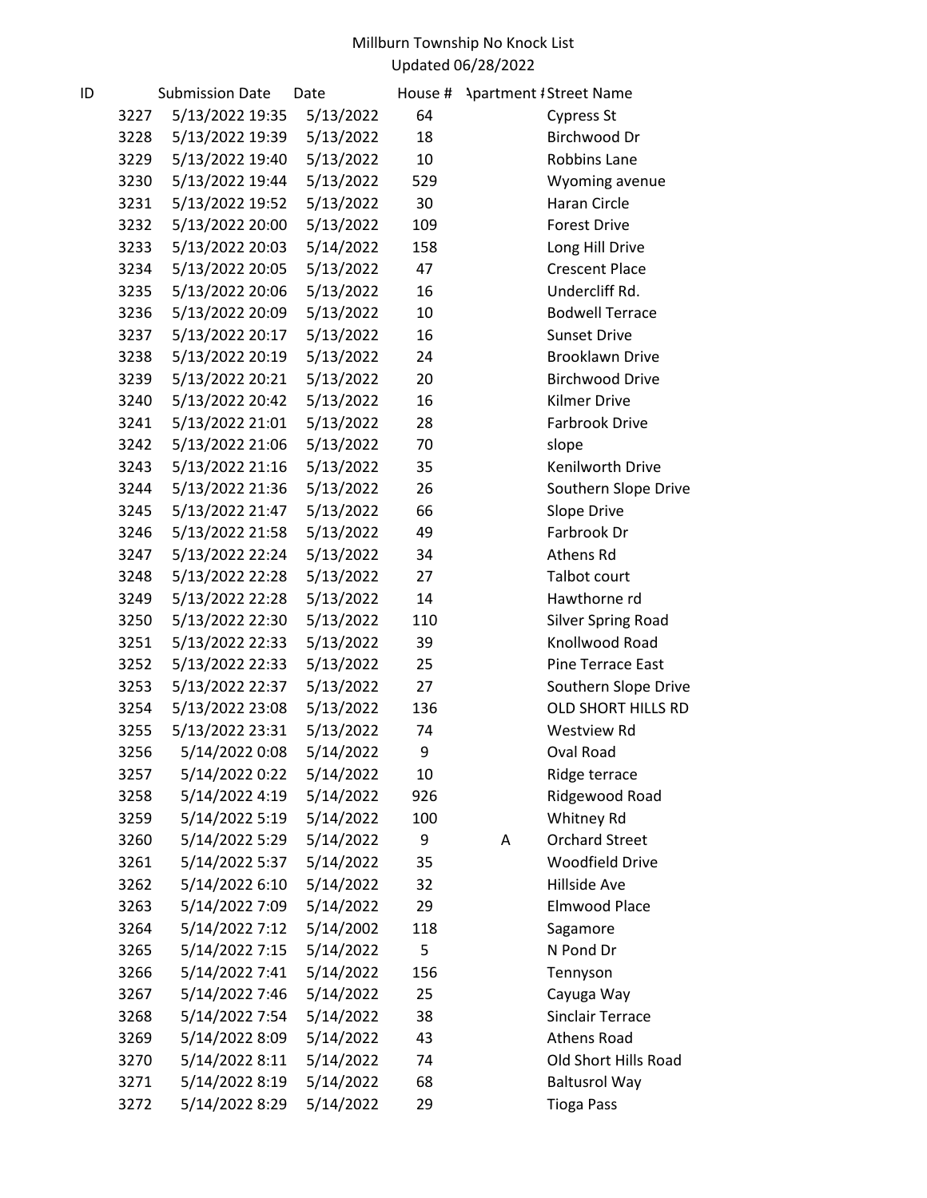Millburn Township No Knock List
Updated 06/28/2022

| ID | Submission Date | Date | House # | Apartment # | Street Name |
|---|---|---|---|---|---|
| 3227 | 5/13/2022 19:35 | 5/13/2022 | 64 | | Cypress St |
| 3228 | 5/13/2022 19:39 | 5/13/2022 | 18 | | Birchwood Dr |
| 3229 | 5/13/2022 19:40 | 5/13/2022 | 10 | | Robbins Lane |
| 3230 | 5/13/2022 19:44 | 5/13/2022 | 529 | | Wyoming avenue |
| 3231 | 5/13/2022 19:52 | 5/13/2022 | 30 | | Haran Circle |
| 3232 | 5/13/2022 20:00 | 5/13/2022 | 109 | | Forest Drive |
| 3233 | 5/13/2022 20:03 | 5/14/2022 | 158 | | Long Hill Drive |
| 3234 | 5/13/2022 20:05 | 5/13/2022 | 47 | | Crescent Place |
| 3235 | 5/13/2022 20:06 | 5/13/2022 | 16 | | Undercliff Rd. |
| 3236 | 5/13/2022 20:09 | 5/13/2022 | 10 | | Bodwell Terrace |
| 3237 | 5/13/2022 20:17 | 5/13/2022 | 16 | | Sunset Drive |
| 3238 | 5/13/2022 20:19 | 5/13/2022 | 24 | | Brooklawn Drive |
| 3239 | 5/13/2022 20:21 | 5/13/2022 | 20 | | Birchwood Drive |
| 3240 | 5/13/2022 20:42 | 5/13/2022 | 16 | | Kilmer Drive |
| 3241 | 5/13/2022 21:01 | 5/13/2022 | 28 | | Farbrook Drive |
| 3242 | 5/13/2022 21:06 | 5/13/2022 | 70 | | slope |
| 3243 | 5/13/2022 21:16 | 5/13/2022 | 35 | | Kenilworth Drive |
| 3244 | 5/13/2022 21:36 | 5/13/2022 | 26 | | Southern Slope Drive |
| 3245 | 5/13/2022 21:47 | 5/13/2022 | 66 | | Slope Drive |
| 3246 | 5/13/2022 21:58 | 5/13/2022 | 49 | | Farbrook Dr |
| 3247 | 5/13/2022 22:24 | 5/13/2022 | 34 | | Athens Rd |
| 3248 | 5/13/2022 22:28 | 5/13/2022 | 27 | | Talbot court |
| 3249 | 5/13/2022 22:28 | 5/13/2022 | 14 | | Hawthorne rd |
| 3250 | 5/13/2022 22:30 | 5/13/2022 | 110 | | Silver Spring Road |
| 3251 | 5/13/2022 22:33 | 5/13/2022 | 39 | | Knollwood Road |
| 3252 | 5/13/2022 22:33 | 5/13/2022 | 25 | | Pine Terrace East |
| 3253 | 5/13/2022 22:37 | 5/13/2022 | 27 | | Southern Slope Drive |
| 3254 | 5/13/2022 23:08 | 5/13/2022 | 136 | | OLD SHORT HILLS RD |
| 3255 | 5/13/2022 23:31 | 5/13/2022 | 74 | | Westview Rd |
| 3256 | 5/14/2022 0:08 | 5/14/2022 | 9 | | Oval Road |
| 3257 | 5/14/2022 0:22 | 5/14/2022 | 10 | | Ridge terrace |
| 3258 | 5/14/2022 4:19 | 5/14/2022 | 926 | | Ridgewood Road |
| 3259 | 5/14/2022 5:19 | 5/14/2022 | 100 | | Whitney Rd |
| 3260 | 5/14/2022 5:29 | 5/14/2022 | 9 | A | Orchard Street |
| 3261 | 5/14/2022 5:37 | 5/14/2022 | 35 | | Woodfield Drive |
| 3262 | 5/14/2022 6:10 | 5/14/2022 | 32 | | Hillside Ave |
| 3263 | 5/14/2022 7:09 | 5/14/2022 | 29 | | Elmwood Place |
| 3264 | 5/14/2022 7:12 | 5/14/2002 | 118 | | Sagamore |
| 3265 | 5/14/2022 7:15 | 5/14/2022 | 5 | | N Pond Dr |
| 3266 | 5/14/2022 7:41 | 5/14/2022 | 156 | | Tennyson |
| 3267 | 5/14/2022 7:46 | 5/14/2022 | 25 | | Cayuga Way |
| 3268 | 5/14/2022 7:54 | 5/14/2022 | 38 | | Sinclair Terrace |
| 3269 | 5/14/2022 8:09 | 5/14/2022 | 43 | | Athens Road |
| 3270 | 5/14/2022 8:11 | 5/14/2022 | 74 | | Old Short Hills Road |
| 3271 | 5/14/2022 8:19 | 5/14/2022 | 68 | | Baltusrol Way |
| 3272 | 5/14/2022 8:29 | 5/14/2022 | 29 | | Tioga Pass |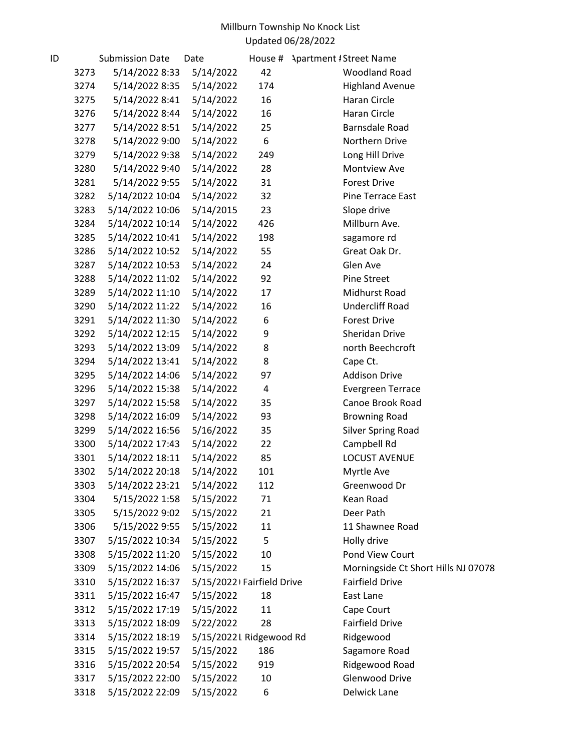Millburn Township No Knock List
Updated 06/28/2022

| ID | Submission Date | Date | House # | Apartment # | Street Name |
|---|---|---|---|---|---|
| 3273 | 5/14/2022 8:33 | 5/14/2022 | 42 | | Woodland Road |
| 3274 | 5/14/2022 8:35 | 5/14/2022 | 174 | | Highland Avenue |
| 3275 | 5/14/2022 8:41 | 5/14/2022 | 16 | | Haran Circle |
| 3276 | 5/14/2022 8:44 | 5/14/2022 | 16 | | Haran Circle |
| 3277 | 5/14/2022 8:51 | 5/14/2022 | 25 | | Barnsdale Road |
| 3278 | 5/14/2022 9:00 | 5/14/2022 | 6 | | Northern Drive |
| 3279 | 5/14/2022 9:38 | 5/14/2022 | 249 | | Long Hill Drive |
| 3280 | 5/14/2022 9:40 | 5/14/2022 | 28 | | Montview Ave |
| 3281 | 5/14/2022 9:55 | 5/14/2022 | 31 | | Forest Drive |
| 3282 | 5/14/2022 10:04 | 5/14/2022 | 32 | | Pine Terrace East |
| 3283 | 5/14/2022 10:06 | 5/14/2015 | 23 | | Slope drive |
| 3284 | 5/14/2022 10:14 | 5/14/2022 | 426 | | Millburn Ave. |
| 3285 | 5/14/2022 10:41 | 5/14/2022 | 198 | | sagamore rd |
| 3286 | 5/14/2022 10:52 | 5/14/2022 | 55 | | Great Oak Dr. |
| 3287 | 5/14/2022 10:53 | 5/14/2022 | 24 | | Glen Ave |
| 3288 | 5/14/2022 11:02 | 5/14/2022 | 92 | | Pine Street |
| 3289 | 5/14/2022 11:10 | 5/14/2022 | 17 | | Midhurst Road |
| 3290 | 5/14/2022 11:22 | 5/14/2022 | 16 | | Undercliff Road |
| 3291 | 5/14/2022 11:30 | 5/14/2022 | 6 | | Forest Drive |
| 3292 | 5/14/2022 12:15 | 5/14/2022 | 9 | | Sheridan Drive |
| 3293 | 5/14/2022 13:09 | 5/14/2022 | 8 | | north Beechcroft |
| 3294 | 5/14/2022 13:41 | 5/14/2022 | 8 | | Cape Ct. |
| 3295 | 5/14/2022 14:06 | 5/14/2022 | 97 | | Addison Drive |
| 3296 | 5/14/2022 15:38 | 5/14/2022 | 4 | | Evergreen Terrace |
| 3297 | 5/14/2022 15:58 | 5/14/2022 | 35 | | Canoe Brook Road |
| 3298 | 5/14/2022 16:09 | 5/14/2022 | 93 | | Browning Road |
| 3299 | 5/14/2022 16:56 | 5/16/2022 | 35 | | Silver Spring Road |
| 3300 | 5/14/2022 17:43 | 5/14/2022 | 22 | | Campbell Rd |
| 3301 | 5/14/2022 18:11 | 5/14/2022 | 85 | | LOCUST AVENUE |
| 3302 | 5/14/2022 20:18 | 5/14/2022 | 101 | | Myrtle Ave |
| 3303 | 5/14/2022 23:21 | 5/14/2022 | 112 | | Greenwood Dr |
| 3304 | 5/15/2022 1:58 | 5/15/2022 | 71 | | Kean Road |
| 3305 | 5/15/2022 9:02 | 5/15/2022 | 21 | | Deer Path |
| 3306 | 5/15/2022 9:55 | 5/15/2022 | 11 | | 11 Shawnee Road |
| 3307 | 5/15/2022 10:34 | 5/15/2022 | 5 | | Holly drive |
| 3308 | 5/15/2022 11:20 | 5/15/2022 | 10 | | Pond View Court |
| 3309 | 5/15/2022 14:06 | 5/15/2022 | 15 | | Morningside Ct Short Hills NJ 07078 |
| 3310 | 5/15/2022 16:37 | 5/15/2022 | Fairfield Drive | | Fairfield Drive |
| 3311 | 5/15/2022 16:47 | 5/15/2022 | 18 | | East Lane |
| 3312 | 5/15/2022 17:19 | 5/15/2022 | 11 | | Cape Court |
| 3313 | 5/15/2022 18:09 | 5/22/2022 | 28 | | Fairfield Drive |
| 3314 | 5/15/2022 18:19 | 5/15/2022 | Ridgewood Rd | | Ridgewood |
| 3315 | 5/15/2022 19:57 | 5/15/2022 | 186 | | Sagamore Road |
| 3316 | 5/15/2022 20:54 | 5/15/2022 | 919 | | Ridgewood Road |
| 3317 | 5/15/2022 22:00 | 5/15/2022 | 10 | | Glenwood Drive |
| 3318 | 5/15/2022 22:09 | 5/15/2022 | 6 | | Delwick Lane |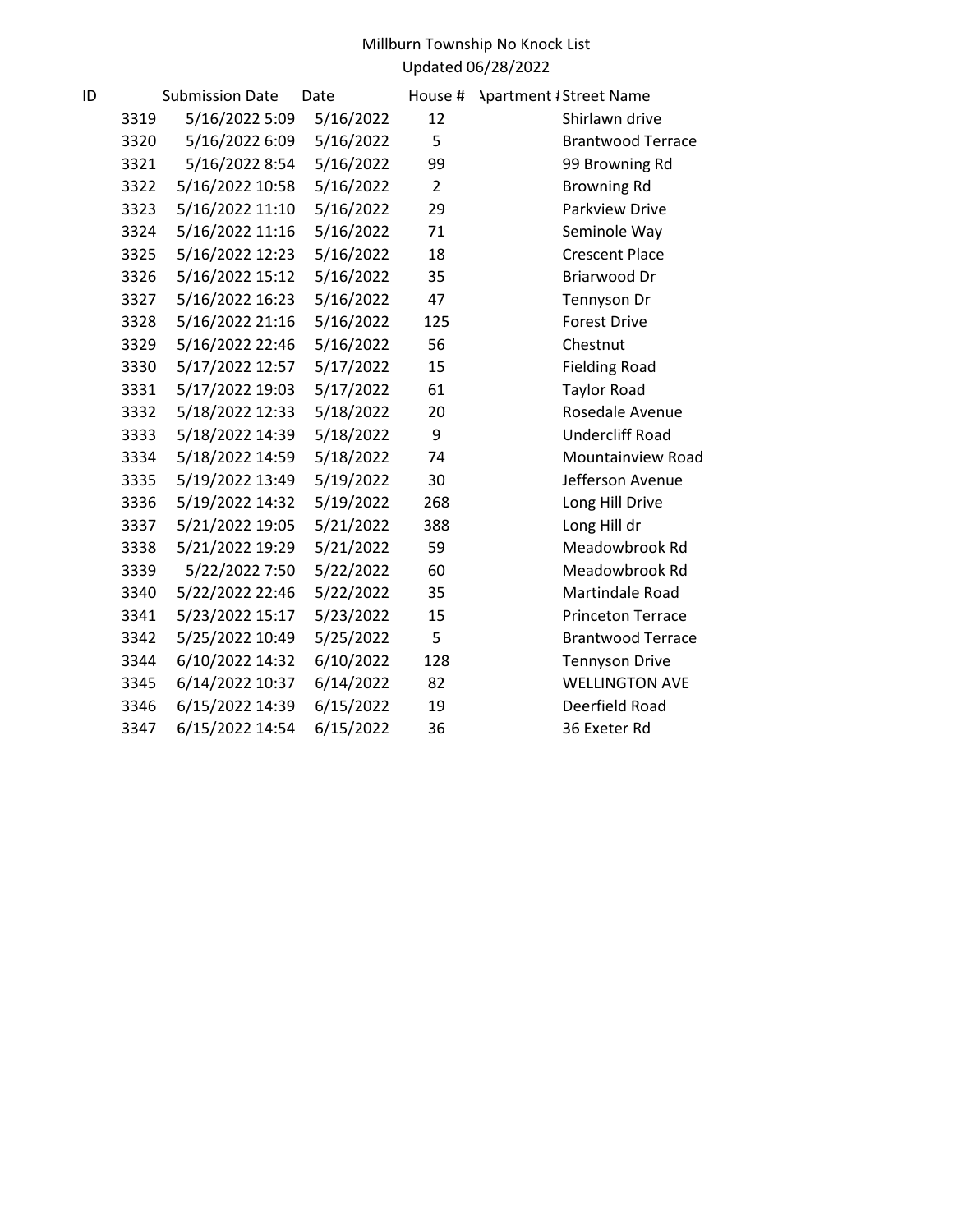Millburn Township No Knock List
Updated 06/28/2022

| ID | Submission Date | Date | House # | Apartment # | Street Name |
|---|---|---|---|---|---|
| 3319 | 5/16/2022 5:09 | 5/16/2022 | 12 | | Shirlawn drive |
| 3320 | 5/16/2022 6:09 | 5/16/2022 | 5 | | Brantwood Terrace |
| 3321 | 5/16/2022 8:54 | 5/16/2022 | 99 | | 99 Browning Rd |
| 3322 | 5/16/2022 10:58 | 5/16/2022 | 2 | | Browning Rd |
| 3323 | 5/16/2022 11:10 | 5/16/2022 | 29 | | Parkview Drive |
| 3324 | 5/16/2022 11:16 | 5/16/2022 | 71 | | Seminole Way |
| 3325 | 5/16/2022 12:23 | 5/16/2022 | 18 | | Crescent Place |
| 3326 | 5/16/2022 15:12 | 5/16/2022 | 35 | | Briarwood Dr |
| 3327 | 5/16/2022 16:23 | 5/16/2022 | 47 | | Tennyson Dr |
| 3328 | 5/16/2022 21:16 | 5/16/2022 | 125 | | Forest Drive |
| 3329 | 5/16/2022 22:46 | 5/16/2022 | 56 | | Chestnut |
| 3330 | 5/17/2022 12:57 | 5/17/2022 | 15 | | Fielding Road |
| 3331 | 5/17/2022 19:03 | 5/17/2022 | 61 | | Taylor Road |
| 3332 | 5/18/2022 12:33 | 5/18/2022 | 20 | | Rosedale Avenue |
| 3333 | 5/18/2022 14:39 | 5/18/2022 | 9 | | Undercliff Road |
| 3334 | 5/18/2022 14:59 | 5/18/2022 | 74 | | Mountainview Road |
| 3335 | 5/19/2022 13:49 | 5/19/2022 | 30 | | Jefferson Avenue |
| 3336 | 5/19/2022 14:32 | 5/19/2022 | 268 | | Long Hill Drive |
| 3337 | 5/21/2022 19:05 | 5/21/2022 | 388 | | Long Hill dr |
| 3338 | 5/21/2022 19:29 | 5/21/2022 | 59 | | Meadowbrook Rd |
| 3339 | 5/22/2022 7:50 | 5/22/2022 | 60 | | Meadowbrook Rd |
| 3340 | 5/22/2022 22:46 | 5/22/2022 | 35 | | Martindale Road |
| 3341 | 5/23/2022 15:17 | 5/23/2022 | 15 | | Princeton Terrace |
| 3342 | 5/25/2022 10:49 | 5/25/2022 | 5 | | Brantwood Terrace |
| 3344 | 6/10/2022 14:32 | 6/10/2022 | 128 | | Tennyson Drive |
| 3345 | 6/14/2022 10:37 | 6/14/2022 | 82 | | WELLINGTON AVE |
| 3346 | 6/15/2022 14:39 | 6/15/2022 | 19 | | Deerfield Road |
| 3347 | 6/15/2022 14:54 | 6/15/2022 | 36 | | 36 Exeter Rd |